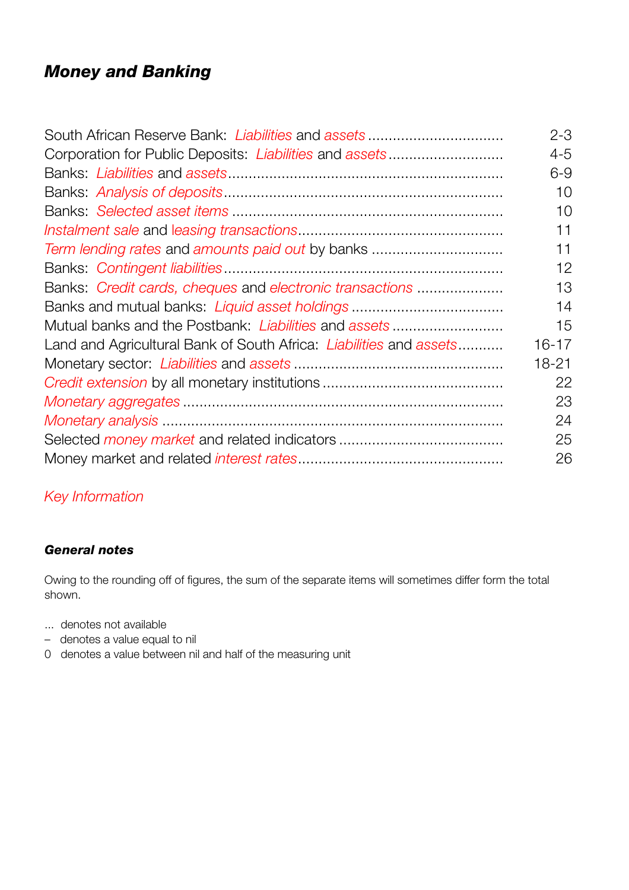# *Money and Banking*

| | |
|---|---|
| South African Reserve Bank: *Liabilities* and *assets* | 2-3 |
| Corporation for Public Deposits: *Liabilities* and *assets* | 4-5 |
| Banks: *Liabilities* and *assets* | 6-9 |
| Banks: *Analysis of deposits* | 10 |
| Banks: *Selected asset items* | 10 |
| *Instalment sale* and *leasing transactions* | 11 |
| *Term lending rates* and *amounts paid out* by banks | 11 |
| Banks: *Contingent liabilities* | 12 |
| Banks: *Credit cards, cheques* and *electronic transactions* | 13 |
| Banks and mutual banks: *Liquid asset holdings* | 14 |
| Mutual banks and the Postbank: *Liabilities* and *assets* | 15 |
| Land and Agricultural Bank of South Africa: *Liabilities* and *assets* | 16-17 |
| Monetary sector: *Liabilities* and *assets* | 18-21 |
| *Credit extension* by all monetary institutions | 22 |
| *Monetary aggregates* | 23 |
| *Monetary analysis* | 24 |
| Selected *money market* and related indicators | 25 |
| Money market and related *interest rates* | 26 |

*Key Information*

#### ***General notes***

Owing to the rounding off of figures, the sum of the separate items will sometimes differ form the total shown.

... denotes not available
– denotes a value equal to nil
0 denotes a value between nil and half of the measuring unit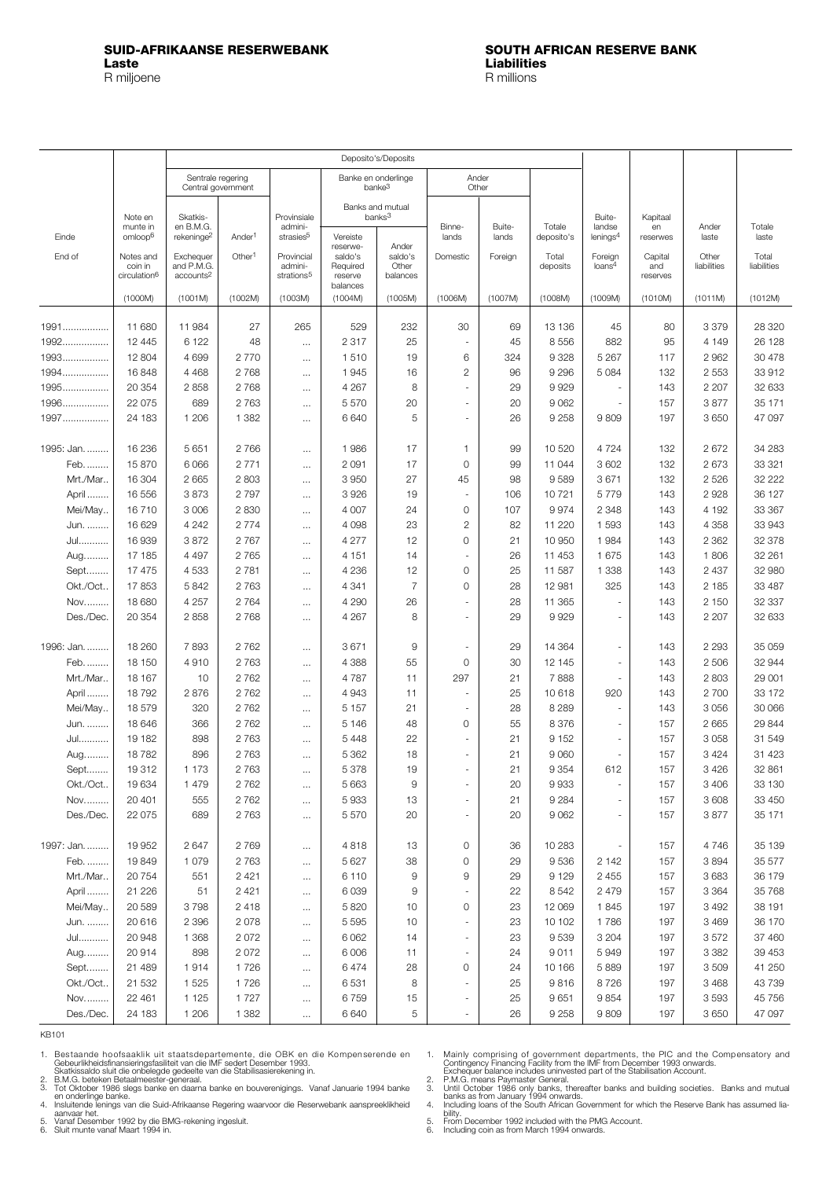**SUID-AFRIKAANSE RESERWEBANK**
**Laste**
R miljoene

**SOUTH AFRICAN RESERVE BANK**
**Liabilities**
R millions

| Einde / End of | Note en munte in omloop[6] / Notes and coin in circulation[6] | Deposito's/Deposits: Sentrale regering / Central government: Skatkis- en B.M.G. rekeninge[2] / Exchequer and P.M.G. accounts[2] | Ander[1] / Other[1] | Provinsiale administrasies[5] / Provincial administrations[5] | Banke en onderlinge banke[3] / Banks and mutual banks[3]: Vereiste reserwesaldo's / Required reserve balances | Ander saldo's / Other balances | Ander / Other: Binnelands / Domestic | Buitelands / Foreign | Totale deposito's / Total deposits | Buitelandse lenings[4] / Foreign loans[4] | Kapitaal en reserwes / Capital and reserves | Ander laste / Other liabilities | Totale laste / Total liabilities |
|---|---|---|---|---|---|---|---|---|---|---|---|---|---|
| | (1000M) | (1001M) | (1002M) | (1003M) | (1004M) | (1005M) | (1006M) | (1007M) | (1008M) | (1009M) | (1010M) | (1011M) | (1012M) |
| 1991 | 11 680 | 11 984 | 27 | 265 | 529 | 232 | 30 | 69 | 13 136 | 45 | 80 | 3 379 | 28 320 |
| 1992 | 12 445 | 6 122 | 48 | ... | 2 317 | 25 | - | 45 | 8 556 | 882 | 95 | 4 149 | 26 128 |
| 1993 | 12 804 | 4 699 | 2 770 | ... | 1 510 | 19 | 6 | 324 | 9 328 | 5 267 | 117 | 2 962 | 30 478 |
| 1994 | 16 848 | 4 468 | 2 768 | ... | 1 945 | 16 | 2 | 96 | 9 296 | 5 084 | 132 | 2 553 | 33 912 |
| 1995 | 20 354 | 2 858 | 2 768 | ... | 4 267 | 8 | - | 29 | 9 929 | - | 143 | 2 207 | 32 633 |
| 1996 | 22 075 | 689 | 2 763 | ... | 5 570 | 20 | - | 20 | 9 062 | - | 157 | 3 877 | 35 171 |
| 1997 | 24 183 | 1 206 | 1 382 | ... | 6 640 | 5 | - | 26 | 9 258 | 9 809 | 197 | 3 650 | 47 097 |
| 1995: Jan. | 16 236 | 5 651 | 2 766 | ... | 1 986 | 17 | 1 | 99 | 10 520 | 4 724 | 132 | 2 672 | 34 283 |
| Feb. | 15 870 | 6 066 | 2 771 | ... | 2 091 | 17 | 0 | 99 | 11 044 | 3 602 | 132 | 2 673 | 33 321 |
| Mrt./Mar. | 16 304 | 2 665 | 2 803 | ... | 3 950 | 27 | 45 | 98 | 9 589 | 3 671 | 132 | 2 526 | 32 222 |
| April | 16 556 | 3 873 | 2 797 | ... | 3 926 | 19 | - | 106 | 10 721 | 5 779 | 143 | 2 928 | 36 127 |
| Mei/May | 16 710 | 3 006 | 2 830 | ... | 4 007 | 24 | 0 | 107 | 9 974 | 2 348 | 143 | 4 192 | 33 367 |
| Jun. | 16 629 | 4 242 | 2 774 | ... | 4 098 | 23 | 2 | 82 | 11 220 | 1 593 | 143 | 4 358 | 33 943 |
| Jul. | 16 939 | 3 872 | 2 767 | ... | 4 277 | 12 | 0 | 21 | 10 950 | 1 984 | 143 | 2 362 | 32 378 |
| Aug. | 17 185 | 4 497 | 2 765 | ... | 4 151 | 14 | - | 26 | 11 453 | 1 675 | 143 | 1 806 | 32 261 |
| Sept. | 17 475 | 4 533 | 2 781 | ... | 4 236 | 12 | 0 | 25 | 11 587 | 1 338 | 143 | 2 437 | 32 980 |
| Okt./Oct. | 17 853 | 5 842 | 2 763 | ... | 4 341 | 7 | 0 | 28 | 12 981 | 325 | 143 | 2 185 | 33 487 |
| Nov. | 18 680 | 4 257 | 2 764 | ... | 4 290 | 26 | - | 28 | 11 365 | - | 143 | 2 150 | 32 337 |
| Des./Dec. | 20 354 | 2 858 | 2 768 | ... | 4 267 | 8 | - | 29 | 9 929 | - | 143 | 2 207 | 32 633 |
| 1996: Jan. | 18 260 | 7 893 | 2 762 | ... | 3 671 | 9 | - | 29 | 14 364 | - | 143 | 2 293 | 35 059 |
| Feb. | 18 150 | 4 910 | 2 763 | ... | 4 388 | 55 | 0 | 30 | 12 145 | - | 143 | 2 506 | 32 944 |
| Mrt./Mar. | 18 167 | 10 | 2 762 | ... | 4 787 | 11 | 297 | 21 | 7 888 | - | 143 | 2 803 | 29 001 |
| April | 18 792 | 2 876 | 2 762 | ... | 4 943 | 11 | - | 25 | 10 618 | 920 | 143 | 2 700 | 33 172 |
| Mei/May | 18 579 | 320 | 2 762 | ... | 5 157 | 21 | - | 28 | 8 289 | - | 143 | 3 056 | 30 066 |
| Jun. | 18 646 | 366 | 2 762 | ... | 5 146 | 48 | 0 | 55 | 8 376 | - | 157 | 2 665 | 29 844 |
| Jul. | 19 182 | 898 | 2 763 | ... | 5 448 | 22 | - | 21 | 9 152 | - | 157 | 3 058 | 31 549 |
| Aug. | 18 782 | 896 | 2 763 | ... | 5 362 | 18 | - | 21 | 9 060 | - | 157 | 3 424 | 31 423 |
| Sept. | 19 312 | 1 173 | 2 763 | ... | 5 378 | 19 | - | 21 | 9 354 | 612 | 157 | 3 426 | 32 861 |
| Okt./Oct. | 19 634 | 1 479 | 2 762 | ... | 5 663 | 9 | - | 20 | 9 933 | - | 157 | 3 406 | 33 130 |
| Nov. | 20 401 | 555 | 2 762 | ... | 5 933 | 13 | - | 21 | 9 284 | - | 157 | 3 608 | 33 450 |
| Des./Dec. | 22 075 | 689 | 2 763 | ... | 5 570 | 20 | - | 20 | 9 062 | - | 157 | 3 877 | 35 171 |
| 1997: Jan. | 19 952 | 2 647 | 2 769 | ... | 4 818 | 13 | 0 | 36 | 10 283 | - | 157 | 4 746 | 35 139 |
| Feb. | 19 849 | 1 079 | 2 763 | ... | 5 627 | 38 | 0 | 29 | 9 536 | 2 142 | 157 | 3 894 | 35 577 |
| Mrt./Mar. | 20 754 | 551 | 2 421 | ... | 6 110 | 9 | 9 | 29 | 9 129 | 2 455 | 157 | 3 683 | 36 179 |
| April | 21 226 | 51 | 2 421 | ... | 6 039 | 9 | - | 22 | 8 542 | 2 479 | 157 | 3 364 | 35 768 |
| Mei/May | 20 589 | 3 798 | 2 418 | ... | 5 820 | 10 | 0 | 23 | 12 069 | 1 845 | 197 | 3 492 | 38 191 |
| Jun. | 20 616 | 2 396 | 2 078 | ... | 5 595 | 10 | - | 23 | 10 102 | 1 786 | 197 | 3 469 | 36 170 |
| Jul. | 20 948 | 1 368 | 2 072 | ... | 6 062 | 14 | - | 23 | 9 539 | 3 204 | 197 | 3 572 | 37 460 |
| Aug. | 20 914 | 898 | 2 072 | ... | 6 006 | 11 | - | 24 | 9 011 | 5 949 | 197 | 3 382 | 39 453 |
| Sept. | 21 489 | 1 914 | 1 726 | ... | 6 474 | 28 | 0 | 24 | 10 166 | 5 889 | 197 | 3 509 | 41 250 |
| Okt./Oct. | 21 532 | 1 525 | 1 726 | ... | 6 531 | 8 | - | 25 | 9 816 | 8 726 | 197 | 3 468 | 43 739 |
| Nov. | 22 461 | 1 125 | 1 727 | ... | 6 759 | 15 | - | 25 | 9 651 | 9 854 | 197 | 3 593 | 45 756 |
| Des./Dec. | 24 183 | 1 206 | 1 382 | ... | 6 640 | 5 | - | 26 | 9 258 | 9 809 | 197 | 3 650 | 47 097 |

KB101

1. Bestaande hoofsaaklik uit staatsdepartemente, die OBK en die Kompenserende en Gebeurlikheidsfinansieringsfasiliteit van die IMF sedert Desember 1993. Skatkissaldo sluit die onbelegde gedeelte van die Stabilisasierekening in.
2. B.M.G. beteken Betaalmeester-generaal.
3. Tot Oktober 1986 slegs banke en daarna banke en bouverenigings. Vanaf Januarie 1994 banke en onderlinge banke.
4. Insluitende lenings van die Suid-Afrikaanse Regering waarvoor die Reserwebank aanspreeklikheid aanvaar het.
5. Vanaf Desember 1992 by die BMG-rekening ingesluit.
6. Sluit munte vanaf Maart 1994 in.

1. Mainly comprising of government departments, the PIC and the Compensatory and Contingency Financing Facility from the IMF from December 1993 onwards. Exchequer balance includes uninvested part of the Stabilisation Account.
2. P.M.G. means Paymaster General.
3. Until October 1986 only banks, thereafter banks and building societies. Banks and mutual banks as from January 1994 onwards.
4. Including loans of the South African Government for which the Reserve Bank has assumed liability.
5. From December 1992 included with the PMG Account.
6. Including coin as from March 1994 onwards.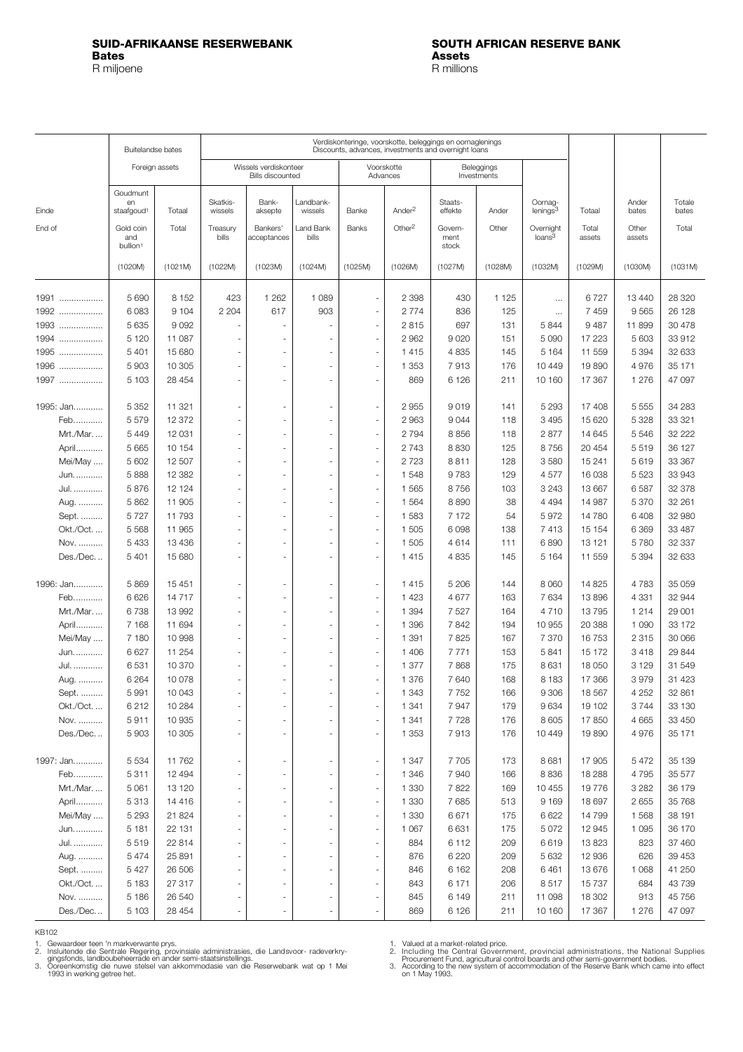**SUID-AFRIKAANSE RESERWEBANK**
**Bates**
R miljoene

**SOUTH AFRICAN RESERVE BANK**
**Assets**
R millions

| Einde / End of | Buitelandse bates / Foreign assets | | Verdiskonteringe, voorskotte, beleggings en oornaglenings / Discounts, advances, investments and overnight loans | | | | | | | | | Ander bates / Other assets | Totale bates / Total |
|---|---|---|---|---|---|---|---|---|---|---|---|---|---|
| | | | Wissels verdiskonteer / Bills discounted | | | Voorskotte / Advances | | Beleggings / Investments | | | | | |
| | Goudmunt en staafgoud[1] / Gold coin and bullion[1] | Totaal / Total | Skatkis-wissels / Treasury bills | Bank-aksepte / Bankers' acceptances | Landbank-wissels / Land Bank bills | Banke / Banks | Ander[2] / Other[2] | Staats-effekte / Government stock | Ander / Other | Oornag-lenings[3] / Overnight loans[3] | Totaal / Total assets | | |
| | (1020M) | (1021M) | (1022M) | (1023M) | (1024M) | (1025M) | (1026M) | (1027M) | (1028M) | (1032M) | (1029M) | (1030M) | (1031M) |
| 1991 | 5 690 | 8 152 | 423 | 1 262 | 1 089 | - | 2 398 | 430 | 1 125 | ... | 6 727 | 13 440 | 28 320 |
| 1992 | 6 083 | 9 104 | 2 204 | 617 | 903 | - | 2 774 | 836 | 125 | ... | 7 459 | 9 565 | 26 128 |
| 1993 | 5 635 | 9 092 | - | - | - | - | 2 815 | 697 | 131 | 5 844 | 9 487 | 11 899 | 30 478 |
| 1994 | 5 120 | 11 087 | - | - | - | - | 2 962 | 9 020 | 151 | 5 090 | 17 223 | 5 603 | 33 912 |
| 1995 | 5 401 | 15 680 | - | - | - | - | 1 415 | 4 835 | 145 | 5 164 | 11 559 | 5 394 | 32 633 |
| 1996 | 5 903 | 10 305 | - | - | - | - | 1 353 | 7 913 | 176 | 10 449 | 19 890 | 4 976 | 35 171 |
| 1997 | 5 103 | 28 454 | - | - | - | - | 869 | 6 126 | 211 | 10 160 | 17 367 | 1 276 | 47 097 |
| 1995: Jan. | 5 352 | 11 321 | - | - | - | - | 2 955 | 9 019 | 141 | 5 293 | 17 408 | 5 555 | 34 283 |
| Feb. | 5 579 | 12 372 | - | - | - | - | 2 963 | 9 044 | 118 | 3 495 | 15 620 | 5 328 | 33 321 |
| Mrt./Mar. | 5 449 | 12 031 | - | - | - | - | 2 794 | 8 856 | 118 | 2 877 | 14 645 | 5 546 | 32 222 |
| April | 5 665 | 10 154 | - | - | - | - | 2 743 | 8 830 | 125 | 8 756 | 20 454 | 5 519 | 36 127 |
| Mei/May | 5 602 | 12 507 | - | - | - | - | 2 723 | 8 811 | 128 | 3 580 | 15 241 | 5 619 | 33 367 |
| Jun. | 5 888 | 12 382 | - | - | - | - | 1 548 | 9 783 | 129 | 4 577 | 16 038 | 5 523 | 33 943 |
| Jul. | 5 876 | 12 124 | - | - | - | - | 1 565 | 8 756 | 103 | 3 243 | 13 667 | 6 587 | 32 378 |
| Aug. | 5 862 | 11 905 | - | - | - | - | 1 564 | 8 890 | 38 | 4 494 | 14 987 | 5 370 | 32 261 |
| Sept. | 5 727 | 11 793 | - | - | - | - | 1 583 | 7 172 | 54 | 5 972 | 14 780 | 6 408 | 32 980 |
| Okt./Oct. | 5 568 | 11 965 | - | - | - | - | 1 505 | 6 098 | 138 | 7 413 | 15 154 | 6 369 | 33 487 |
| Nov. | 5 433 | 13 436 | - | - | - | - | 1 505 | 4 614 | 111 | 6 890 | 13 121 | 5 780 | 32 337 |
| Des./Dec. | 5 401 | 15 680 | - | - | - | - | 1 415 | 4 835 | 145 | 5 164 | 11 559 | 5 394 | 32 633 |
| 1996: Jan. | 5 869 | 15 451 | - | - | - | - | 1 415 | 5 206 | 144 | 8 060 | 14 825 | 4 783 | 35 059 |
| Feb. | 6 626 | 14 717 | - | - | - | - | 1 423 | 4 677 | 163 | 7 634 | 13 896 | 4 331 | 32 944 |
| Mrt./Mar. | 6 738 | 13 992 | - | - | - | - | 1 394 | 7 527 | 164 | 4 710 | 13 795 | 1 214 | 29 001 |
| April | 7 168 | 11 694 | - | - | - | - | 1 396 | 7 842 | 194 | 10 955 | 20 388 | 1 090 | 33 172 |
| Mei/May | 7 180 | 10 998 | - | - | - | - | 1 391 | 7 825 | 167 | 7 370 | 16 753 | 2 315 | 30 066 |
| Jun. | 6 627 | 11 254 | - | - | - | - | 1 406 | 7 771 | 153 | 5 841 | 15 172 | 3 418 | 29 844 |
| Jul. | 6 531 | 10 370 | - | - | - | - | 1 377 | 7 868 | 175 | 8 631 | 18 050 | 3 129 | 31 549 |
| Aug. | 6 264 | 10 078 | - | - | - | - | 1 376 | 7 640 | 168 | 8 183 | 17 366 | 3 979 | 31 423 |
| Sept. | 5 991 | 10 043 | - | - | - | - | 1 343 | 7 752 | 166 | 9 306 | 18 567 | 4 252 | 32 861 |
| Okt./Oct. | 6 212 | 10 284 | - | - | - | - | 1 341 | 7 947 | 179 | 9 634 | 19 102 | 3 744 | 33 130 |
| Nov. | 5 911 | 10 935 | - | - | - | - | 1 341 | 7 728 | 176 | 8 605 | 17 850 | 4 665 | 33 450 |
| Des./Dec. | 5 903 | 10 305 | - | - | - | - | 1 353 | 7 913 | 176 | 10 449 | 19 890 | 4 976 | 35 171 |
| 1997: Jan. | 5 534 | 11 762 | - | - | - | - | 1 347 | 7 705 | 173 | 8 681 | 17 905 | 5 472 | 35 139 |
| Feb. | 5 311 | 12 494 | - | - | - | - | 1 346 | 7 940 | 166 | 8 836 | 18 288 | 4 795 | 35 577 |
| Mrt./Mar. | 5 061 | 13 120 | - | - | - | - | 1 330 | 7 822 | 169 | 10 455 | 19 776 | 3 282 | 36 179 |
| April | 5 313 | 14 416 | - | - | - | - | 1 330 | 7 685 | 513 | 9 169 | 18 697 | 2 655 | 35 768 |
| Mei/May | 5 293 | 21 824 | - | - | - | - | 1 330 | 6 671 | 175 | 6 622 | 14 799 | 1 568 | 38 191 |
| Jun. | 5 181 | 22 131 | - | - | - | - | 1 067 | 6 631 | 175 | 5 072 | 12 945 | 1 095 | 36 170 |
| Jul. | 5 519 | 22 814 | - | - | - | - | 884 | 6 112 | 209 | 6 619 | 13 823 | 823 | 37 460 |
| Aug. | 5 474 | 25 891 | - | - | - | - | 876 | 6 220 | 209 | 5 632 | 12 936 | 626 | 39 453 |
| Sept. | 5 427 | 26 506 | - | - | - | - | 846 | 6 162 | 208 | 6 461 | 13 676 | 1 068 | 41 250 |
| Okt./Oct. | 5 183 | 27 317 | - | - | - | - | 843 | 6 171 | 206 | 8 517 | 15 737 | 684 | 43 739 |
| Nov. | 5 186 | 26 540 | - | - | - | - | 845 | 6 149 | 211 | 11 098 | 18 302 | 913 | 45 756 |
| Des./Dec. | 5 103 | 28 454 | - | - | - | - | 869 | 6 126 | 211 | 10 160 | 17 367 | 1 276 | 47 097 |

KB102

1. Gewaardeer teen 'n markverwante prys.
2. Insluitende die Sentrale Regering, provinsiale administrasies, die Landsvoor- radeverkrygingsfonds, landboubeheerrade en ander semi-staatsinstellings.
3. Ooreenkomstig die nuwe stelsel van akkommodasie van die Reserwebank wat op 1 Mei 1993 in werking getree het.

1. Valued at a market-related price.
2. Including the Central Government, provincial administrations, the National Supplies Procurement Fund, agricultural control boards and other semi-government bodies.
3. According to the new system of accommodation of the Reserve Bank which came into effect on 1 May 1993.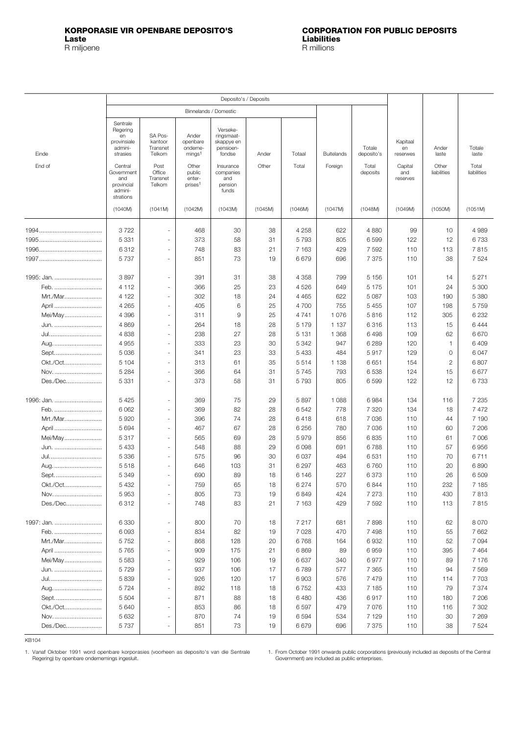**KORPORASIE VIR OPENBARE DEPOSITO'S**
**Laste**
R miljoene

**CORPORATION FOR PUBLIC DEPOSITS**
**Liabilities**
R millions

| Einde / End of | Deposito's / Deposits | | | | | | | | Kapitaal en reserwes / Capital and reserves | Ander laste / Other liabilities | Totale laste / Total liabilities |
|---|---|---|---|---|---|---|---|---|---|---|---|
| | Binnelands / Domestic | | | | | | Buitelands / Foreign | Totale deposito's / Total deposits | | | |
| | Sentrale Regering en provinsiale administrasies / Central Government and provincial administrations | SA Poskantoor Transnet Telkom / Post Office Transnet Telkom | Ander openbare ondernemings[1] / Other public enterprises[1] | Versekeringsmaatskappye en pensioenfondse / Insurance companies and pension funds | Ander / Other | Totaal / Total | | | | | |
| | (1040M) | (1041M) | (1042M) | (1043M) | (1045M) | (1046M) | (1047M) | (1048M) | (1049M) | (1050M) | (1051M) |
| 1994 | 3 722 | - | 468 | 30 | 38 | 4 258 | 622 | 4 880 | 99 | 10 | 4 989 |
| 1995 | 5 331 | - | 373 | 58 | 31 | 5 793 | 805 | 6 599 | 122 | 12 | 6 733 |
| 1996 | 6 312 | - | 748 | 83 | 21 | 7 163 | 429 | 7 592 | 110 | 113 | 7 815 |
| 1997 | 5 737 | - | 851 | 73 | 19 | 6 679 | 696 | 7 375 | 110 | 38 | 7 524 |
| 1995: Jan. | 3 897 | - | 391 | 31 | 38 | 4 358 | 799 | 5 156 | 101 | 14 | 5 271 |
| Feb. | 4 112 | - | 366 | 25 | 23 | 4 526 | 649 | 5 175 | 101 | 24 | 5 300 |
| Mrt./Mar. | 4 122 | - | 302 | 18 | 24 | 4 465 | 622 | 5 087 | 103 | 190 | 5 380 |
| April | 4 265 | - | 405 | 6 | 25 | 4 700 | 755 | 5 455 | 107 | 198 | 5 759 |
| Mei/May | 4 396 | - | 311 | 9 | 25 | 4 741 | 1 076 | 5 816 | 112 | 305 | 6 232 |
| Jun. | 4 869 | - | 264 | 18 | 28 | 5 179 | 1 137 | 6 316 | 113 | 15 | 6 444 |
| Jul. | 4 838 | - | 238 | 27 | 28 | 5 131 | 1 368 | 6 498 | 109 | 62 | 6 670 |
| Aug. | 4 955 | - | 333 | 23 | 30 | 5 342 | 947 | 6 289 | 120 | 1 | 6 409 |
| Sept. | 5 036 | - | 341 | 23 | 33 | 5 433 | 484 | 5 917 | 129 | 0 | 6 047 |
| Okt./Oct. | 5 104 | - | 313 | 61 | 35 | 5 514 | 1 138 | 6 651 | 154 | 2 | 6 807 |
| Nov. | 5 284 | - | 366 | 64 | 31 | 5 745 | 793 | 6 538 | 124 | 15 | 6 677 |
| Des./Dec. | 5 331 | - | 373 | 58 | 31 | 5 793 | 805 | 6 599 | 122 | 12 | 6 733 |
| 1996: Jan. | 5 425 | - | 369 | 75 | 29 | 5 897 | 1 088 | 6 984 | 134 | 116 | 7 235 |
| Feb. | 6 062 | - | 369 | 82 | 28 | 6 542 | 778 | 7 320 | 134 | 18 | 7 472 |
| Mrt./Mar. | 5 920 | - | 396 | 74 | 28 | 6 418 | 618 | 7 036 | 110 | 44 | 7 190 |
| April | 5 694 | - | 467 | 67 | 28 | 6 256 | 780 | 7 036 | 110 | 60 | 7 206 |
| Mei/May | 5 317 | - | 565 | 69 | 28 | 5 979 | 856 | 6 835 | 110 | 61 | 7 006 |
| Jun. | 5 433 | - | 548 | 88 | 29 | 6 098 | 691 | 6 788 | 110 | 57 | 6 956 |
| Jul. | 5 336 | - | 575 | 96 | 30 | 6 037 | 494 | 6 531 | 110 | 70 | 6 711 |
| Aug. | 5 518 | - | 646 | 103 | 31 | 6 297 | 463 | 6 760 | 110 | 20 | 6 890 |
| Sept. | 5 349 | - | 690 | 89 | 18 | 6 146 | 227 | 6 373 | 110 | 26 | 6 509 |
| Okt./Oct. | 5 432 | - | 759 | 65 | 18 | 6 274 | 570 | 6 844 | 110 | 232 | 7 185 |
| Nov. | 5 953 | - | 805 | 73 | 19 | 6 849 | 424 | 7 273 | 110 | 430 | 7 813 |
| Des./Dec. | 6 312 | - | 748 | 83 | 21 | 7 163 | 429 | 7 592 | 110 | 113 | 7 815 |
| 1997: Jan. | 6 330 | - | 800 | 70 | 18 | 7 217 | 681 | 7 898 | 110 | 62 | 8 070 |
| Feb. | 6 093 | - | 834 | 82 | 19 | 7 028 | 470 | 7 498 | 110 | 55 | 7 662 |
| Mrt./Mar. | 5 752 | - | 868 | 128 | 20 | 6 768 | 164 | 6 932 | 110 | 52 | 7 094 |
| April | 5 765 | - | 909 | 175 | 21 | 6 869 | 89 | 6 959 | 110 | 395 | 7 464 |
| Mei/May | 5 583 | - | 929 | 106 | 19 | 6 637 | 340 | 6 977 | 110 | 89 | 7 176 |
| Jun. | 5 729 | - | 937 | 106 | 17 | 6 789 | 577 | 7 365 | 110 | 94 | 7 569 |
| Jul. | 5 839 | - | 926 | 120 | 17 | 6 903 | 576 | 7 479 | 110 | 114 | 7 703 |
| Aug. | 5 724 | - | 892 | 118 | 18 | 6 752 | 433 | 7 185 | 110 | 79 | 7 374 |
| Sept. | 5 504 | - | 871 | 88 | 18 | 6 480 | 436 | 6 917 | 110 | 180 | 7 206 |
| Okt./Oct. | 5 640 | - | 853 | 86 | 18 | 6 597 | 479 | 7 076 | 110 | 116 | 7 302 |
| Nov. | 5 632 | - | 870 | 74 | 19 | 6 594 | 534 | 7 129 | 110 | 30 | 7 269 |
| Des./Dec. | 5 737 | - | 851 | 73 | 19 | 6 679 | 696 | 7 375 | 110 | 38 | 7 524 |

KB104

1. Vanaf Oktober 1991 word openbare korporasies (voorheen as deposito's van die Sentrale Regering) by openbare ondernemings ingesluit.

1. From October 1991 onwards public corporations (previously included as deposits of the Central Government) are included as public enterprises.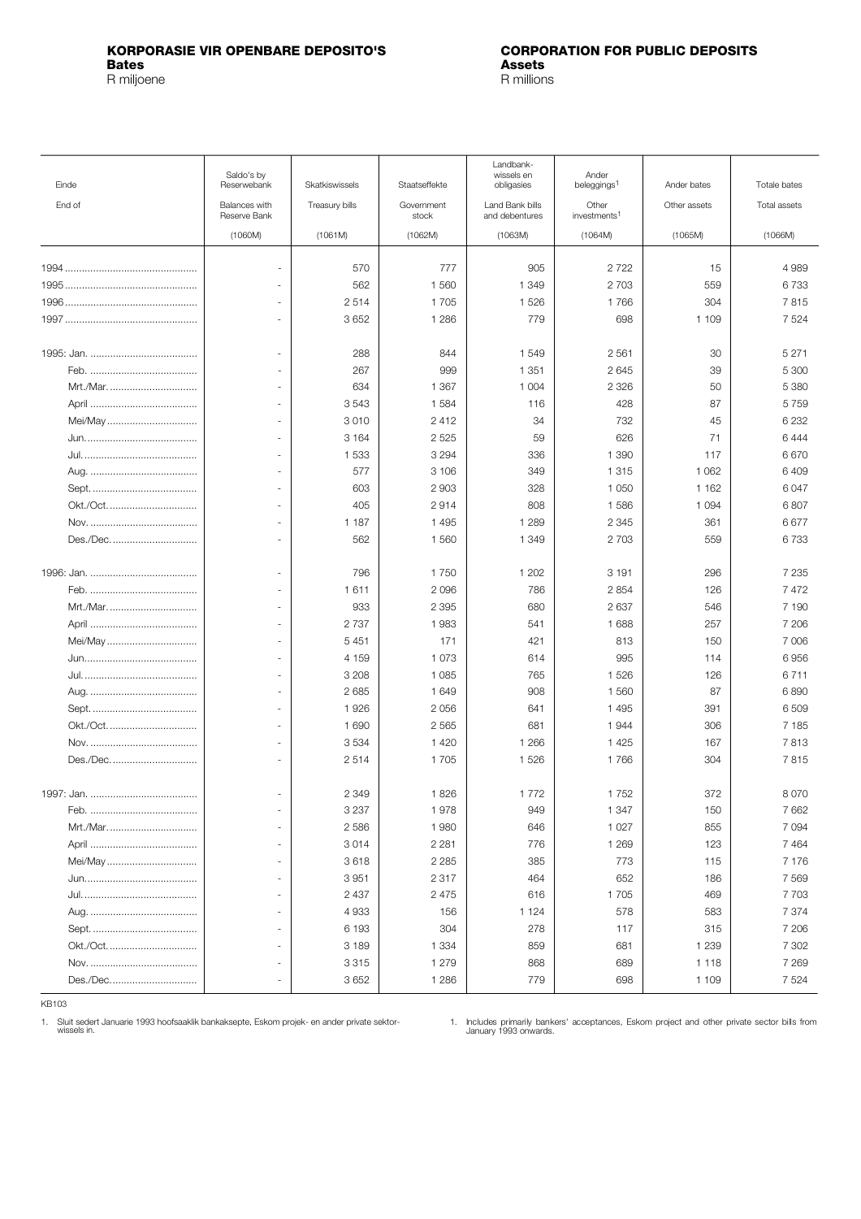**KORPORASIE VIR OPENBARE DEPOSITO'S**
**Bates**
R miljoene

**CORPORATION FOR PUBLIC DEPOSITS**
**Assets**
R millions

| Einde<br>End of | Saldo's by Reserwebank<br>Balances with Reserve Bank<br>(1060M) | Skatkiswissels<br>Treasury bills<br>(1061M) | Staatseffekte<br>Government stock<br>(1062M) | Landbank-wissels en obligasies<br>Land Bank bills and debentures<br>(1063M) | Ander beleggings[1]<br>Other investments[1]<br>(1064M) | Ander bates<br>Other assets<br>(1065M) | Totale bates<br>Total assets<br>(1066M) |
|---|---|---|---|---|---|---|---|
| 1994 | - | 570 | 777 | 905 | 2 722 | 15 | 4 989 |
| 1995 | - | 562 | 1 560 | 1 349 | 2 703 | 559 | 6 733 |
| 1996 | - | 2 514 | 1 705 | 1 526 | 1 766 | 304 | 7 815 |
| 1997 | - | 3 652 | 1 286 | 779 | 698 | 1 109 | 7 524 |
| | | | | | | | |
| 1995: Jan. | - | 288 | 844 | 1 549 | 2 561 | 30 | 5 271 |
| Feb. | - | 267 | 999 | 1 351 | 2 645 | 39 | 5 300 |
| Mrt./Mar. | - | 634 | 1 367 | 1 004 | 2 326 | 50 | 5 380 |
| April | - | 3 543 | 1 584 | 116 | 428 | 87 | 5 759 |
| Mei/May | - | 3 010 | 2 412 | 34 | 732 | 45 | 6 232 |
| Jun. | - | 3 164 | 2 525 | 59 | 626 | 71 | 6 444 |
| Jul. | - | 1 533 | 3 294 | 336 | 1 390 | 117 | 6 670 |
| Aug. | - | 577 | 3 106 | 349 | 1 315 | 1 062 | 6 409 |
| Sept. | - | 603 | 2 903 | 328 | 1 050 | 1 162 | 6 047 |
| Okt./Oct. | - | 405 | 2 914 | 808 | 1 586 | 1 094 | 6 807 |
| Nov. | - | 1 187 | 1 495 | 1 289 | 2 345 | 361 | 6 677 |
| Des./Dec. | - | 562 | 1 560 | 1 349 | 2 703 | 559 | 6 733 |
| | | | | | | | |
| 1996: Jan. | - | 796 | 1 750 | 1 202 | 3 191 | 296 | 7 235 |
| Feb. | - | 1 611 | 2 096 | 786 | 2 854 | 126 | 7 472 |
| Mrt./Mar. | - | 933 | 2 395 | 680 | 2 637 | 546 | 7 190 |
| April | - | 2 737 | 1 983 | 541 | 1 688 | 257 | 7 206 |
| Mei/May | - | 5 451 | 171 | 421 | 813 | 150 | 7 006 |
| Jun. | - | 4 159 | 1 073 | 614 | 995 | 114 | 6 956 |
| Jul. | - | 3 208 | 1 085 | 765 | 1 526 | 126 | 6 711 |
| Aug. | - | 2 685 | 1 649 | 908 | 1 560 | 87 | 6 890 |
| Sept. | - | 1 926 | 2 056 | 641 | 1 495 | 391 | 6 509 |
| Okt./Oct. | - | 1 690 | 2 565 | 681 | 1 944 | 306 | 7 185 |
| Nov. | - | 3 534 | 1 420 | 1 266 | 1 425 | 167 | 7 813 |
| Des./Dec. | - | 2 514 | 1 705 | 1 526 | 1 766 | 304 | 7 815 |
| | | | | | | | |
| 1997: Jan. | - | 2 349 | 1 826 | 1 772 | 1 752 | 372 | 8 070 |
| Feb. | - | 3 237 | 1 978 | 949 | 1 347 | 150 | 7 662 |
| Mrt./Mar. | - | 2 586 | 1 980 | 646 | 1 027 | 855 | 7 094 |
| April | - | 3 014 | 2 281 | 776 | 1 269 | 123 | 7 464 |
| Mei/May | - | 3 618 | 2 285 | 385 | 773 | 115 | 7 176 |
| Jun. | - | 3 951 | 2 317 | 464 | 652 | 186 | 7 569 |
| Jul. | - | 2 437 | 2 475 | 616 | 1 705 | 469 | 7 703 |
| Aug. | - | 4 933 | 156 | 1 124 | 578 | 583 | 7 374 |
| Sept. | - | 6 193 | 304 | 278 | 117 | 315 | 7 206 |
| Okt./Oct. | - | 3 189 | 1 334 | 859 | 681 | 1 239 | 7 302 |
| Nov. | - | 3 315 | 1 279 | 868 | 689 | 1 118 | 7 269 |
| Des./Dec. | - | 3 652 | 1 286 | 779 | 698 | 1 109 | 7 524 |

KB103

1. Sluit sedert Januarie 1993 hoofsaaklik bankaksepte, Eskom projek- en ander private sektorwissels in.

1. Includes primarily bankers' acceptances, Eskom project and other private sector bills from January 1993 onwards.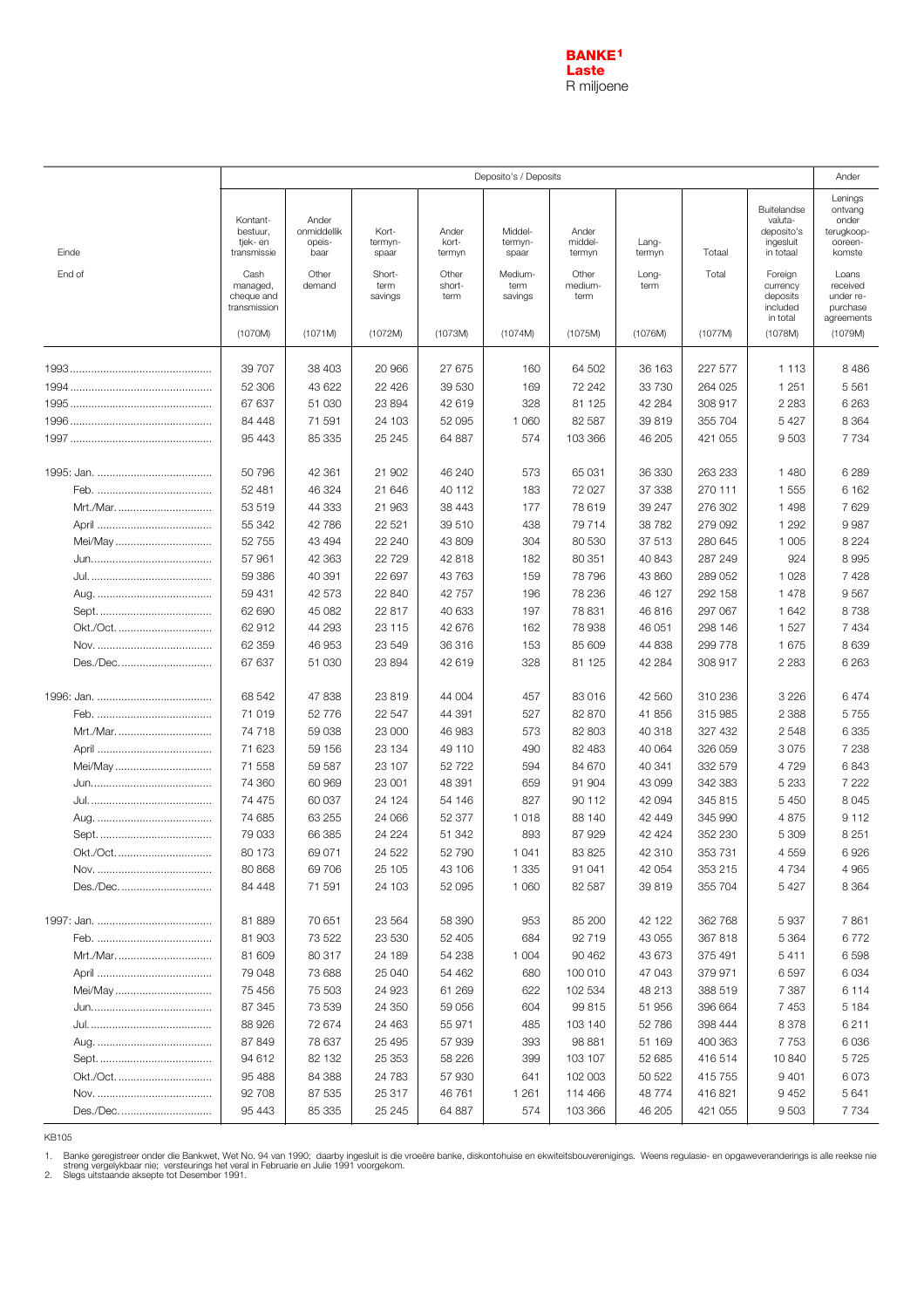**BANKE[1]**
**Laste**
R miljoene

| Einde / End of | Deposito's / Deposits | | | | | | | | | Ander |
|---|---|---|---|---|---|---|---|---|---|---|
| | Kontant-bestuur, tjek- en transmissie / Cash managed, cheque and transmission | Ander onmiddellik opeis-baar / Other demand | Kort-termyn-spaar / Short-term savings | Ander kort-termyn / Other short-term | Middel-termyn-spaar / Medium-term savings | Ander middel-termyn / Other medium-term | Lang-termyn / Long-term | Totaal / Total | Buitelandse valuta-deposito's ingesluit in totaal / Foreign currency deposits included in total | Lenings ontvang onder terugkoop-ooreen-komste / Loans received under re-purchase agreements |
| | (1070M) | (1071M) | (1072M) | (1073M) | (1074M) | (1075M) | (1076M) | (1077M) | (1078M) | (1079M) |
| 1993 | 39 707 | 38 403 | 20 966 | 27 675 | 160 | 64 502 | 36 163 | 227 577 | 1 113 | 8 486 |
| 1994 | 52 306 | 43 622 | 22 426 | 39 530 | 169 | 72 242 | 33 730 | 264 025 | 1 251 | 5 561 |
| 1995 | 67 637 | 51 030 | 23 894 | 42 619 | 328 | 81 125 | 42 284 | 308 917 | 2 283 | 6 263 |
| 1996 | 84 448 | 71 591 | 24 103 | 52 095 | 1 060 | 82 587 | 39 819 | 355 704 | 5 427 | 8 364 |
| 1997 | 95 443 | 85 335 | 25 245 | 64 887 | 574 | 103 366 | 46 205 | 421 055 | 9 503 | 7 734 |
| 1995: Jan. | 50 796 | 42 361 | 21 902 | 46 240 | 573 | 65 031 | 36 330 | 263 233 | 1 480 | 6 289 |
| Feb. | 52 481 | 46 324 | 21 646 | 40 112 | 183 | 72 027 | 37 338 | 270 111 | 1 555 | 6 162 |
| Mrt./Mar. | 53 519 | 44 333 | 21 963 | 38 443 | 177 | 78 619 | 39 247 | 276 302 | 1 498 | 7 629 |
| April | 55 342 | 42 786 | 22 521 | 39 510 | 438 | 79 714 | 38 782 | 279 092 | 1 292 | 9 987 |
| Mei/May | 52 755 | 43 494 | 22 240 | 43 809 | 304 | 80 530 | 37 513 | 280 645 | 1 005 | 8 224 |
| Jun. | 57 961 | 42 363 | 22 729 | 42 818 | 182 | 80 351 | 40 843 | 287 249 | 924 | 8 995 |
| Jul. | 59 386 | 40 391 | 22 697 | 43 763 | 159 | 78 796 | 43 860 | 289 052 | 1 028 | 7 428 |
| Aug. | 59 431 | 42 573 | 22 840 | 42 757 | 196 | 78 236 | 46 127 | 292 158 | 1 478 | 9 567 |
| Sept. | 62 690 | 45 082 | 22 817 | 40 633 | 197 | 78 831 | 46 816 | 297 067 | 1 642 | 8 738 |
| Okt./Oct. | 62 912 | 44 293 | 23 115 | 42 676 | 162 | 78 938 | 46 051 | 298 146 | 1 527 | 7 434 |
| Nov. | 62 359 | 46 953 | 23 549 | 36 316 | 153 | 85 609 | 44 838 | 299 778 | 1 675 | 8 639 |
| Des./Dec. | 67 637 | 51 030 | 23 894 | 42 619 | 328 | 81 125 | 42 284 | 308 917 | 2 283 | 6 263 |
| 1996: Jan. | 68 542 | 47 838 | 23 819 | 44 004 | 457 | 83 016 | 42 560 | 310 236 | 3 226 | 6 474 |
| Feb. | 71 019 | 52 776 | 22 547 | 44 391 | 527 | 82 870 | 41 856 | 315 985 | 2 388 | 5 755 |
| Mrt./Mar. | 74 718 | 59 038 | 23 000 | 46 983 | 573 | 82 803 | 40 318 | 327 432 | 2 548 | 6 335 |
| April | 71 623 | 59 156 | 23 134 | 49 110 | 490 | 82 483 | 40 064 | 326 059 | 3 075 | 7 238 |
| Mei/May | 71 558 | 59 587 | 23 107 | 52 722 | 594 | 84 670 | 40 341 | 332 579 | 4 729 | 6 843 |
| Jun. | 74 360 | 60 969 | 23 001 | 48 391 | 659 | 91 904 | 43 099 | 342 383 | 5 233 | 7 222 |
| Jul. | 74 475 | 60 037 | 24 124 | 54 146 | 827 | 90 112 | 42 094 | 345 815 | 5 450 | 8 045 |
| Aug. | 74 685 | 63 255 | 24 066 | 52 377 | 1 018 | 88 140 | 42 449 | 345 990 | 4 875 | 9 112 |
| Sept. | 79 033 | 66 385 | 24 224 | 51 342 | 893 | 87 929 | 42 424 | 352 230 | 5 309 | 8 251 |
| Okt./Oct. | 80 173 | 69 071 | 24 522 | 52 790 | 1 041 | 83 825 | 42 310 | 353 731 | 4 559 | 6 926 |
| Nov. | 80 868 | 69 706 | 25 105 | 43 106 | 1 335 | 91 041 | 42 054 | 353 215 | 4 734 | 4 965 |
| Des./Dec. | 84 448 | 71 591 | 24 103 | 52 095 | 1 060 | 82 587 | 39 819 | 355 704 | 5 427 | 8 364 |
| 1997: Jan. | 81 889 | 70 651 | 23 564 | 58 390 | 953 | 85 200 | 42 122 | 362 768 | 5 937 | 7 861 |
| Feb. | 81 903 | 73 522 | 23 530 | 52 405 | 684 | 92 719 | 43 055 | 367 818 | 5 364 | 6 772 |
| Mrt./Mar. | 81 609 | 80 317 | 24 189 | 54 238 | 1 004 | 90 462 | 43 673 | 375 491 | 5 411 | 6 598 |
| April | 79 048 | 73 688 | 25 040 | 54 462 | 680 | 100 010 | 47 043 | 379 971 | 6 597 | 6 034 |
| Mei/May | 75 456 | 75 503 | 24 923 | 61 269 | 622 | 102 534 | 48 213 | 388 519 | 7 387 | 6 114 |
| Jun. | 87 345 | 73 539 | 24 350 | 59 056 | 604 | 99 815 | 51 956 | 396 664 | 7 453 | 5 184 |
| Jul. | 88 926 | 72 674 | 24 463 | 55 971 | 485 | 103 140 | 52 786 | 398 444 | 8 378 | 6 211 |
| Aug. | 87 849 | 78 637 | 25 495 | 57 939 | 393 | 98 881 | 51 169 | 400 363 | 7 753 | 6 036 |
| Sept. | 94 612 | 82 132 | 25 353 | 58 226 | 399 | 103 107 | 52 685 | 416 514 | 10 840 | 5 725 |
| Okt./Oct. | 95 488 | 84 388 | 24 783 | 57 930 | 641 | 102 003 | 50 522 | 415 755 | 9 401 | 6 073 |
| Nov. | 92 708 | 87 535 | 25 317 | 46 761 | 1 261 | 114 466 | 48 774 | 416 821 | 9 452 | 5 641 |
| Des./Dec. | 95 443 | 85 335 | 25 245 | 64 887 | 574 | 103 366 | 46 205 | 421 055 | 9 503 | 7 734 |

KB105

1. Banke geregistreer onder die Bankwet, Wet No. 94 van 1990; daarby ingesluit is die vroeëre banke, diskontohuise en ekwiteitsbouverenigings. Weens regulasie- en opgaweveranderings is alle reekse nie streng vergelykbaar nie; versteurings het veral in Februarie en Julie 1991 voorgekom.
2. Slegs uitstaande akseppte tot Desember 1991.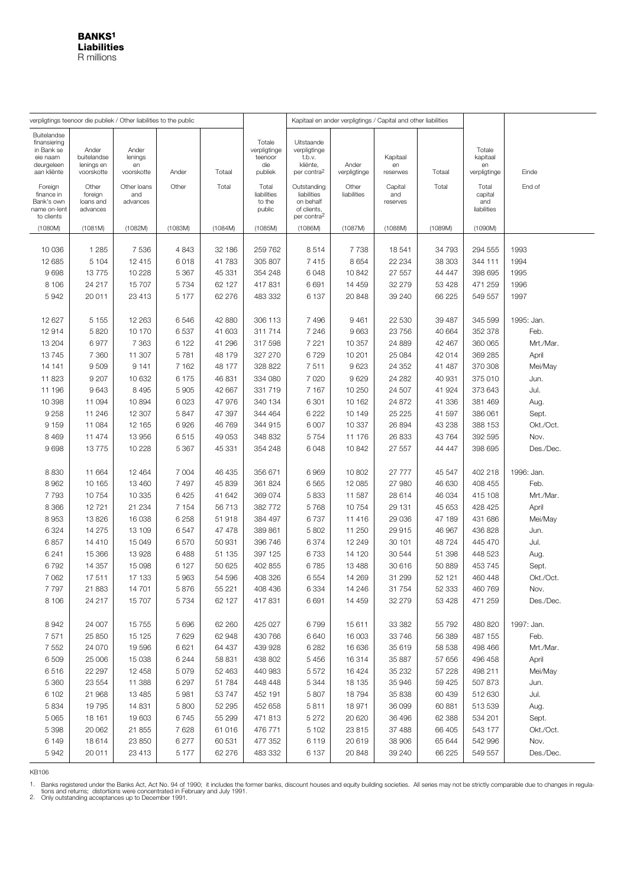**BANKS[1]**
**Liabilities**
R millions

| verpligtings teenoor die publiek / Other liabilities to the public | | | | | | Kapitaal en ander verpligtings / Capital and other liabilities | | | | | |
|---|---|---|---|---|---|---|---|---|---|---|---|
| Buitelandse finansiering in Bank se eie naam deurgeleen aan kliënte | Ander buitelandse lenings en voorskotte | Ander lenings en voorskotte | Ander | Totaal | Totale verpligtinge teenoor die publiek | Uitstaande verpligtinge t.b.v. kliënte, per contra[2] | Ander verpligtinge | Kapitaal en reserwes | Totaal | Totale kapitaal en verpligtinge | Einde |
| Foreign finance in Bank's own name on-lent to clients | Other foreign loans and advances | Other loans and advances | Other | Total | Total liabilities to the public | Outstanding liabilities on behalf of clients, per contra[2] | Other liabilities | Capital and reserves | Total | Total capital and liabilities | End of |
| (1080M) | (1081M) | (1082M) | (1083M) | (1084M) | (1085M) | (1086M) | (1087M) | (1088M) | (1089M) | (1090M) | |
| 10 036 | 1 285 | 7 536 | 4 843 | 32 186 | 259 762 | 8 514 | 7 738 | 18 541 | 34 793 | 294 555 | 1993 |
| 12 685 | 5 104 | 12 415 | 6 018 | 41 783 | 305 807 | 7 415 | 8 654 | 22 234 | 38 303 | 344 111 | 1994 |
| 9 698 | 13 775 | 10 228 | 5 367 | 45 331 | 354 248 | 6 048 | 10 842 | 27 557 | 44 447 | 398 695 | 1995 |
| 8 106 | 24 217 | 15 707 | 5 734 | 62 127 | 417 831 | 6 691 | 14 459 | 32 279 | 53 428 | 471 259 | 1996 |
| 5 942 | 20 011 | 23 413 | 5 177 | 62 276 | 483 332 | 6 137 | 20 848 | 39 240 | 66 225 | 549 557 | 1997 |
| 12 627 | 5 155 | 12 263 | 6 546 | 42 880 | 306 113 | 7 496 | 9 461 | 22 530 | 39 487 | 345 599 | 1995: Jan. |
| 12 914 | 5 820 | 10 170 | 6 537 | 41 603 | 311 714 | 7 246 | 9 663 | 23 756 | 40 664 | 352 378 | Feb. |
| 13 204 | 6 977 | 7 363 | 6 122 | 41 296 | 317 598 | 7 221 | 10 357 | 24 889 | 42 467 | 360 065 | Mrt./Mar. |
| 13 745 | 7 360 | 11 307 | 5 781 | 48 179 | 327 270 | 6 729 | 10 201 | 25 084 | 42 014 | 369 285 | April |
| 14 141 | 9 509 | 9 141 | 7 162 | 48 177 | 328 822 | 7 511 | 9 623 | 24 352 | 41 487 | 370 308 | Mei/May |
| 11 823 | 9 207 | 10 632 | 6 175 | 46 831 | 334 080 | 7 020 | 9 629 | 24 282 | 40 931 | 375 010 | Jun. |
| 11 196 | 9 643 | 8 495 | 5 905 | 42 667 | 331 719 | 7 167 | 10 250 | 24 507 | 41 924 | 373 643 | Jul. |
| 10 398 | 11 094 | 10 894 | 6 023 | 47 976 | 340 134 | 6 301 | 10 162 | 24 872 | 41 336 | 381 469 | Aug. |
| 9 258 | 11 246 | 12 307 | 5 847 | 47 397 | 344 464 | 6 222 | 10 149 | 25 225 | 41 597 | 386 061 | Sept. |
| 9 159 | 11 084 | 12 165 | 6 926 | 46 769 | 344 915 | 6 007 | 10 337 | 26 894 | 43 238 | 388 153 | Okt./Oct. |
| 8 469 | 11 474 | 13 956 | 6 515 | 49 053 | 348 832 | 5 754 | 11 176 | 26 833 | 43 764 | 392 595 | Nov. |
| 9 698 | 13 775 | 10 228 | 5 367 | 45 331 | 354 248 | 6 048 | 10 842 | 27 557 | 44 447 | 398 695 | Des./Dec. |
| 8 830 | 11 664 | 12 464 | 7 004 | 46 435 | 356 671 | 6 969 | 10 802 | 27 777 | 45 547 | 402 218 | 1996: Jan. |
| 8 962 | 10 165 | 13 460 | 7 497 | 45 839 | 361 824 | 6 565 | 12 085 | 27 980 | 46 630 | 408 455 | Feb. |
| 7 793 | 10 754 | 10 335 | 6 425 | 41 642 | 369 074 | 5 833 | 11 587 | 28 614 | 46 034 | 415 108 | Mrt./Mar. |
| 8 366 | 12 721 | 21 234 | 7 154 | 56 713 | 382 772 | 5 768 | 10 754 | 29 131 | 45 653 | 428 425 | April |
| 8 953 | 13 826 | 16 038 | 6 258 | 51 918 | 384 497 | 6 737 | 11 416 | 29 036 | 47 189 | 431 686 | Mei/May |
| 6 324 | 14 275 | 13 109 | 6 547 | 47 478 | 389 861 | 5 802 | 11 250 | 29 915 | 46 967 | 436 828 | Jun. |
| 6 857 | 14 410 | 15 049 | 6 570 | 50 931 | 396 746 | 6 374 | 12 249 | 30 101 | 48 724 | 445 470 | Jul. |
| 6 241 | 15 366 | 13 928 | 6 488 | 51 135 | 397 125 | 6 733 | 14 120 | 30 544 | 51 398 | 448 523 | Aug. |
| 6 792 | 14 357 | 15 098 | 6 127 | 50 625 | 402 855 | 6 785 | 13 488 | 30 616 | 50 889 | 453 745 | Sept. |
| 7 062 | 17 511 | 17 133 | 5 963 | 54 596 | 408 326 | 6 554 | 14 269 | 31 299 | 52 121 | 460 448 | Okt./Oct. |
| 7 797 | 21 883 | 14 701 | 5 876 | 55 221 | 408 436 | 6 334 | 14 246 | 31 754 | 52 333 | 460 769 | Nov. |
| 8 106 | 24 217 | 15 707 | 5 734 | 62 127 | 417 831 | 6 691 | 14 459 | 32 279 | 53 428 | 471 259 | Des./Dec. |
| 8 942 | 24 007 | 15 755 | 5 696 | 62 260 | 425 027 | 6 799 | 15 611 | 33 382 | 55 792 | 480 820 | 1997: Jan. |
| 7 571 | 25 850 | 15 125 | 7 629 | 62 948 | 430 766 | 6 640 | 16 003 | 33 746 | 56 389 | 487 155 | Feb. |
| 7 552 | 24 070 | 19 596 | 6 621 | 64 437 | 439 928 | 6 282 | 16 636 | 35 619 | 58 538 | 498 466 | Mrt./Mar. |
| 6 509 | 25 006 | 15 038 | 6 244 | 58 831 | 438 802 | 5 456 | 16 314 | 35 887 | 57 656 | 496 458 | April |
| 6 516 | 22 297 | 12 458 | 5 079 | 52 463 | 440 983 | 5 572 | 16 424 | 35 232 | 57 228 | 498 211 | Mei/May |
| 5 360 | 23 554 | 11 388 | 6 297 | 51 784 | 448 448 | 5 344 | 18 135 | 35 946 | 59 425 | 507 873 | Jun. |
| 6 102 | 21 968 | 13 485 | 5 981 | 53 747 | 452 191 | 5 807 | 18 794 | 35 838 | 60 439 | 512 630 | Jul. |
| 5 834 | 19 795 | 14 831 | 5 800 | 52 295 | 452 658 | 5 811 | 18 971 | 36 099 | 60 881 | 513 539 | Aug. |
| 5 065 | 18 161 | 19 603 | 6 745 | 55 299 | 471 813 | 5 272 | 20 620 | 36 496 | 62 388 | 534 201 | Sept. |
| 5 398 | 20 062 | 21 855 | 7 628 | 61 016 | 476 771 | 5 102 | 23 815 | 37 488 | 66 405 | 543 177 | Okt./Oct. |
| 6 149 | 18 614 | 23 850 | 6 277 | 60 531 | 477 352 | 6 119 | 20 619 | 38 906 | 65 644 | 542 996 | Nov. |
| 5 942 | 20 011 | 23 413 | 5 177 | 62 276 | 483 332 | 6 137 | 20 848 | 39 240 | 66 225 | 549 557 | Des./Dec. |

KB106

1. Banks registered under the Banks Act, Act No. 94 of 1990; it includes the former banks, discount houses and equity building societies. All series may not be strictly comparable due to changes in regulations and returns; distortions were concentrated in February and July 1991.
2. Only outstanding acceptances up to December 1991.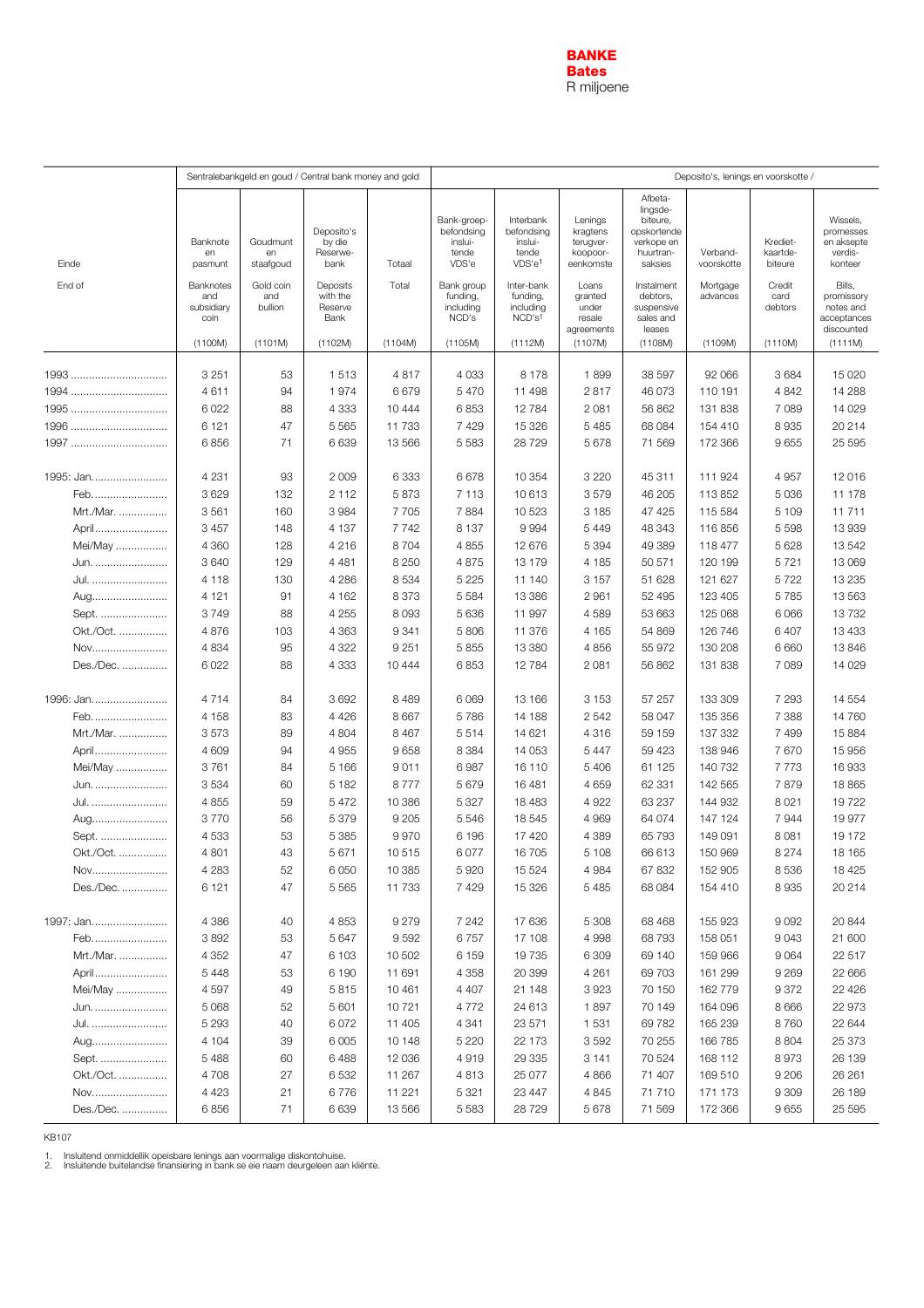**BANKE**
**Bates**
R miljoene

| Einde / End of | Sentralebankgeld en goud / Central bank money and gold | | | | Deposito's, lenings en voorskotte / | | | | | | |
|---|---|---|---|---|---|---|---|---|---|---|---|
| | Banknote en pasmunt / Banknotes and subsidiary coin (1100M) | Goudmunt en staafgoud / Gold coin and bullion (1101M) | Deposito's by die Reserwe-bank / Deposits with the Reserve Bank (1102M) | Totaal / Total (1104M) | Bank-groep-befondsing insluitende VDS'e / Bank group funding, including NCD's (1105M) | Interbank befondsing insluitende VDS'e[1] / Inter-bank funding, including NCD's[1] (1112M) | Lenings kragtens terugver-koopooreenkomste / Loans granted under resale agreements (1107M) | Afbetalingsdebiteure, opskortende verkope en huurtransaksies / Instalment debtors, suspensive sales and leases (1108M) | Verbandvoorskotte / Mortgage advances (1109M) | Kredietkaartdebiteure / Credit card debtors (1110M) | Wissels, promesses en aksepte verdiskonteer / Bills, promissory notes and acceptances discounted (1111M) |
| 1993 | 3 251 | 53 | 1 513 | 4 817 | 4 033 | 8 178 | 1 899 | 38 597 | 92 066 | 3 684 | 15 020 |
| 1994 | 4 611 | 94 | 1 974 | 6 679 | 5 470 | 11 498 | 2 817 | 46 073 | 110 191 | 4 842 | 14 288 |
| 1995 | 6 022 | 88 | 4 333 | 10 444 | 6 853 | 12 784 | 2 081 | 56 862 | 131 838 | 7 089 | 14 029 |
| 1996 | 6 121 | 47 | 5 565 | 11 733 | 7 429 | 15 326 | 5 485 | 68 084 | 154 410 | 8 935 | 20 214 |
| 1997 | 6 856 | 71 | 6 639 | 13 566 | 5 583 | 28 729 | 5 678 | 71 569 | 172 366 | 9 655 | 25 595 |
| 1995: Jan. | 4 231 | 93 | 2 009 | 6 333 | 6 678 | 10 354 | 3 220 | 45 311 | 111 924 | 4 957 | 12 016 |
| Feb. | 3 629 | 132 | 2 112 | 5 873 | 7 113 | 10 613 | 3 579 | 46 205 | 113 852 | 5 036 | 11 178 |
| Mrt./Mar. | 3 561 | 160 | 3 984 | 7 705 | 7 884 | 10 523 | 3 185 | 47 425 | 115 584 | 5 109 | 11 711 |
| April | 3 457 | 148 | 4 137 | 7 742 | 8 137 | 9 994 | 5 449 | 48 343 | 116 856 | 5 598 | 13 939 |
| Mei/May | 4 360 | 128 | 4 216 | 8 704 | 4 855 | 12 676 | 5 394 | 49 389 | 118 477 | 5 628 | 13 542 |
| Jun. | 3 640 | 129 | 4 481 | 8 250 | 4 875 | 13 179 | 4 185 | 50 571 | 120 199 | 5 721 | 13 069 |
| Jul. | 4 118 | 130 | 4 286 | 8 534 | 5 225 | 11 140 | 3 157 | 51 628 | 121 627 | 5 722 | 13 235 |
| Aug. | 4 121 | 91 | 4 162 | 8 373 | 5 584 | 13 386 | 2 961 | 52 495 | 123 405 | 5 785 | 13 563 |
| Sept. | 3 749 | 88 | 4 255 | 8 093 | 5 636 | 11 997 | 4 589 | 53 663 | 125 068 | 6 066 | 13 732 |
| Okt./Oct. | 4 876 | 103 | 4 363 | 9 341 | 5 806 | 11 376 | 4 165 | 54 869 | 126 746 | 6 407 | 13 433 |
| Nov. | 4 834 | 95 | 4 322 | 9 251 | 5 855 | 13 380 | 4 856 | 55 972 | 130 208 | 6 660 | 13 846 |
| Des./Dec. | 6 022 | 88 | 4 333 | 10 444 | 6 853 | 12 784 | 2 081 | 56 862 | 131 838 | 7 089 | 14 029 |
| 1996: Jan. | 4 714 | 84 | 3 692 | 8 489 | 6 069 | 13 166 | 3 153 | 57 257 | 133 309 | 7 293 | 14 554 |
| Feb. | 4 158 | 83 | 4 426 | 8 667 | 5 786 | 14 188 | 2 542 | 58 047 | 135 356 | 7 388 | 14 760 |
| Mrt./Mar. | 3 573 | 89 | 4 804 | 8 467 | 5 514 | 14 621 | 4 316 | 59 159 | 137 332 | 7 499 | 15 884 |
| April | 4 609 | 94 | 4 955 | 9 658 | 8 384 | 14 053 | 5 447 | 59 423 | 138 946 | 7 670 | 15 956 |
| Mei/May | 3 761 | 84 | 5 166 | 9 011 | 6 987 | 16 110 | 5 406 | 61 125 | 140 732 | 7 773 | 16 933 |
| Jun. | 3 534 | 60 | 5 182 | 8 777 | 5 679 | 16 481 | 4 659 | 62 331 | 142 565 | 7 879 | 18 865 |
| Jul. | 4 855 | 59 | 5 472 | 10 386 | 5 327 | 18 483 | 4 922 | 63 237 | 144 932 | 8 021 | 19 722 |
| Aug. | 3 770 | 56 | 5 379 | 9 205 | 5 546 | 18 545 | 4 969 | 64 074 | 147 124 | 7 944 | 19 977 |
| Sept. | 4 533 | 53 | 5 385 | 9 970 | 6 196 | 17 420 | 4 389 | 65 793 | 149 091 | 8 081 | 19 172 |
| Okt./Oct. | 4 801 | 43 | 5 671 | 10 515 | 6 077 | 16 705 | 5 108 | 66 613 | 150 969 | 8 274 | 18 165 |
| Nov. | 4 283 | 52 | 6 050 | 10 385 | 5 920 | 15 524 | 4 984 | 67 832 | 152 905 | 8 536 | 18 425 |
| Des./Dec. | 6 121 | 47 | 5 565 | 11 733 | 7 429 | 15 326 | 5 485 | 68 084 | 154 410 | 8 935 | 20 214 |
| 1997: Jan. | 4 386 | 40 | 4 853 | 9 279 | 7 242 | 17 636 | 5 308 | 68 468 | 155 923 | 9 092 | 20 844 |
| Feb. | 3 892 | 53 | 5 647 | 9 592 | 6 757 | 17 108 | 4 998 | 68 793 | 158 051 | 9 043 | 21 600 |
| Mrt./Mar. | 4 352 | 47 | 6 103 | 10 502 | 6 159 | 19 735 | 6 309 | 69 140 | 159 966 | 9 064 | 22 517 |
| April | 5 448 | 53 | 6 190 | 11 691 | 4 358 | 20 399 | 4 261 | 69 703 | 161 299 | 9 269 | 22 666 |
| Mei/May | 4 597 | 49 | 5 815 | 10 461 | 4 407 | 21 148 | 3 923 | 70 150 | 162 779 | 9 372 | 22 426 |
| Jun. | 5 068 | 52 | 5 601 | 10 721 | 4 772 | 24 613 | 1 897 | 70 149 | 164 096 | 8 666 | 22 973 |
| Jul. | 5 293 | 40 | 6 072 | 11 405 | 4 341 | 23 571 | 1 531 | 69 782 | 165 239 | 8 760 | 22 644 |
| Aug. | 4 104 | 39 | 6 005 | 10 148 | 5 220 | 22 173 | 3 592 | 70 255 | 166 785 | 8 804 | 25 373 |
| Sept. | 5 488 | 60 | 6 488 | 12 036 | 4 919 | 29 335 | 3 141 | 70 524 | 168 112 | 8 973 | 26 139 |
| Okt./Oct. | 4 708 | 27 | 6 532 | 11 267 | 4 813 | 25 077 | 4 866 | 71 407 | 169 510 | 9 206 | 26 261 |
| Nov. | 4 423 | 21 | 6 776 | 11 221 | 5 321 | 23 447 | 4 845 | 71 710 | 171 173 | 9 309 | 26 189 |
| Des./Dec. | 6 856 | 71 | 6 639 | 13 566 | 5 583 | 28 729 | 5 678 | 71 569 | 172 366 | 9 655 | 25 595 |

KB107

1. Insluitend onmiddellik opeisbare lenings aan voormalige diskontohuise.
2. Insluitende buitelandse finansiering in bank se eie naam deurgeleen aan kliënte.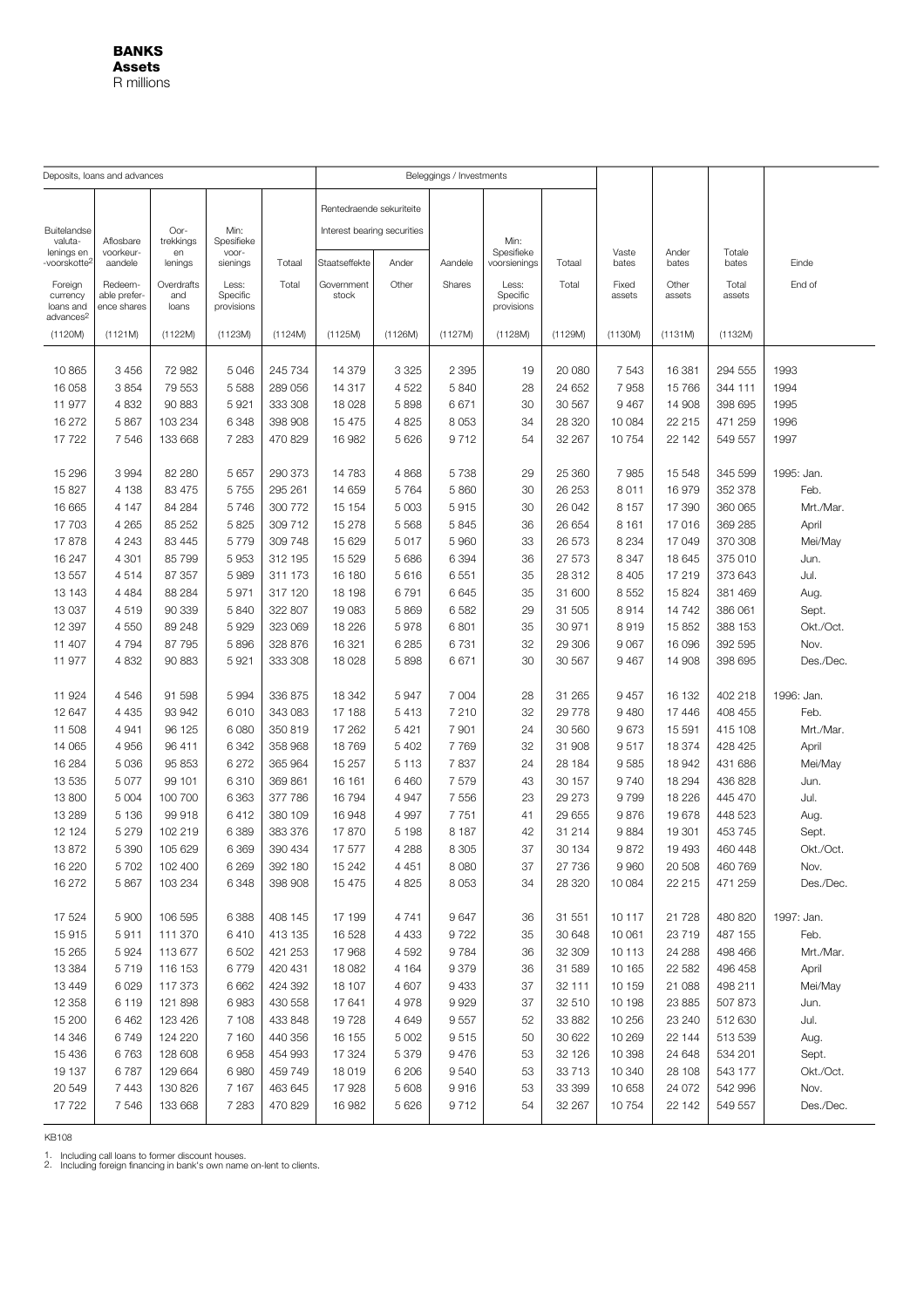**BANKS**
**Assets**
R millions

| Deposits, loans and advances | | | | | Beleggings / Investments | | | | | | | | |
|---|---|---|---|---|---|---|---|---|---|---|---|---|---|
| | | | | | Rentedraende sekuriteite / Interest bearing securities | | | | | | | | |
| Buitelandse valuta-lenings en -voorskotte[2] / Foreign currency loans and advances[2] | Aflosbare voorkeur-aandele / Redeemable preference shares | Oor-trekkings en lenings / Overdrafts and loans | Min: Spesifieke voor-sienings / Less: Specific provisions | Totaal / Total | Staatseffekte / Government stock | Ander / Other | Aandele / Shares | Min: Spesifieke voorsienings / Less: Specific provisions | Totaal / Total | Vaste bates / Fixed assets | Ander bates / Other assets | Totale bates / Total assets | Einde / End of |
| (1120M) | (1121M) | (1122M) | (1123M) | (1124M) | (1125M) | (1126M) | (1127M) | (1128M) | (1129M) | (1130M) | (1131M) | (1132M) | |
| 10 865 | 3 456 | 72 982 | 5 046 | 245 734 | 14 379 | 3 325 | 2 395 | 19 | 20 080 | 7 543 | 16 381 | 294 555 | 1993 |
| 16 058 | 3 854 | 79 553 | 5 588 | 289 056 | 14 317 | 4 522 | 5 840 | 28 | 24 652 | 7 958 | 15 766 | 344 111 | 1994 |
| 11 977 | 4 832 | 90 883 | 5 921 | 333 308 | 18 028 | 5 898 | 6 671 | 30 | 30 567 | 9 467 | 14 908 | 398 695 | 1995 |
| 16 272 | 5 867 | 103 234 | 6 348 | 398 908 | 15 475 | 4 825 | 8 053 | 34 | 28 320 | 10 084 | 22 215 | 471 259 | 1996 |
| 17 722 | 7 546 | 133 668 | 7 283 | 470 829 | 16 982 | 5 626 | 9 712 | 54 | 32 267 | 10 754 | 22 142 | 549 557 | 1997 |
| 15 296 | 3 994 | 82 280 | 5 657 | 290 373 | 14 783 | 4 868 | 5 738 | 29 | 25 360 | 7 985 | 15 548 | 345 599 | 1995: Jan. |
| 15 827 | 4 138 | 83 475 | 5 755 | 295 261 | 14 659 | 5 764 | 5 860 | 30 | 26 253 | 8 011 | 16 979 | 352 378 | Feb. |
| 16 665 | 4 147 | 84 284 | 5 746 | 300 772 | 15 154 | 5 003 | 5 915 | 30 | 26 042 | 8 157 | 17 390 | 360 065 | Mrt./Mar. |
| 17 703 | 4 265 | 85 252 | 5 825 | 309 712 | 15 278 | 5 568 | 5 845 | 36 | 26 654 | 8 161 | 17 016 | 369 285 | April |
| 17 878 | 4 243 | 83 445 | 5 779 | 309 748 | 15 629 | 5 017 | 5 960 | 33 | 26 573 | 8 234 | 17 049 | 370 308 | Mei/May |
| 16 247 | 4 301 | 85 799 | 5 953 | 312 195 | 15 529 | 5 686 | 6 394 | 36 | 27 573 | 8 347 | 18 645 | 375 010 | Jun. |
| 13 557 | 4 514 | 87 357 | 5 989 | 311 173 | 16 180 | 5 616 | 6 551 | 35 | 28 312 | 8 405 | 17 219 | 373 643 | Jul. |
| 13 143 | 4 484 | 88 284 | 5 971 | 317 120 | 18 198 | 6 791 | 6 645 | 35 | 31 600 | 8 552 | 15 824 | 381 469 | Aug. |
| 13 037 | 4 519 | 90 339 | 5 840 | 322 807 | 19 083 | 5 869 | 6 582 | 29 | 31 505 | 8 914 | 14 742 | 386 061 | Sept. |
| 12 397 | 4 550 | 89 248 | 5 929 | 323 069 | 18 226 | 5 978 | 6 801 | 35 | 30 971 | 8 919 | 15 852 | 388 153 | Okt./Oct. |
| 11 407 | 4 794 | 87 795 | 5 896 | 328 876 | 16 321 | 6 285 | 6 731 | 32 | 29 306 | 9 067 | 16 096 | 392 595 | Nov. |
| 11 977 | 4 832 | 90 883 | 5 921 | 333 308 | 18 028 | 5 898 | 6 671 | 30 | 30 567 | 9 467 | 14 908 | 398 695 | Des./Dec. |
| 11 924 | 4 546 | 91 598 | 5 994 | 336 875 | 18 342 | 5 947 | 7 004 | 28 | 31 265 | 9 457 | 16 132 | 402 218 | 1996: Jan. |
| 12 647 | 4 435 | 93 942 | 6 010 | 343 083 | 17 188 | 5 413 | 7 210 | 32 | 29 778 | 9 480 | 17 446 | 408 455 | Feb. |
| 11 508 | 4 941 | 96 125 | 6 080 | 350 819 | 17 262 | 5 421 | 7 901 | 24 | 30 560 | 9 673 | 15 591 | 415 108 | Mrt./Mar. |
| 14 065 | 4 956 | 96 411 | 6 342 | 358 968 | 18 769 | 5 402 | 7 769 | 32 | 31 908 | 9 517 | 18 374 | 428 425 | April |
| 16 284 | 5 036 | 95 853 | 6 272 | 365 964 | 15 257 | 5 113 | 7 837 | 24 | 28 184 | 9 585 | 18 942 | 431 686 | Mei/May |
| 13 535 | 5 077 | 99 101 | 6 310 | 369 861 | 16 161 | 6 460 | 7 579 | 43 | 30 157 | 9 740 | 18 294 | 436 828 | Jun. |
| 13 800 | 5 004 | 100 700 | 6 363 | 377 786 | 16 794 | 4 947 | 7 556 | 23 | 29 273 | 9 799 | 18 226 | 445 470 | Jul. |
| 13 289 | 5 136 | 99 918 | 6 412 | 380 109 | 16 948 | 4 997 | 7 751 | 41 | 29 655 | 9 876 | 19 678 | 448 523 | Aug. |
| 12 124 | 5 279 | 102 219 | 6 389 | 383 376 | 17 870 | 5 198 | 8 187 | 42 | 31 214 | 9 884 | 19 301 | 453 745 | Sept. |
| 13 872 | 5 390 | 105 629 | 6 369 | 390 434 | 17 577 | 4 288 | 8 305 | 37 | 30 134 | 9 872 | 19 493 | 460 448 | Okt./Oct. |
| 16 220 | 5 702 | 102 400 | 6 269 | 392 180 | 15 242 | 4 451 | 8 080 | 37 | 27 736 | 9 960 | 20 508 | 460 769 | Nov. |
| 16 272 | 5 867 | 103 234 | 6 348 | 398 908 | 15 475 | 4 825 | 8 053 | 34 | 28 320 | 10 084 | 22 215 | 471 259 | Des./Dec. |
| 17 524 | 5 900 | 106 595 | 6 388 | 408 145 | 17 199 | 4 741 | 9 647 | 36 | 31 551 | 10 117 | 21 728 | 480 820 | 1997: Jan. |
| 15 915 | 5 911 | 111 370 | 6 410 | 413 135 | 16 528 | 4 433 | 9 722 | 35 | 30 648 | 10 061 | 23 719 | 487 155 | Feb. |
| 15 265 | 5 924 | 113 677 | 6 502 | 421 253 | 17 968 | 4 592 | 9 784 | 36 | 32 309 | 10 113 | 24 288 | 498 466 | Mrt./Mar. |
| 13 384 | 5 719 | 116 153 | 6 779 | 420 431 | 18 082 | 4 164 | 9 379 | 36 | 31 589 | 10 165 | 22 582 | 496 458 | April |
| 13 449 | 6 029 | 117 373 | 6 662 | 424 392 | 18 107 | 4 607 | 9 433 | 37 | 32 111 | 10 159 | 21 088 | 498 211 | Mei/May |
| 12 358 | 6 119 | 121 898 | 6 983 | 430 558 | 17 641 | 4 978 | 9 929 | 37 | 32 510 | 10 198 | 23 885 | 507 873 | Jun. |
| 15 200 | 6 462 | 123 426 | 7 108 | 433 848 | 19 728 | 4 649 | 9 557 | 52 | 33 882 | 10 256 | 23 240 | 512 630 | Jul. |
| 14 346 | 6 749 | 124 220 | 7 160 | 440 356 | 16 155 | 5 002 | 9 515 | 50 | 30 622 | 10 269 | 22 144 | 513 539 | Aug. |
| 15 436 | 6 763 | 128 608 | 6 958 | 454 993 | 17 324 | 5 379 | 9 476 | 53 | 32 126 | 10 398 | 24 648 | 534 201 | Sept. |
| 19 137 | 6 787 | 129 664 | 6 980 | 459 749 | 18 019 | 6 206 | 9 540 | 53 | 33 713 | 10 340 | 28 108 | 543 177 | Okt./Oct. |
| 20 549 | 7 443 | 130 826 | 7 167 | 463 645 | 17 928 | 5 608 | 9 916 | 53 | 33 399 | 10 658 | 24 072 | 542 996 | Nov. |
| 17 722 | 7 546 | 133 668 | 7 283 | 470 829 | 16 982 | 5 626 | 9 712 | 54 | 32 267 | 10 754 | 22 142 | 549 557 | Des./Dec. |

KB108

1. Including call loans to former discount houses.
2. Including foreign financing in bank's own name on-lent to clients.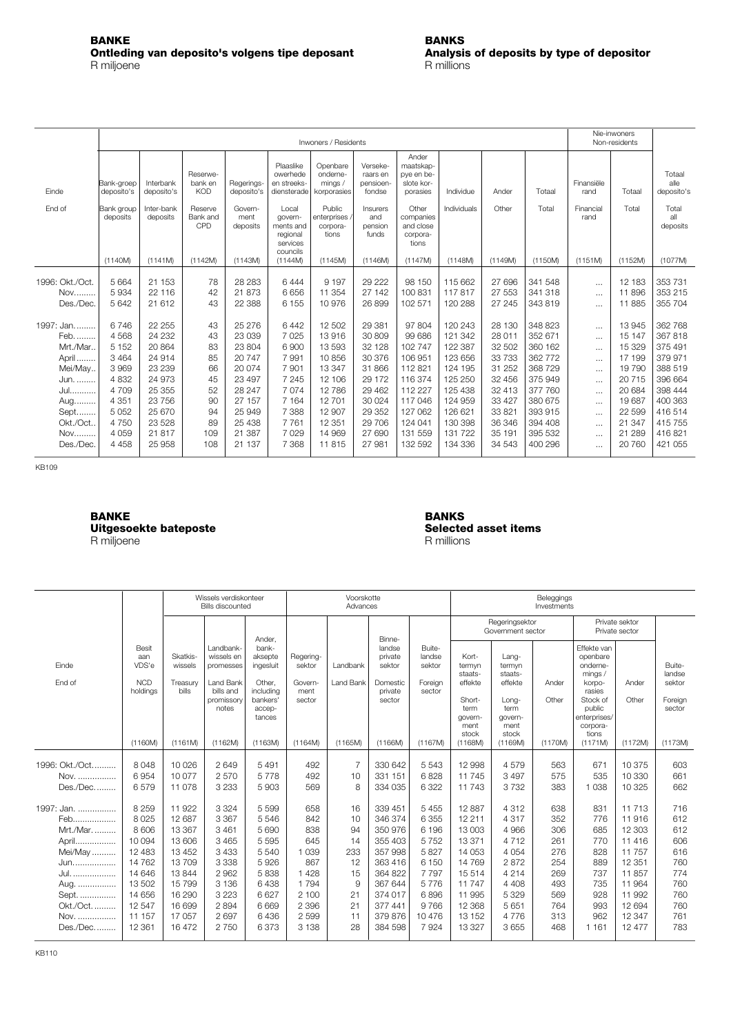## BANKE
### Ontleding van deposito's volgens tipe deposant
R miljoene

## BANKS
### Analysis of deposits by type of depositor
R millions

| Einde / End of | Inwoners / Residents | | | | | | | | | | | Nie-inwoners / Non-residents | | Totaal alle deposito's / Total all deposits |
|---|---|---|---|---|---|---|---|---|---|---|---|---|---|---|
| | Bank-groep deposito's / Bank group deposits | Interbank deposito's / Inter-bank deposits | Reserwebank en KOD / Reserve Bank and CPD | Regeringsdeposito's / Government deposits | Plaaslike owerhede en streeksdiensterade / Local governments and regional services councils | Openbare ondernemings / korporasies / Public enterprises / corporations | Versekeraars en pensioenfondse / Insurers and pension funds | Ander maatskappye en beslote korporasies / Other companies and close corporations | Individue / Individuals | Ander / Other | Totaal / Total | Finansiële rand / Financial rand | Totaal / Total | |
| | (1140M) | (1141M) | (1142M) | (1143M) | (1144M) | (1145M) | (1146M) | (1147M) | (1148M) | (1149M) | (1150M) | (1151M) | (1152M) | (1077M) |
| 1996: Okt./Oct. | 5 664 | 21 153 | 78 | 28 283 | 6 444 | 9 197 | 29 222 | 98 150 | 115 662 | 27 696 | 341 548 | ... | 12 183 | 353 731 |
| Nov. | 5 934 | 22 116 | 42 | 21 873 | 6 656 | 11 354 | 27 142 | 100 831 | 117 817 | 27 553 | 341 318 | ... | 11 896 | 353 215 |
| Des./Dec. | 5 642 | 21 612 | 43 | 22 388 | 6 155 | 10 976 | 26 899 | 102 571 | 120 288 | 27 245 | 343 819 | ... | 11 885 | 355 704 |
| 1997: Jan. | 6 746 | 22 255 | 43 | 25 276 | 6 442 | 12 502 | 29 381 | 97 804 | 120 243 | 28 130 | 348 823 | ... | 13 945 | 362 768 |
| Feb. | 4 568 | 24 232 | 43 | 23 039 | 7 025 | 13 916 | 30 809 | 99 686 | 121 342 | 28 011 | 352 671 | ... | 15 147 | 367 818 |
| Mrt./Mar. | 5 152 | 20 864 | 83 | 23 804 | 6 900 | 13 593 | 32 128 | 102 747 | 122 387 | 32 502 | 360 162 | ... | 15 329 | 375 491 |
| April | 3 464 | 24 914 | 85 | 20 747 | 7 991 | 10 856 | 30 376 | 106 951 | 123 656 | 33 733 | 362 772 | ... | 17 199 | 379 971 |
| Mei/May | 3 969 | 23 239 | 66 | 20 074 | 7 901 | 13 347 | 31 866 | 112 821 | 124 195 | 31 252 | 368 729 | ... | 19 790 | 388 519 |
| Jun. | 4 832 | 24 973 | 45 | 23 497 | 7 245 | 12 106 | 29 172 | 116 374 | 125 250 | 32 456 | 375 949 | ... | 20 715 | 396 664 |
| Jul. | 4 709 | 25 355 | 52 | 28 247 | 7 074 | 12 786 | 29 462 | 112 227 | 125 438 | 32 413 | 377 760 | ... | 20 684 | 398 444 |
| Aug. | 4 351 | 23 756 | 90 | 27 157 | 7 164 | 12 701 | 30 024 | 117 046 | 124 959 | 33 427 | 380 675 | ... | 19 687 | 400 363 |
| Sept. | 5 052 | 25 670 | 94 | 25 949 | 7 388 | 12 907 | 29 352 | 127 062 | 126 621 | 33 821 | 393 915 | ... | 22 599 | 416 514 |
| Okt./Oct. | 4 750 | 23 528 | 89 | 25 438 | 7 761 | 12 351 | 29 706 | 124 041 | 130 398 | 36 346 | 394 408 | ... | 21 347 | 415 755 |
| Nov. | 4 059 | 21 817 | 109 | 21 387 | 7 029 | 14 969 | 27 690 | 131 559 | 131 722 | 35 191 | 395 532 | ... | 21 289 | 416 821 |
| Des./Dec. | 4 458 | 25 958 | 108 | 21 137 | 7 368 | 11 815 | 27 981 | 132 592 | 134 336 | 34 543 | 400 296 | ... | 20 760 | 421 055 |

KB109

## BANKE
### Uitgesoekte bateposte
R miljoene

## BANKS
### Selected asset items
R millions

| Einde / End of | Besit aan VDS'e / NCD holdings | Wissels verdiskonteer / Bills discounted | | | Voorskotte / Advances | | | | Beleggings / Investments | | | | | |
|---|---|---|---|---|---|---|---|---|---|---|---|---|---|---|
| | | | | | | | | | Regeringsektor / Government sector | | | Private sektor / Private sector | | |
| | | Skatkiswissels / Treasury bills | Landbankwissels en promesses / Land Bank bills and promissory notes | Ander, bankaksepte ingesluit / Other, including bankers' acceptances | Regeringsektor / Government sector | Landbank / Land Bank | Binnelandse private sektor / Domestic private sector | Buitelandse sektor / Foreign sector | Korttermyn staatseffekte / Short-term government stock | Langtermyn staatseffekte / Long-term government stock | Ander / Other | Effekte van openbare ondernemings / korporasies / Stock of public enterprises/ corporations | Ander / Other | Buitelandse sektor / Foreign sector |
| | (1160M) | (1161M) | (1162M) | (1163M) | (1164M) | (1165M) | (1166M) | (1167M) | (1168M) | (1169M) | (1170M) | (1171M) | (1172M) | (1173M) |
| 1996: Okt./Oct. | 8 048 | 10 026 | 2 649 | 5 491 | 492 | 7 | 330 642 | 5 543 | 12 998 | 4 579 | 563 | 671 | 10 375 | 603 |
| Nov. | 6 954 | 10 077 | 2 570 | 5 778 | 492 | 10 | 331 151 | 6 828 | 11 745 | 3 497 | 575 | 535 | 10 330 | 661 |
| Des./Dec. | 6 579 | 11 078 | 3 233 | 5 903 | 569 | 8 | 334 035 | 6 322 | 11 743 | 3 732 | 383 | 1 038 | 10 325 | 662 |
| 1997: Jan. | 8 259 | 11 922 | 3 324 | 5 599 | 658 | 16 | 339 451 | 5 455 | 12 887 | 4 312 | 638 | 831 | 11 713 | 716 |
| Feb. | 8 025 | 12 687 | 3 367 | 5 546 | 842 | 10 | 346 374 | 6 355 | 12 211 | 4 317 | 352 | 776 | 11 916 | 612 |
| Mrt./Mar. | 8 606 | 13 367 | 3 461 | 5 690 | 838 | 94 | 350 976 | 6 196 | 13 003 | 4 966 | 306 | 685 | 12 303 | 612 |
| April | 10 094 | 13 606 | 3 465 | 5 595 | 645 | 14 | 355 403 | 5 752 | 13 371 | 4 712 | 261 | 770 | 11 416 | 606 |
| Mei/May | 12 483 | 13 452 | 3 433 | 5 540 | 1 039 | 233 | 357 998 | 5 827 | 14 053 | 4 054 | 276 | 828 | 11 757 | 616 |
| Jun. | 14 762 | 13 709 | 3 338 | 5 926 | 867 | 12 | 363 416 | 6 150 | 14 769 | 2 872 | 254 | 889 | 12 351 | 760 |
| Jul. | 14 646 | 13 844 | 2 962 | 5 838 | 1 428 | 15 | 364 822 | 7 797 | 15 514 | 4 214 | 269 | 737 | 11 857 | 774 |
| Aug. | 13 502 | 15 799 | 3 136 | 6 438 | 1 794 | 9 | 367 644 | 5 776 | 11 747 | 4 408 | 493 | 735 | 11 964 | 760 |
| Sept. | 14 656 | 16 290 | 3 223 | 6 627 | 2 100 | 21 | 374 017 | 6 896 | 11 995 | 5 329 | 569 | 928 | 11 992 | 760 |
| Okt./Oct. | 12 547 | 16 699 | 2 894 | 6 669 | 2 396 | 21 | 377 441 | 9 766 | 12 368 | 5 651 | 764 | 993 | 12 694 | 760 |
| Nov. | 11 157 | 17 057 | 2 697 | 6 436 | 2 599 | 11 | 379 876 | 10 476 | 13 152 | 4 776 | 313 | 962 | 12 347 | 761 |
| Des./Dec. | 12 361 | 16 472 | 2 750 | 6 373 | 3 138 | 28 | 384 598 | 7 924 | 13 327 | 3 655 | 468 | 1 161 | 12 477 | 783 |

KB110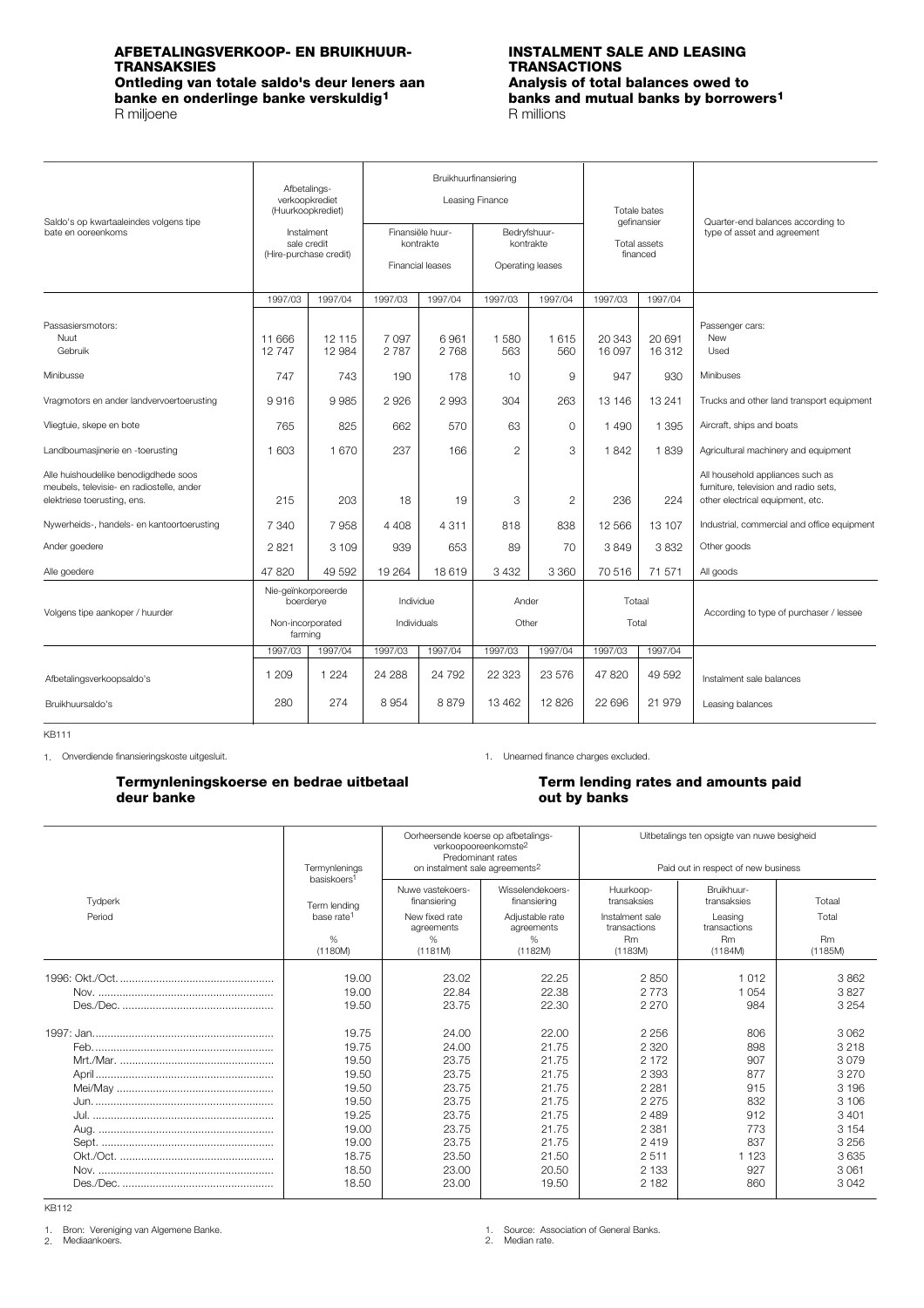## AFBETALINGSVERKOOP- EN BRUIKHUUR-TRANSAKSIES

### Ontleding van totale saldo's deur leners aan banke en onderlinge banke verskuldig[1]

R miljoene

## INSTALMENT SALE AND LEASING TRANSACTIONS

### Analysis of total balances owed to banks and mutual banks by borrowers[1]

R millions

| Saldo's op kwartaaleindes volgens tipe bate en ooreenkoms | Afbetalings-verkoopkrediet (Huurkoopkrediet) Instalment sale credit (Hire-purchase credit) | | Bruikhuurfinansiering Leasing Finance: Finansiële huur-kontrakte Financial leases | | Bedryfshuur-kontrakte Operating leases | | Totale bates gefinansier Total assets financed | | Quarter-end balances according to type of asset and agreement |
|---|---|---|---|---|---|---|---|---|---|
| | 1997/03 | 1997/04 | 1997/03 | 1997/04 | 1997/03 | 1997/04 | 1997/03 | 1997/04 | |
| Passasiersmotors: | | | | | | | | | Passenger cars: |
| Nuut | 11 666 | 12 115 | 7 097 | 6 961 | 1 580 | 1 615 | 20 343 | 20 691 | New |
| Gebruik | 12 747 | 12 984 | 2 787 | 2 768 | 563 | 560 | 16 097 | 16 312 | Used |
| Minibusse | 747 | 743 | 190 | 178 | 10 | 9 | 947 | 930 | Minibuses |
| Vragmotors en ander landvervoertoerusting | 9 916 | 9 985 | 2 926 | 2 993 | 304 | 263 | 13 146 | 13 241 | Trucks and other land transport equipment |
| Vliegtuie, skepe en bote | 765 | 825 | 662 | 570 | 63 | 0 | 1 490 | 1 395 | Aircraft, ships and boats |
| Landboumasjinerie en -toerusting | 1 603 | 1 670 | 237 | 166 | 2 | 3 | 1 842 | 1 839 | Agricultural machinery and equipment |
| Alle huishoudelike benodigdhede soos meubels, televisie- en radiostelle, ander elektriese toerusting, ens. | 215 | 203 | 18 | 19 | 3 | 2 | 236 | 224 | All household appliances such as furniture, television and radio sets, other electrical equipment, etc. |
| Nywerheids-, handels- en kantoortoerusting | 7 340 | 7 958 | 4 408 | 4 311 | 818 | 838 | 12 566 | 13 107 | Industrial, commercial and office equipment |
| Ander goedere | 2 821 | 3 109 | 939 | 653 | 89 | 70 | 3 849 | 3 832 | Other goods |
| Alle goedere | 47 820 | 49 592 | 19 264 | 18 619 | 3 432 | 3 360 | 70 516 | 71 571 | All goods |
| Volgens tipe aankoper / huurder | Nie-geïnkorporeerde boerderye Non-incorporated farming | | Individue Individuals | | Ander Other | | Totaal Total | | According to type of purchaser / lessee |
| | 1997/03 | 1997/04 | 1997/03 | 1997/04 | 1997/03 | 1997/04 | 1997/03 | 1997/04 | |
| Afbetalingsverkoopsaldo's | 1 209 | 1 224 | 24 288 | 24 792 | 22 323 | 23 576 | 47 820 | 49 592 | Instalment sale balances |
| Bruikhuursaldo's | 280 | 274 | 8 954 | 8 879 | 13 462 | 12 826 | 22 696 | 21 979 | Leasing balances |

KB111

1. Onverdiende finansieringskoste uitgesluit.

1. Unearned finance charges excluded.

### Termynleningskoerse en bedrae uitbetaal deur banke

### Term lending rates and amounts paid out by banks

| Tydperk Period | Termynlenings basiskoers[1] Term lending base rate[1] % (1180M) | Oorheersende koerse op afbetalings-verkoopooreenkomste[2] / Predominant rates on instalment sale agreements[2]: Nuwe vastekoers-finansiering New fixed rate agreements % (1181M) | Wisselendekoers-finansiering Adjustable rate agreements % (1182M) | Uitbetalings ten opsigte van nuwe besigheid / Paid out in respect of new business: Huurkoop-transaksies Instalment sale transactions Rm (1183M) | Bruikhuur-transaksies Leasing transactions Rm (1184M) | Totaal Total Rm (1185M) |
|---|---|---|---|---|---|---|
| 1996: Okt./Oct. | 19.00 | 23.02 | 22.25 | 2 850 | 1 012 | 3 862 |
| Nov. | 19.00 | 22.84 | 22.38 | 2 773 | 1 054 | 3 827 |
| Des./Dec. | 19.50 | 23.75 | 22.30 | 2 270 | 984 | 3 254 |
| 1997: Jan. | 19.75 | 24.00 | 22.00 | 2 256 | 806 | 3 062 |
| Feb. | 19.75 | 24.00 | 21.75 | 2 320 | 898 | 3 218 |
| Mrt./Mar. | 19.50 | 23.75 | 21.75 | 2 172 | 907 | 3 079 |
| April | 19.50 | 23.75 | 21.75 | 2 393 | 877 | 3 270 |
| Mei/May | 19.50 | 23.75 | 21.75 | 2 281 | 915 | 3 196 |
| Jun. | 19.50 | 23.75 | 21.75 | 2 275 | 832 | 3 106 |
| Jul. | 19.25 | 23.75 | 21.75 | 2 489 | 912 | 3 401 |
| Aug. | 19.00 | 23.75 | 21.75 | 2 381 | 773 | 3 154 |
| Sept. | 19.00 | 23.75 | 21.75 | 2 419 | 837 | 3 256 |
| Okt./Oct. | 18.75 | 23.50 | 21.50 | 2 511 | 1 123 | 3 635 |
| Nov. | 18.50 | 23.00 | 20.50 | 2 133 | 927 | 3 061 |
| Des./Dec. | 18.50 | 23.00 | 19.50 | 2 182 | 860 | 3 042 |

KB112

1. Bron: Vereniging van Algemene Banke.
2. Mediaankoers.

1. Source: Association of General Banks.
2. Median rate.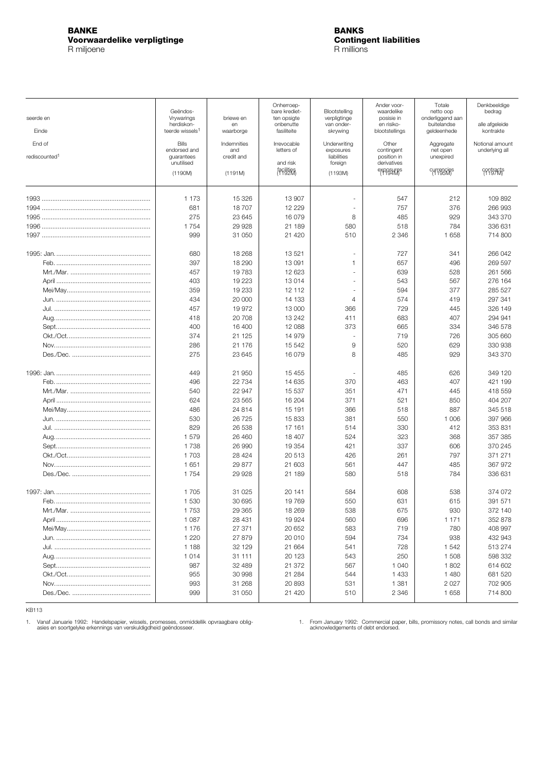# BANKE
## Voorwaardelike verpligtinge
R miljoene

# BANKS
## Contingent liabilities
R millions

| Einde / End of | Geëndosseerde en herdiskonteerde wissels[1] / Bills endorsed and rediscounted[1] (1190M) | Vrywarings en waarborge / Indemnities and guarantees (1191M) | Onherroepbare kredietbriewe en onbenutte fasiliteite / Irrevocable letters of credit and unutilised facilities (1192M) | Blootstelling ten opsigte van onderskrywing verpligtinge / Underwriting exposures and risk liabilities (1193M) | Ander voorwaardelike posisie in en risikoblootstellings / Other contingent position in derivatives exposures (1194M) | Totale netto oop onderliggend aan buitelandse geldeenhede / Aggregate net open foreign unexpired currencies (1195M) | Denkbeeldige bedrag onderliggend aan alle afgeleide kontrakte / Notional amount underlying all contracts (1197M) |
|---|---|---|---|---|---|---|---|
| 1993 | 1 173 | 15 326 | 13 907 | - | 547 | 212 | 109 892 |
| 1994 | 681 | 18 707 | 12 229 | - | 757 | 376 | 266 993 |
| 1995 | 275 | 23 645 | 16 079 | 8 | 485 | 929 | 343 370 |
| 1996 | 1 754 | 29 928 | 21 189 | 580 | 518 | 784 | 336 631 |
| 1997 | 999 | 31 050 | 21 420 | 510 | 2 346 | 1 658 | 714 800 |
| 1995: Jan. | 680 | 18 268 | 13 521 | - | 727 | 341 | 266 042 |
| Feb. | 397 | 18 290 | 13 091 | 1 | 657 | 496 | 269 597 |
| Mrt./Mar. | 457 | 19 783 | 12 623 | - | 639 | 528 | 261 566 |
| April | 403 | 19 223 | 13 014 | - | 543 | 567 | 276 164 |
| Mei/May | 359 | 19 233 | 12 112 | - | 594 | 377 | 285 527 |
| Jun. | 434 | 20 000 | 14 133 | 4 | 574 | 419 | 297 341 |
| Jul. | 457 | 19 972 | 13 000 | 366 | 729 | 445 | 326 149 |
| Aug. | 418 | 20 708 | 13 242 | 411 | 683 | 407 | 294 941 |
| Sept. | 400 | 16 400 | 12 088 | 373 | 665 | 334 | 346 578 |
| Okt./Oct. | 374 | 21 125 | 14 979 | - | 719 | 726 | 305 660 |
| Nov. | 286 | 21 176 | 15 542 | 9 | 520 | 629 | 330 938 |
| Des./Dec. | 275 | 23 645 | 16 079 | 8 | 485 | 929 | 343 370 |
| 1996: Jan. | 449 | 21 950 | 15 455 | - | 485 | 626 | 349 120 |
| Feb. | 496 | 22 734 | 14 635 | 370 | 463 | 407 | 421 199 |
| Mrt./Mar. | 540 | 22 947 | 15 537 | 351 | 471 | 445 | 418 559 |
| April | 624 | 23 565 | 16 204 | 371 | 521 | 850 | 404 207 |
| Mei/May | 486 | 24 814 | 15 191 | 366 | 518 | 887 | 345 518 |
| Jun. | 530 | 26 725 | 15 833 | 381 | 550 | 1 006 | 397 966 |
| Jul. | 829 | 26 538 | 17 161 | 514 | 330 | 412 | 353 831 |
| Aug. | 1 579 | 26 460 | 18 407 | 524 | 323 | 368 | 357 385 |
| Sept. | 1 738 | 26 990 | 19 354 | 421 | 337 | 606 | 370 245 |
| Okt./Oct. | 1 703 | 28 424 | 20 513 | 426 | 261 | 797 | 371 271 |
| Nov. | 1 651 | 29 877 | 21 603 | 561 | 447 | 485 | 367 972 |
| Des./Dec. | 1 754 | 29 928 | 21 189 | 580 | 518 | 784 | 336 631 |
| 1997: Jan. | 1 705 | 31 025 | 20 141 | 584 | 608 | 538 | 374 072 |
| Feb. | 1 530 | 30 695 | 19 769 | 550 | 631 | 615 | 391 571 |
| Mrt./Mar. | 1 753 | 29 365 | 18 269 | 538 | 675 | 930 | 372 140 |
| April | 1 087 | 28 431 | 19 924 | 560 | 696 | 1 171 | 352 878 |
| Mei/May | 1 176 | 27 371 | 20 652 | 583 | 719 | 780 | 408 997 |
| Jun. | 1 220 | 27 879 | 20 010 | 594 | 734 | 938 | 432 943 |
| Jul. | 1 188 | 32 129 | 21 664 | 541 | 728 | 1 542 | 513 274 |
| Aug. | 1 014 | 31 111 | 20 123 | 543 | 250 | 1 508 | 598 332 |
| Sept. | 987 | 32 489 | 21 372 | 567 | 1 040 | 1 802 | 614 602 |
| Okt./Oct. | 955 | 30 998 | 21 284 | 544 | 1 433 | 1 480 | 681 520 |
| Nov. | 993 | 31 268 | 20 893 | 531 | 1 381 | 2 027 | 702 905 |
| Des./Dec. | 999 | 31 050 | 21 420 | 510 | 2 346 | 1 658 | 714 800 |

KB113

1. Vanaf Januarie 1992: Handelspapier, wissels, promesses, onmiddellik opvraagbare obligasies en soortgelyke erkennings van verskuldigdheid geëndosseer.

1. From January 1992: Commercial paper, bills, promissory notes, call bonds and similar acknowledgements of debt endorsed.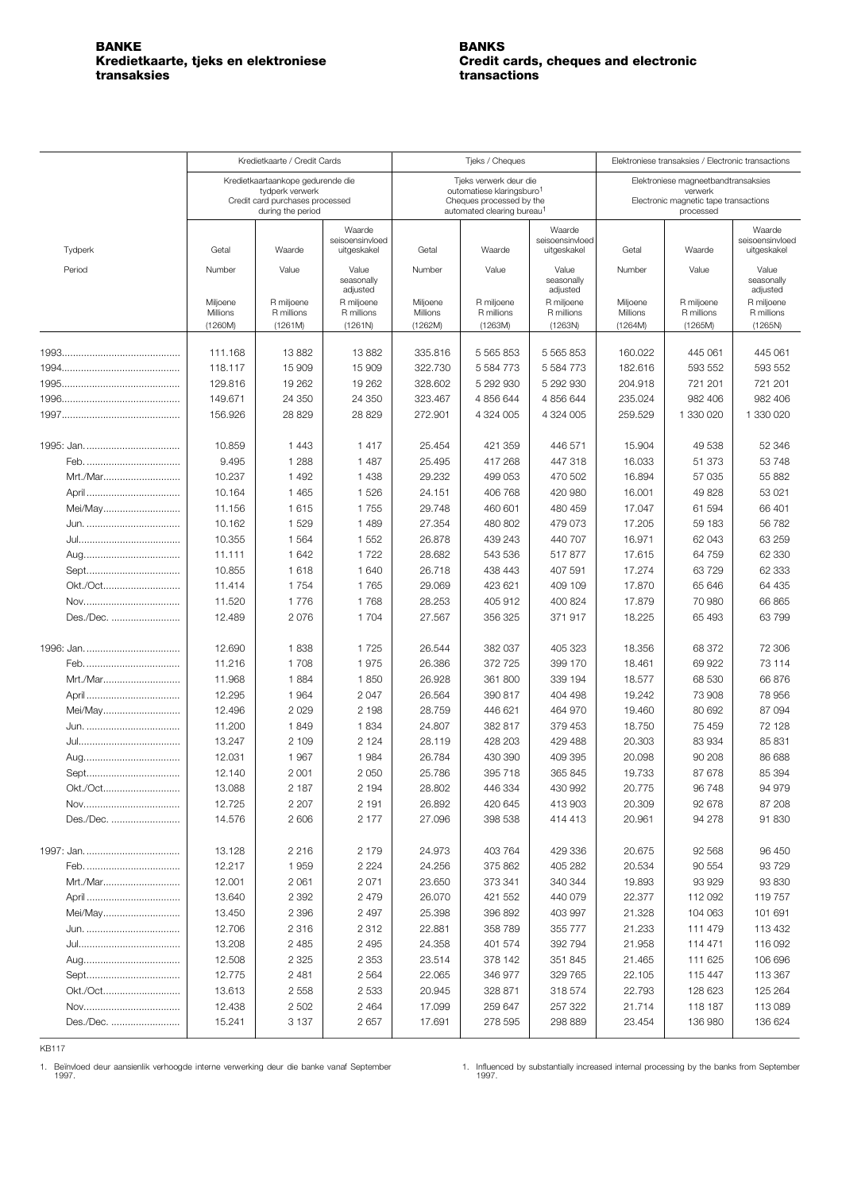**BANKE**
**Kredietkaarte, tjeks en elektroniese transaksies**

**BANKS**
**Credit cards, cheques and electronic transactions**

| Tydperk / Period | Kredietkaarte / Credit Cards | | | Tjeks / Cheques | | | Elektroniese transaksies / Electronic transactions | | |
|---|---|---|---|---|---|---|---|---|---|
| | Kredietkaartaankope gedurende die tydperk verwerk / Credit card purchases processed during the period | | | Tjeks verwerk deur die outomatiese klaringsburo[1] / Cheques processed by the automated clearing bureau[1] | | | Elektroniese magneetbandtransaksies verwerk / Electronic magnetic tape transactions processed | | |
| | Getal / Number | Waarde / Value | Waarde seisoensinvloed uitgeskakel / Value seasonally adjusted | Getal / Number | Waarde / Value | Waarde seisoensinvloed uitgeskakel / Value seasonally adjusted | Getal / Number | Waarde / Value | Waarde seisoensinvloed uitgeskakel / Value seasonally adjusted |
| | Miljoene / Millions (1260M) | R miljoene / R millions (1261M) | R miljoene / R millions (1261N) | Miljoene / Millions (1262M) | R miljoene / R millions (1263M) | R miljoene / R millions (1263N) | Miljoene / Millions (1264M) | R miljoene / R millions (1265M) | R miljoene / R millions (1265N) |
| 1993 | 111.168 | 13 882 | 13 882 | 335.816 | 5 565 853 | 5 565 853 | 160.022 | 445 061 | 445 061 |
| 1994 | 118.117 | 15 909 | 15 909 | 322.730 | 5 584 773 | 5 584 773 | 182.616 | 593 552 | 593 552 |
| 1995 | 129.816 | 19 262 | 19 262 | 328.602 | 5 292 930 | 5 292 930 | 204.918 | 721 201 | 721 201 |
| 1996 | 149.671 | 24 350 | 24 350 | 323.467 | 4 856 644 | 4 856 644 | 235.024 | 982 406 | 982 406 |
| 1997 | 156.926 | 28 829 | 28 829 | 272.901 | 4 324 005 | 4 324 005 | 259.529 | 1 330 020 | 1 330 020 |
| 1995: Jan. | 10.859 | 1 443 | 1 417 | 25.454 | 421 359 | 446 571 | 15.904 | 49 538 | 52 346 |
| Feb. | 9.495 | 1 288 | 1 487 | 25.495 | 417 268 | 447 318 | 16.033 | 51 373 | 53 748 |
| Mrt./Mar | 10.237 | 1 492 | 1 438 | 29.232 | 499 053 | 470 502 | 16.894 | 57 035 | 55 882 |
| April | 10.164 | 1 465 | 1 526 | 24.151 | 406 768 | 420 980 | 16.001 | 49 828 | 53 021 |
| Mei/May | 11.156 | 1 615 | 1 755 | 29.748 | 460 601 | 480 459 | 17.047 | 61 594 | 66 401 |
| Jun. | 10.162 | 1 529 | 1 489 | 27.354 | 480 802 | 479 073 | 17.205 | 59 183 | 56 782 |
| Jul. | 10.355 | 1 564 | 1 552 | 26.878 | 439 243 | 440 707 | 16.971 | 62 043 | 63 259 |
| Aug. | 11.111 | 1 642 | 1 722 | 28.682 | 543 536 | 517 877 | 17.615 | 64 759 | 62 330 |
| Sept. | 10.855 | 1 618 | 1 640 | 26.718 | 438 443 | 407 591 | 17.274 | 63 729 | 62 333 |
| Okt./Oct. | 11.414 | 1 754 | 1 765 | 29.069 | 423 621 | 409 109 | 17.870 | 65 646 | 64 435 |
| Nov. | 11.520 | 1 776 | 1 768 | 28.253 | 405 912 | 400 824 | 17.879 | 70 980 | 66 865 |
| Des./Dec. | 12.489 | 2 076 | 1 704 | 27.567 | 356 325 | 371 917 | 18.225 | 65 493 | 63 799 |
| 1996: Jan. | 12.690 | 1 838 | 1 725 | 26.544 | 382 037 | 405 323 | 18.356 | 68 372 | 72 306 |
| Feb. | 11.216 | 1 708 | 1 975 | 26.386 | 372 725 | 399 170 | 18.461 | 69 922 | 73 114 |
| Mrt./Mar | 11.968 | 1 884 | 1 850 | 26.928 | 361 800 | 339 194 | 18.577 | 68 530 | 66 876 |
| April | 12.295 | 1 964 | 2 047 | 26.564 | 390 817 | 404 498 | 19.242 | 73 908 | 78 956 |
| Mei/May | 12.496 | 2 029 | 2 198 | 28.759 | 446 621 | 464 970 | 19.460 | 80 692 | 87 094 |
| Jun. | 11.200 | 1 849 | 1 834 | 24.807 | 382 817 | 379 453 | 18.750 | 75 459 | 72 128 |
| Jul. | 13.247 | 2 109 | 2 124 | 28.119 | 428 203 | 429 488 | 20.303 | 83 934 | 85 831 |
| Aug. | 12.031 | 1 967 | 1 984 | 26.784 | 430 390 | 409 395 | 20.098 | 90 208 | 86 688 |
| Sept. | 12.140 | 2 001 | 2 050 | 25.786 | 395 718 | 365 845 | 19.733 | 87 678 | 85 394 |
| Okt./Oct. | 13.088 | 2 187 | 2 194 | 28.802 | 446 334 | 430 992 | 20.775 | 96 748 | 94 979 |
| Nov. | 12.725 | 2 207 | 2 191 | 26.892 | 420 645 | 413 903 | 20.309 | 92 678 | 87 208 |
| Des./Dec. | 14.576 | 2 606 | 2 177 | 27.096 | 398 538 | 414 413 | 20.961 | 94 278 | 91 830 |
| 1997: Jan. | 13.128 | 2 216 | 2 179 | 24.973 | 403 764 | 429 336 | 20.675 | 92 568 | 96 450 |
| Feb. | 12.217 | 1 959 | 2 224 | 24.256 | 375 862 | 405 282 | 20.534 | 90 554 | 93 729 |
| Mrt./Mar | 12.001 | 2 061 | 2 071 | 23.650 | 373 341 | 340 344 | 19.893 | 93 929 | 93 830 |
| April | 13.640 | 2 392 | 2 479 | 26.070 | 421 552 | 440 079 | 22.377 | 112 092 | 119 757 |
| Mei/May | 13.450 | 2 396 | 2 497 | 25.398 | 396 892 | 403 997 | 21.328 | 104 063 | 101 691 |
| Jun. | 12.706 | 2 316 | 2 312 | 22.881 | 358 789 | 355 777 | 21.233 | 111 479 | 113 432 |
| Jul. | 13.208 | 2 485 | 2 495 | 24.358 | 401 574 | 392 794 | 21.958 | 114 471 | 116 092 |
| Aug. | 12.508 | 2 325 | 2 353 | 23.514 | 378 142 | 351 845 | 21.465 | 111 625 | 106 696 |
| Sept. | 12.775 | 2 481 | 2 564 | 22.065 | 346 977 | 329 765 | 22.105 | 115 447 | 113 367 |
| Okt./Oct. | 13.613 | 2 558 | 2 533 | 20.945 | 328 871 | 318 574 | 22.793 | 128 623 | 125 264 |
| Nov. | 12.438 | 2 502 | 2 464 | 17.099 | 259 647 | 257 322 | 21.714 | 118 187 | 113 089 |
| Des./Dec. | 15.241 | 3 137 | 2 657 | 17.691 | 278 595 | 298 889 | 23.454 | 136 980 | 136 624 |

KB117

1. Beïnvloed deur aansienlik verhoogde interne verwerking deur die banke vanaf September 1997.

1. Influenced by substantially increased internal processing by the banks from September 1997.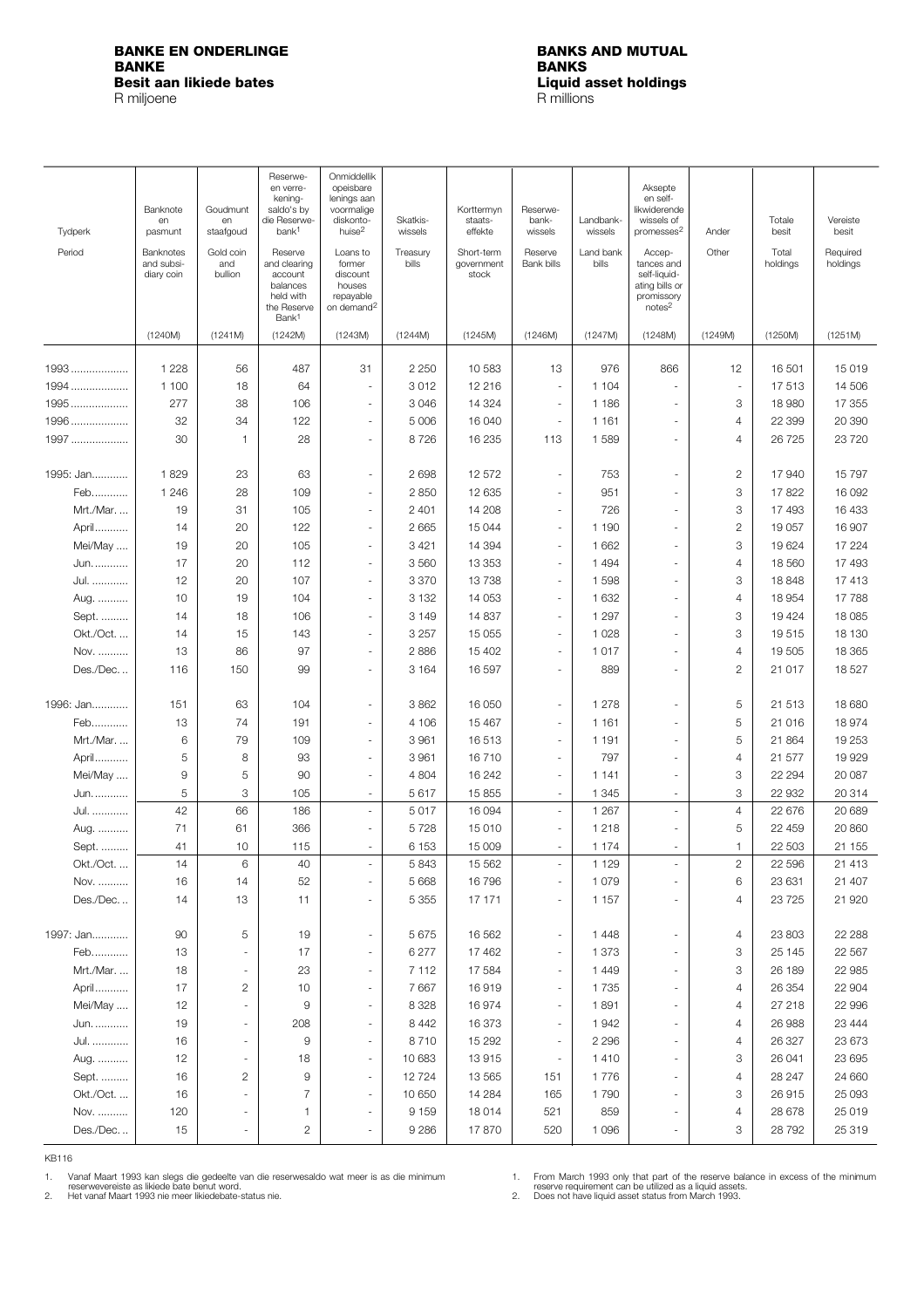**BANKE EN ONDERLINGE BANKE**
**Besit aan likiede bates**
R miljoene

**BANKS AND MUTUAL BANKS**
**Liquid asset holdings**
R millions

| Tydperk / Period | Banknote en pasmunt / Banknotes and subsidiary coin | Goudmunt en staafgoud / Gold coin and bullion | Reserwe- en verrekeningsaldo's by die Reserwebank[1] / Reserve and clearing account balances held with the Reserve Bank[1] | Onmiddellik opeisbare lenings aan voormalige diskontohuise[2] / Loans to former discount houses repayable on demand[2] | Skatkiswissels / Treasury bills | Korttermyn staatseffekte / Short-term government stock | Reserwebankwissels / Reserve Bank bills | Landbankwissels / Land bank bills | Aksepte en self-likwiderende wissels of promesses[2] / Acceptances and self-liquidating bills or promissory notes[2] | Ander / Other | Totale besit / Total holdings | Vereiste besit / Required holdings |
|---|---|---|---|---|---|---|---|---|---|---|---|---|
| | (1240M) | (1241M) | (1242M) | (1243M) | (1244M) | (1245M) | (1246M) | (1247M) | (1248M) | (1249M) | (1250M) | (1251M) |
| 1993 | 1 228 | 56 | 487 | 31 | 2 250 | 10 583 | 13 | 976 | 866 | 12 | 16 501 | 15 019 |
| 1994 | 1 100 | 18 | 64 | - | 3 012 | 12 216 | - | 1 104 | - | - | 17 513 | 14 506 |
| 1995 | 277 | 38 | 106 | - | 3 046 | 14 324 | - | 1 186 | - | 3 | 18 980 | 17 355 |
| 1996 | 32 | 34 | 122 | - | 5 006 | 16 040 | - | 1 161 | - | 4 | 22 399 | 20 390 |
| 1997 | 30 | 1 | 28 | - | 8 726 | 16 235 | 113 | 1 589 | - | 4 | 26 725 | 23 720 |
| 1995: Jan. | 1 829 | 23 | 63 | - | 2 698 | 12 572 | - | 753 | - | 2 | 17 940 | 15 797 |
| Feb. | 1 246 | 28 | 109 | - | 2 850 | 12 635 | - | 951 | - | 3 | 17 822 | 16 092 |
| Mrt./Mar. | 19 | 31 | 105 | - | 2 401 | 14 208 | - | 726 | - | 3 | 17 493 | 16 433 |
| April | 14 | 20 | 122 | - | 2 665 | 15 044 | - | 1 190 | - | 2 | 19 057 | 16 907 |
| Mei/May | 19 | 20 | 105 | - | 3 421 | 14 394 | - | 1 662 | - | 3 | 19 624 | 17 224 |
| Jun. | 17 | 20 | 112 | - | 3 560 | 13 353 | - | 1 494 | - | 4 | 18 560 | 17 493 |
| Jul. | 12 | 20 | 107 | - | 3 370 | 13 738 | - | 1 598 | - | 3 | 18 848 | 17 413 |
| Aug. | 10 | 19 | 104 | - | 3 132 | 14 053 | - | 1 632 | - | 4 | 18 954 | 17 788 |
| Sept. | 14 | 18 | 106 | - | 3 149 | 14 837 | - | 1 297 | - | 3 | 19 424 | 18 085 |
| Okt./Oct. | 14 | 15 | 143 | - | 3 257 | 15 055 | - | 1 028 | - | 3 | 19 515 | 18 130 |
| Nov. | 13 | 86 | 97 | - | 2 886 | 15 402 | - | 1 017 | - | 4 | 19 505 | 18 365 |
| Des./Dec. | 116 | 150 | 99 | - | 3 164 | 16 597 | - | 889 | - | 2 | 21 017 | 18 527 |
| 1996: Jan. | 151 | 63 | 104 | - | 3 862 | 16 050 | - | 1 278 | - | 5 | 21 513 | 18 680 |
| Feb. | 13 | 74 | 191 | - | 4 106 | 15 467 | - | 1 161 | - | 5 | 21 016 | 18 974 |
| Mrt./Mar. | 6 | 79 | 109 | - | 3 961 | 16 513 | - | 1 191 | - | 5 | 21 864 | 19 253 |
| April | 5 | 8 | 93 | - | 3 961 | 16 710 | - | 797 | - | 4 | 21 577 | 19 929 |
| Mei/May | 9 | 5 | 90 | - | 4 804 | 16 242 | - | 1 141 | - | 3 | 22 294 | 20 087 |
| Jun. | 5 | 3 | 105 | - | 5 617 | 15 855 | - | 1 345 | - | 3 | 22 932 | 20 314 |
| Jul. | 42 | 66 | 186 | - | 5 017 | 16 094 | - | 1 267 | - | 4 | 22 676 | 20 689 |
| Aug. | 71 | 61 | 366 | - | 5 728 | 15 010 | - | 1 218 | - | 5 | 22 459 | 20 860 |
| Sept. | 41 | 10 | 115 | - | 6 153 | 15 009 | - | 1 174 | - | 1 | 22 503 | 21 155 |
| Okt./Oct. | 14 | 6 | 40 | - | 5 843 | 15 562 | - | 1 129 | - | 2 | 22 596 | 21 413 |
| Nov. | 16 | 14 | 52 | - | 5 668 | 16 796 | - | 1 079 | - | 6 | 23 631 | 21 407 |
| Des./Dec. | 14 | 13 | 11 | - | 5 355 | 17 171 | - | 1 157 | - | 4 | 23 725 | 21 920 |
| 1997: Jan. | 90 | 5 | 19 | - | 5 675 | 16 562 | - | 1 448 | - | 4 | 23 803 | 22 288 |
| Feb. | 13 | - | 17 | - | 6 277 | 17 462 | - | 1 373 | - | 3 | 25 145 | 22 567 |
| Mrt./Mar. | 18 | - | 23 | - | 7 112 | 17 584 | - | 1 449 | - | 3 | 26 189 | 22 985 |
| April | 17 | 2 | 10 | - | 7 667 | 16 919 | - | 1 735 | - | 4 | 26 354 | 22 904 |
| Mei/May | 12 | - | 9 | - | 8 328 | 16 974 | - | 1 891 | - | 4 | 27 218 | 22 996 |
| Jun. | 19 | - | 208 | - | 8 442 | 16 373 | - | 1 942 | - | 4 | 26 988 | 23 444 |
| Jul. | 16 | - | 9 | - | 8 710 | 15 292 | - | 2 296 | - | 4 | 26 327 | 23 673 |
| Aug. | 12 | - | 18 | - | 10 683 | 13 915 | - | 1 410 | - | 3 | 26 041 | 23 695 |
| Sept. | 16 | 2 | 9 | - | 12 724 | 13 565 | 151 | 1 776 | - | 4 | 28 247 | 24 660 |
| Okt./Oct. | 16 | - | 7 | - | 10 650 | 14 284 | 165 | 1 790 | - | 3 | 26 915 | 25 093 |
| Nov. | 120 | - | 1 | - | 9 159 | 18 014 | 521 | 859 | - | 4 | 28 678 | 25 019 |
| Des./Dec. | 15 | - | 2 | - | 9 286 | 17 870 | 520 | 1 096 | - | 3 | 28 792 | 25 319 |

KB116

1. Vanaf Maart 1993 kan slegs die gedeelte van die reserwesaldo wat meer is as die minimum reserwevereiste as likiede bate benut word.
2. Het vanaf Maart 1993 nie meer likiedebate-status nie.

1. From March 1993 only that part of the reserve balance in excess of the minimum reserve requirement can be utilized as a liquid assets.
2. Does not have liquid asset status from March 1993.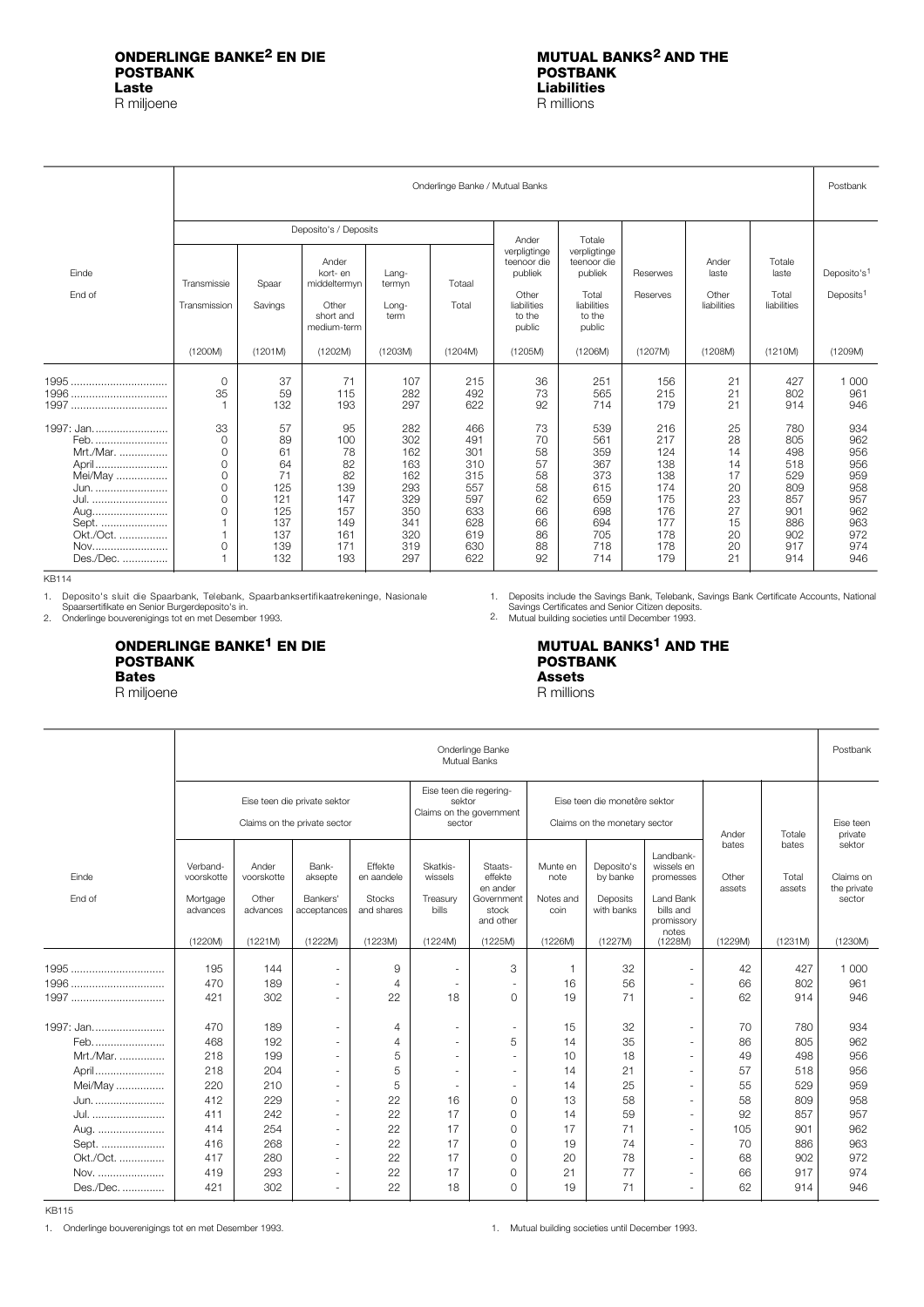## ONDERLINGE BANKE[2] EN DIE POSTBANK
### Laste
R miljoene

## MUTUAL BANKS[2] AND THE POSTBANK
### Liabilities
R millions

| Einde / End of | Onderlinge Banke / Mutual Banks | | | | | | | | | | Postbank |
|---|---|---|---|---|---|---|---|---|---|---|---|
| | Deposito's / Deposits | | | | | | | | | | |
| | Transmissie / Transmission | Spaar / Savings | Ander kort- en middeltermyn / Other short and medium-term | Langtermyn / Long-term | Totaal / Total | Ander verpligtinge teenoor die publiek / Other liabilities to the public | Totale verpligtinge teenoor die publiek / Total liabilities to the public | Reserwes / Reserves | Ander laste / Other liabilities | Totale laste / Total liabilities | Deposito's[1] / Deposits[1] |
| | (1200M) | (1201M) | (1202M) | (1203M) | (1204M) | (1205M) | (1206M) | (1207M) | (1208M) | (1210M) | (1209M) |
| 1995 | 0 | 37 | 71 | 107 | 215 | 36 | 251 | 156 | 21 | 427 | 1 000 |
| 1996 | 35 | 59 | 115 | 282 | 492 | 73 | 565 | 215 | 21 | 802 | 961 |
| 1997 | 1 | 132 | 193 | 297 | 622 | 92 | 714 | 179 | 21 | 914 | 946 |
| 1997: Jan. | 33 | 57 | 95 | 282 | 466 | 73 | 539 | 216 | 25 | 780 | 934 |
| Feb. | 0 | 89 | 100 | 302 | 491 | 70 | 561 | 217 | 28 | 805 | 962 |
| Mrt./Mar. | 0 | 61 | 78 | 162 | 301 | 58 | 359 | 124 | 14 | 498 | 956 |
| April | 0 | 64 | 82 | 163 | 310 | 57 | 367 | 138 | 14 | 518 | 956 |
| Mei/May | 0 | 71 | 82 | 162 | 315 | 58 | 373 | 138 | 17 | 529 | 959 |
| Jun. | 0 | 125 | 139 | 293 | 557 | 58 | 615 | 174 | 20 | 809 | 958 |
| Jul. | 0 | 121 | 147 | 329 | 597 | 62 | 659 | 175 | 23 | 857 | 957 |
| Aug. | 0 | 125 | 157 | 350 | 633 | 66 | 698 | 176 | 27 | 901 | 962 |
| Sept. | 1 | 137 | 149 | 341 | 628 | 66 | 694 | 177 | 15 | 886 | 963 |
| Okt./Oct. | 1 | 137 | 161 | 320 | 619 | 86 | 705 | 178 | 20 | 902 | 972 |
| Nov. | 0 | 139 | 171 | 319 | 630 | 88 | 718 | 178 | 20 | 917 | 974 |
| Des./Dec. | 1 | 132 | 193 | 297 | 622 | 92 | 714 | 179 | 21 | 914 | 946 |

KB114

1. Deposito's sluit die Spaarbank, Telebank, Spaarbanksertifikaatrekeninge, Nasionale Spaarsertifikate en Senior Burgerdeposito's in.
2. Onderlinge bouverenigings tot en met Desember 1993.

1. Deposits include the Savings Bank, Telebank, Savings Bank Certificate Accounts, National Savings Certificates and Senior Citizen deposits.
2. Mutual building societies until December 1993.

## ONDERLINGE BANKE[1] EN DIE POSTBANK
### Bates
R miljoene

## MUTUAL BANKS[1] AND THE POSTBANK
### Assets
R millions

| Einde / End of | Onderlinge Banke / Mutual Banks | | | | | | | | | | | Postbank |
|---|---|---|---|---|---|---|---|---|---|---|---|---|
| | Eise teen die private sektor / Claims on the private sector | | | | Eise teen die regeringsektor / Claims on the government sector | | Eise teen die monetêre sektor / Claims on the monetary sector | | | | | |
| | Verbandvoorskotte / Mortgage advances | Ander voorskotte / Other advances | Bankaksepte / Bankers' acceptances | Effekte en aandele / Stocks and shares | Skatkiswissels / Treasury bills | Staatseffekte en ander / Government stock and other | Munte en note / Notes and coin | Deposito's by banke / Deposits with banks | Landbankwissels en promesses / Land Bank bills and promissory notes | Ander bates / Other assets | Totale bates / Total assets | Eise teen private sektor / Claims on the private sector |
| | (1220M) | (1221M) | (1222M) | (1223M) | (1224M) | (1225M) | (1226M) | (1227M) | (1228M) | (1229M) | (1231M) | (1230M) |
| 1995 | 195 | 144 | - | 9 | - | 3 | 1 | 32 | - | 42 | 427 | 1 000 |
| 1996 | 470 | 189 | - | 4 | - | - | 16 | 56 | - | 66 | 802 | 961 |
| 1997 | 421 | 302 | - | 22 | 18 | 0 | 19 | 71 | - | 62 | 914 | 946 |
| 1997: Jan. | 470 | 189 | - | 4 | - | - | 15 | 32 | - | 70 | 780 | 934 |
| Feb. | 468 | 192 | - | 4 | - | 5 | 14 | 35 | - | 86 | 805 | 962 |
| Mrt./Mar. | 218 | 199 | - | 5 | - | - | 10 | 18 | - | 49 | 498 | 956 |
| April | 218 | 204 | - | 5 | - | - | 14 | 21 | - | 57 | 518 | 956 |
| Mei/May | 220 | 210 | - | 5 | - | - | 14 | 25 | - | 55 | 529 | 959 |
| Jun. | 412 | 229 | - | 22 | 16 | 0 | 13 | 58 | - | 58 | 809 | 958 |
| Jul. | 411 | 242 | - | 22 | 17 | 0 | 14 | 59 | - | 92 | 857 | 957 |
| Aug. | 414 | 254 | - | 22 | 17 | 0 | 17 | 71 | - | 105 | 901 | 962 |
| Sept. | 416 | 268 | - | 22 | 17 | 0 | 19 | 74 | - | 70 | 886 | 963 |
| Okt./Oct. | 417 | 280 | - | 22 | 17 | 0 | 20 | 78 | - | 68 | 902 | 972 |
| Nov. | 419 | 293 | - | 22 | 17 | 0 | 21 | 77 | - | 66 | 917 | 974 |
| Des./Dec. | 421 | 302 | - | 22 | 18 | 0 | 19 | 71 | - | 62 | 914 | 946 |

KB115

1. Onderlinge bouverenigings tot en met Desember 1993.

1. Mutual building societies until December 1993.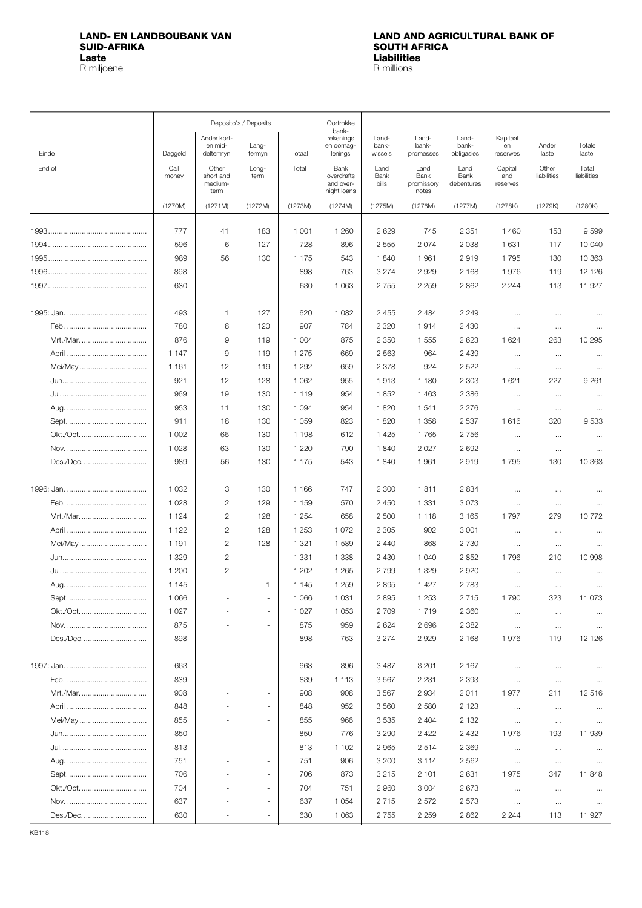# LAND- EN LANDBOUBANK VAN SUID-AFRIKA
**Laste**
R miljoene

# LAND AND AGRICULTURAL BANK OF SOUTH AFRICA
**Liabilities**
R millions

| Einde / End of | Deposito's / Deposits | | | | Oortrokke bankrekenings en oornaglenings / Bank overdrafts and overnight loans | Landbankwissels / Land Bank bills | Landbankpromesses / Land Bank promissory notes | Landbankobligasies / Land Bank debentures | Kapitaal en reserwes / Capital and reserves | Ander laste / Other liabilities | Totale laste / Total liabilities |
|---|---|---|---|---|---|---|---|---|---|---|---|
| | Daggeld / Call money | Ander kort- en mid-deltermyn / Other short and medium-term | Langtermyn / Long-term | Totaal / Total | | | | | | | |
| | (1270M) | (1271M) | (1272M) | (1273M) | (1274M) | (1275M) | (1276M) | (1277M) | (1278K) | (1279K) | (1280K) |
| 1993 | 777 | 41 | 183 | 1 001 | 1 260 | 2 629 | 745 | 2 351 | 1 460 | 153 | 9 599 |
| 1994 | 596 | 6 | 127 | 728 | 896 | 2 555 | 2 074 | 2 038 | 1 631 | 117 | 10 040 |
| 1995 | 989 | 56 | 130 | 1 175 | 543 | 1 840 | 1 961 | 2 919 | 1 795 | 130 | 10 363 |
| 1996 | 898 | - | - | 898 | 763 | 3 274 | 2 929 | 2 168 | 1 976 | 119 | 12 126 |
| 1997 | 630 | - | - | 630 | 1 063 | 2 755 | 2 259 | 2 862 | 2 244 | 113 | 11 927 |
| 1995: Jan. | 493 | 1 | 127 | 620 | 1 082 | 2 455 | 2 484 | 2 249 | ... | ... | ... |
| Feb. | 780 | 8 | 120 | 907 | 784 | 2 320 | 1 914 | 2 430 | ... | ... | ... |
| Mrt./Mar. | 876 | 9 | 119 | 1 004 | 875 | 2 350 | 1 555 | 2 623 | 1 624 | 263 | 10 295 |
| April | 1 147 | 9 | 119 | 1 275 | 669 | 2 563 | 964 | 2 439 | ... | ... | ... |
| Mei/May | 1 161 | 12 | 119 | 1 292 | 659 | 2 378 | 924 | 2 522 | ... | ... | ... |
| Jun. | 921 | 12 | 128 | 1 062 | 955 | 1 913 | 1 180 | 2 303 | 1 621 | 227 | 9 261 |
| Jul. | 969 | 19 | 130 | 1 119 | 954 | 1 852 | 1 463 | 2 386 | ... | ... | ... |
| Aug. | 953 | 11 | 130 | 1 094 | 954 | 1 820 | 1 541 | 2 276 | ... | ... | ... |
| Sept. | 911 | 18 | 130 | 1 059 | 823 | 1 820 | 1 358 | 2 537 | 1 616 | 320 | 9 533 |
| Okt./Oct. | 1 002 | 66 | 130 | 1 198 | 612 | 1 425 | 1 765 | 2 756 | ... | ... | ... |
| Nov. | 1 028 | 63 | 130 | 1 220 | 790 | 1 840 | 2 027 | 2 692 | ... | ... | ... |
| Des./Dec. | 989 | 56 | 130 | 1 175 | 543 | 1 840 | 1 961 | 2 919 | 1 795 | 130 | 10 363 |
| 1996: Jan. | 1 032 | 3 | 130 | 1 166 | 747 | 2 300 | 1 811 | 2 834 | ... | ... | ... |
| Feb. | 1 028 | 2 | 129 | 1 159 | 570 | 2 450 | 1 331 | 3 073 | ... | ... | ... |
| Mrt./Mar. | 1 124 | 2 | 128 | 1 254 | 658 | 2 500 | 1 118 | 3 165 | 1 797 | 279 | 10 772 |
| April | 1 122 | 2 | 128 | 1 253 | 1 072 | 2 305 | 902 | 3 001 | ... | ... | ... |
| Mei/May | 1 191 | 2 | 128 | 1 321 | 1 589 | 2 440 | 868 | 2 730 | ... | ... | ... |
| Jun. | 1 329 | 2 | - | 1 331 | 1 338 | 2 430 | 1 040 | 2 852 | 1 796 | 210 | 10 998 |
| Jul. | 1 200 | 2 | - | 1 202 | 1 265 | 2 799 | 1 329 | 2 920 | ... | ... | ... |
| Aug. | 1 145 | - | 1 | 1 145 | 1 259 | 2 895 | 1 427 | 2 783 | ... | ... | ... |
| Sept. | 1 066 | - | - | 1 066 | 1 031 | 2 895 | 1 253 | 2 715 | 1 790 | 323 | 11 073 |
| Okt./Oct. | 1 027 | - | - | 1 027 | 1 053 | 2 709 | 1 719 | 2 360 | ... | ... | ... |
| Nov. | 875 | - | - | 875 | 959 | 2 624 | 2 696 | 2 382 | ... | ... | ... |
| Des./Dec. | 898 | - | - | 898 | 763 | 3 274 | 2 929 | 2 168 | 1 976 | 119 | 12 126 |
| 1997: Jan. | 663 | - | - | 663 | 896 | 3 487 | 3 201 | 2 167 | ... | ... | ... |
| Feb. | 839 | - | - | 839 | 1 113 | 3 567 | 2 231 | 2 393 | ... | ... | ... |
| Mrt./Mar. | 908 | - | - | 908 | 908 | 3 567 | 2 934 | 2 011 | 1 977 | 211 | 12 516 |
| April | 848 | - | - | 848 | 952 | 3 560 | 2 580 | 2 123 | ... | ... | ... |
| Mei/May | 855 | - | - | 855 | 966 | 3 535 | 2 404 | 2 132 | ... | ... | ... |
| Jun. | 850 | - | - | 850 | 776 | 3 290 | 2 422 | 2 432 | 1 976 | 193 | 11 939 |
| Jul. | 813 | - | - | 813 | 1 102 | 2 965 | 2 514 | 2 369 | ... | ... | ... |
| Aug. | 751 | - | - | 751 | 906 | 3 200 | 3 114 | 2 562 | ... | ... | ... |
| Sept. | 706 | - | - | 706 | 873 | 3 215 | 2 101 | 2 631 | 1 975 | 347 | 11 848 |
| Okt./Oct. | 704 | - | - | 704 | 751 | 2 960 | 3 004 | 2 673 | ... | ... | ... |
| Nov. | 637 | - | - | 637 | 1 054 | 2 715 | 2 572 | 2 573 | ... | ... | ... |
| Des./Dec. | 630 | - | - | 630 | 1 063 | 2 755 | 2 259 | 2 862 | 2 244 | 113 | 11 927 |

KB118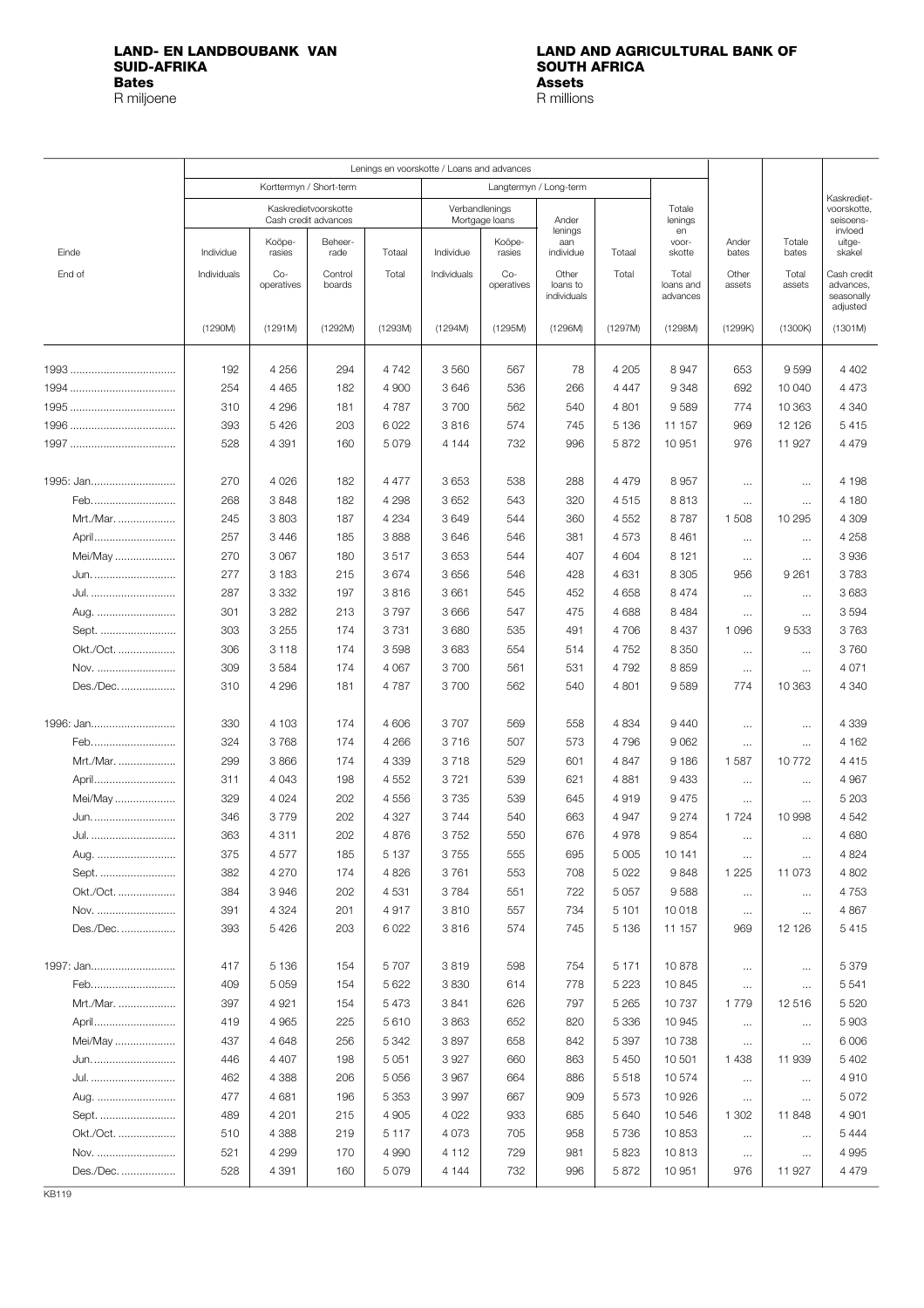**LAND- EN LANDBOUBANK VAN SUID-AFRIKA**
**Bates**
R miljoene

**LAND AND AGRICULTURAL BANK OF SOUTH AFRICA**
**Assets**
R millions

| Einde / End of | Lenings en voorskotte / Loans and advances | | | | | | | | | | | |
|---|---|---|---|---|---|---|---|---|---|---|---|---|
| | Korttermyn / Short-term | | | | Langtermyn / Long-term | | | | | | | |
| | Kaskredietvoorskotte / Cash credit advances | | | | Verbandlenings / Mortgage loans | | | | | | | |
| | Individue / Individuals | Koöperasies / Co-operatives | Beheerrade / Control boards | Totaal / Total | Individue / Individuals | Koöperasies / Co-operatives | Ander lenings aan individue / Other loans to individuals | Totaal / Total | Totale lenings en voorskotte / Total loans and advances | Ander bates / Other assets | Totale bates / Total assets | Kaskredietvoorskotte, seisoensinvloed uitgeskakel / Cash credit advances, seasonally adjusted |
| | (1290M) | (1291M) | (1292M) | (1293M) | (1294M) | (1295M) | (1296M) | (1297M) | (1298M) | (1299K) | (1300K) | (1301M) |
| 1993 | 192 | 4 256 | 294 | 4 742 | 3 560 | 567 | 78 | 4 205 | 8 947 | 653 | 9 599 | 4 402 |
| 1994 | 254 | 4 465 | 182 | 4 900 | 3 646 | 536 | 266 | 4 447 | 9 348 | 692 | 10 040 | 4 473 |
| 1995 | 310 | 4 296 | 181 | 4 787 | 3 700 | 562 | 540 | 4 801 | 9 589 | 774 | 10 363 | 4 340 |
| 1996 | 393 | 5 426 | 203 | 6 022 | 3 816 | 574 | 745 | 5 136 | 11 157 | 969 | 12 126 | 5 415 |
| 1997 | 528 | 4 391 | 160 | 5 079 | 4 144 | 732 | 996 | 5 872 | 10 951 | 976 | 11 927 | 4 479 |
| 1995: Jan. | 270 | 4 026 | 182 | 4 477 | 3 653 | 538 | 288 | 4 479 | 8 957 | ... | ... | 4 198 |
| Feb. | 268 | 3 848 | 182 | 4 298 | 3 652 | 543 | 320 | 4 515 | 8 813 | ... | ... | 4 180 |
| Mrt./Mar. | 245 | 3 803 | 187 | 4 234 | 3 649 | 544 | 360 | 4 552 | 8 787 | 1 508 | 10 295 | 4 309 |
| April | 257 | 3 446 | 185 | 3 888 | 3 646 | 546 | 381 | 4 573 | 8 461 | ... | ... | 4 258 |
| Mei/May | 270 | 3 067 | 180 | 3 517 | 3 653 | 544 | 407 | 4 604 | 8 121 | ... | ... | 3 936 |
| Jun. | 277 | 3 183 | 215 | 3 674 | 3 656 | 546 | 428 | 4 631 | 8 305 | 956 | 9 261 | 3 783 |
| Jul. | 287 | 3 332 | 197 | 3 816 | 3 661 | 545 | 452 | 4 658 | 8 474 | ... | ... | 3 683 |
| Aug. | 301 | 3 282 | 213 | 3 797 | 3 666 | 547 | 475 | 4 688 | 8 484 | ... | ... | 3 594 |
| Sept. | 303 | 3 255 | 174 | 3 731 | 3 680 | 535 | 491 | 4 706 | 8 437 | 1 096 | 9 533 | 3 763 |
| Okt./Oct. | 306 | 3 118 | 174 | 3 598 | 3 683 | 554 | 514 | 4 752 | 8 350 | ... | ... | 3 760 |
| Nov. | 309 | 3 584 | 174 | 4 067 | 3 700 | 561 | 531 | 4 792 | 8 859 | ... | ... | 4 071 |
| Des./Dec. | 310 | 4 296 | 181 | 4 787 | 3 700 | 562 | 540 | 4 801 | 9 589 | 774 | 10 363 | 4 340 |
| 1996: Jan. | 330 | 4 103 | 174 | 4 606 | 3 707 | 569 | 558 | 4 834 | 9 440 | ... | ... | 4 339 |
| Feb. | 324 | 3 768 | 174 | 4 266 | 3 716 | 507 | 573 | 4 796 | 9 062 | ... | ... | 4 162 |
| Mrt./Mar. | 299 | 3 866 | 174 | 4 339 | 3 718 | 529 | 601 | 4 847 | 9 186 | 1 587 | 10 772 | 4 415 |
| April | 311 | 4 043 | 198 | 4 552 | 3 721 | 539 | 621 | 4 881 | 9 433 | ... | ... | 4 967 |
| Mei/May | 329 | 4 024 | 202 | 4 556 | 3 735 | 539 | 645 | 4 919 | 9 475 | ... | ... | 5 203 |
| Jun. | 346 | 3 779 | 202 | 4 327 | 3 744 | 540 | 663 | 4 947 | 9 274 | 1 724 | 10 998 | 4 542 |
| Jul. | 363 | 4 311 | 202 | 4 876 | 3 752 | 550 | 676 | 4 978 | 9 854 | ... | ... | 4 680 |
| Aug. | 375 | 4 577 | 185 | 5 137 | 3 755 | 555 | 695 | 5 005 | 10 141 | ... | ... | 4 824 |
| Sept. | 382 | 4 270 | 174 | 4 826 | 3 761 | 553 | 708 | 5 022 | 9 848 | 1 225 | 11 073 | 4 802 |
| Okt./Oct. | 384 | 3 946 | 202 | 4 531 | 3 784 | 551 | 722 | 5 057 | 9 588 | ... | ... | 4 753 |
| Nov. | 391 | 4 324 | 201 | 4 917 | 3 810 | 557 | 734 | 5 101 | 10 018 | ... | ... | 4 867 |
| Des./Dec. | 393 | 5 426 | 203 | 6 022 | 3 816 | 574 | 745 | 5 136 | 11 157 | 969 | 12 126 | 5 415 |
| 1997: Jan. | 417 | 5 136 | 154 | 5 707 | 3 819 | 598 | 754 | 5 171 | 10 878 | ... | ... | 5 379 |
| Feb. | 409 | 5 059 | 154 | 5 622 | 3 830 | 614 | 778 | 5 223 | 10 845 | ... | ... | 5 541 |
| Mrt./Mar. | 397 | 4 921 | 154 | 5 473 | 3 841 | 626 | 797 | 5 265 | 10 737 | 1 779 | 12 516 | 5 520 |
| April | 419 | 4 965 | 225 | 5 610 | 3 863 | 652 | 820 | 5 336 | 10 945 | ... | ... | 5 903 |
| Mei/May | 437 | 4 648 | 256 | 5 342 | 3 897 | 658 | 842 | 5 397 | 10 738 | ... | ... | 6 006 |
| Jun. | 446 | 4 407 | 198 | 5 051 | 3 927 | 660 | 863 | 5 450 | 10 501 | 1 438 | 11 939 | 5 402 |
| Jul. | 462 | 4 388 | 206 | 5 056 | 3 967 | 664 | 886 | 5 518 | 10 574 | ... | ... | 4 910 |
| Aug. | 477 | 4 681 | 196 | 5 353 | 3 997 | 667 | 909 | 5 573 | 10 926 | ... | ... | 5 072 |
| Sept. | 489 | 4 201 | 215 | 4 905 | 4 022 | 933 | 685 | 5 640 | 10 546 | 1 302 | 11 848 | 4 901 |
| Okt./Oct. | 510 | 4 388 | 219 | 5 117 | 4 073 | 705 | 958 | 5 736 | 10 853 | ... | ... | 5 444 |
| Nov. | 521 | 4 299 | 170 | 4 990 | 4 112 | 729 | 981 | 5 823 | 10 813 | ... | ... | 4 995 |
| Des./Dec. | 528 | 4 391 | 160 | 5 079 | 4 144 | 732 | 996 | 5 872 | 10 951 | 976 | 11 927 | 4 479 |

KB119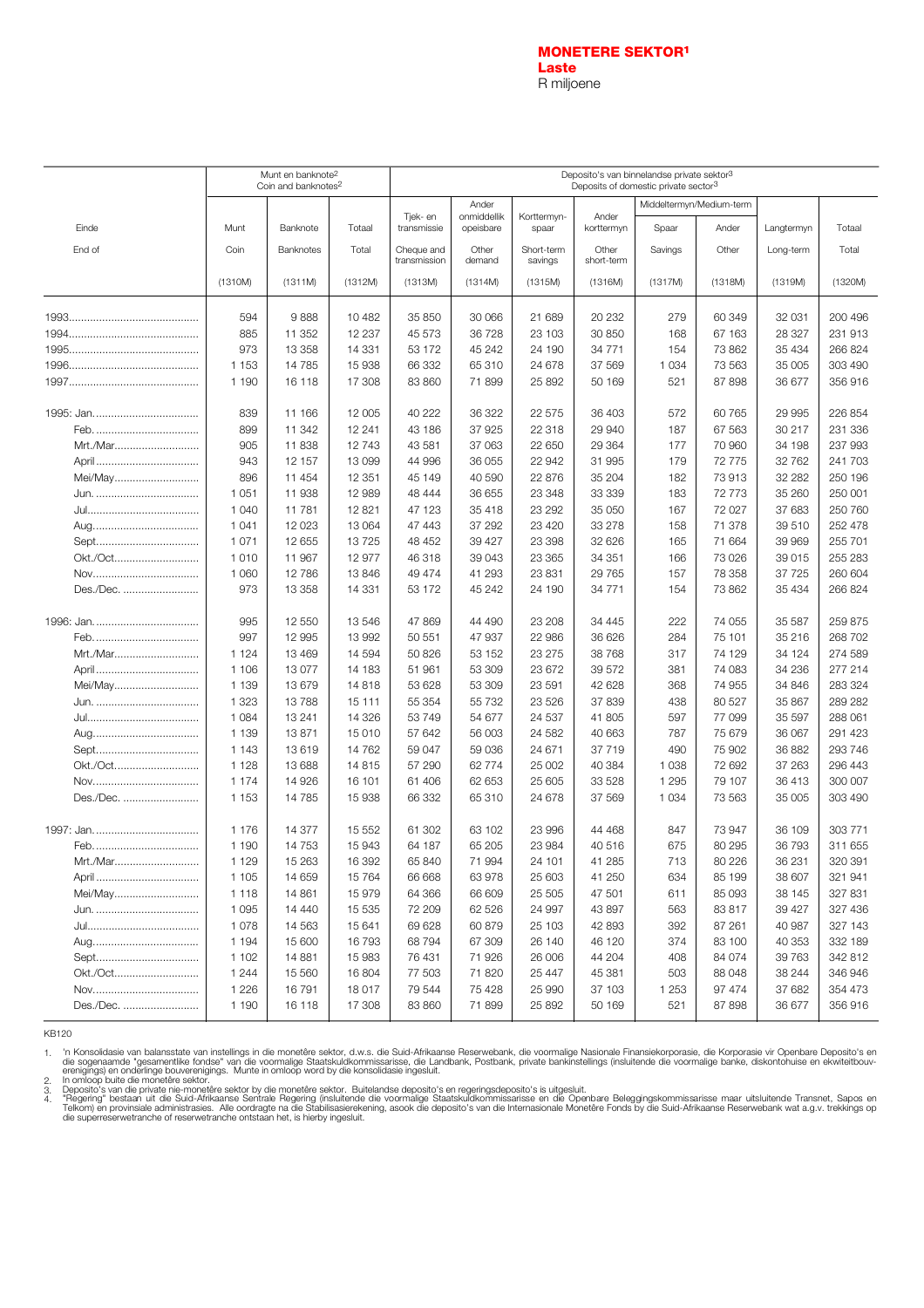# MONETERE SEKTOR[1]

**Laste**

R miljoene

| | Munt en banknote[2] Coin and banknotes[2] | | | Deposito's van binnelandse private sektor[3] Deposits of domestic private sector[3] | | | | | | | |
|---|---|---|---|---|---|---|---|---|---|---|---|
| | | | | | | | | Middeltermyn/Medium-term | | | |
| Einde / End of | Munt / Coin (1310M) | Banknote / Banknotes (1311M) | Totaal / Total (1312M) | Tjek- en transmissie / Cheque and transmission (1313M) | Ander onmiddellik opeisbare / Other demand (1314M) | Korttermyn-spaar / Short-term savings (1315M) | Ander korttermyn / Other short-term (1316M) | Spaar / Savings (1317M) | Ander / Other (1318M) | Langtermyn / Long-term (1319M) | Totaal / Total (1320M) |
| 1993 | 594 | 9 888 | 10 482 | 35 850 | 30 066 | 21 689 | 20 232 | 279 | 60 349 | 32 031 | 200 496 |
| 1994 | 885 | 11 352 | 12 237 | 45 573 | 36 728 | 23 103 | 30 850 | 168 | 67 163 | 28 327 | 231 913 |
| 1995 | 973 | 13 358 | 14 331 | 53 172 | 45 242 | 24 190 | 34 771 | 154 | 73 862 | 35 434 | 266 824 |
| 1996 | 1 153 | 14 785 | 15 938 | 66 332 | 65 310 | 24 678 | 37 569 | 1 034 | 73 563 | 35 005 | 303 490 |
| 1997 | 1 190 | 16 118 | 17 308 | 83 860 | 71 899 | 25 892 | 50 169 | 521 | 87 898 | 36 677 | 356 916 |
| 1995: Jan. | 839 | 11 166 | 12 005 | 40 222 | 36 322 | 22 575 | 36 403 | 572 | 60 765 | 29 995 | 226 854 |
| Feb. | 899 | 11 342 | 12 241 | 43 186 | 37 925 | 22 318 | 29 940 | 187 | 67 563 | 30 217 | 231 336 |
| Mrt./Mar. | 905 | 11 838 | 12 743 | 43 581 | 37 063 | 22 650 | 29 364 | 177 | 70 960 | 34 198 | 237 993 |
| April | 943 | 12 157 | 13 099 | 44 996 | 36 055 | 22 942 | 31 995 | 179 | 72 775 | 32 762 | 241 703 |
| Mei/May | 896 | 11 454 | 12 351 | 45 149 | 40 590 | 22 876 | 35 204 | 182 | 73 913 | 32 282 | 250 196 |
| Jun. | 1 051 | 11 938 | 12 989 | 48 444 | 36 655 | 23 348 | 33 339 | 183 | 72 773 | 35 260 | 250 001 |
| Jul. | 1 040 | 11 781 | 12 821 | 47 123 | 35 418 | 23 292 | 35 050 | 167 | 72 027 | 37 683 | 250 760 |
| Aug. | 1 041 | 12 023 | 13 064 | 47 443 | 37 292 | 23 420 | 33 278 | 158 | 71 378 | 39 510 | 252 478 |
| Sept. | 1 071 | 12 655 | 13 725 | 48 452 | 39 427 | 23 398 | 32 626 | 165 | 71 664 | 39 969 | 255 701 |
| Okt./Oct. | 1 010 | 11 967 | 12 977 | 46 318 | 39 043 | 23 365 | 34 351 | 166 | 73 026 | 39 015 | 255 283 |
| Nov. | 1 060 | 12 786 | 13 846 | 49 474 | 41 293 | 23 831 | 29 765 | 157 | 78 358 | 37 725 | 260 604 |
| Des./Dec. | 973 | 13 358 | 14 331 | 53 172 | 45 242 | 24 190 | 34 771 | 154 | 73 862 | 35 434 | 266 824 |
| 1996: Jan. | 995 | 12 550 | 13 546 | 47 869 | 44 490 | 23 208 | 34 445 | 222 | 74 055 | 35 587 | 259 875 |
| Feb. | 997 | 12 995 | 13 992 | 50 551 | 47 937 | 22 986 | 36 626 | 284 | 75 101 | 35 216 | 268 702 |
| Mrt./Mar. | 1 124 | 13 469 | 14 594 | 50 826 | 53 152 | 23 275 | 38 768 | 317 | 74 129 | 34 124 | 274 589 |
| April | 1 106 | 13 077 | 14 183 | 51 961 | 53 309 | 23 672 | 39 572 | 381 | 74 083 | 34 236 | 277 214 |
| Mei/May | 1 139 | 13 679 | 14 818 | 53 628 | 53 309 | 23 591 | 42 628 | 368 | 74 955 | 34 846 | 283 324 |
| Jun. | 1 323 | 13 788 | 15 111 | 55 354 | 55 732 | 23 526 | 37 839 | 438 | 80 527 | 35 867 | 289 282 |
| Jul. | 1 084 | 13 241 | 14 326 | 53 749 | 54 677 | 24 537 | 41 805 | 597 | 77 099 | 35 597 | 288 061 |
| Aug. | 1 139 | 13 871 | 15 010 | 57 642 | 56 003 | 24 582 | 40 663 | 787 | 75 679 | 36 067 | 291 423 |
| Sept. | 1 143 | 13 619 | 14 762 | 59 047 | 59 036 | 24 671 | 37 719 | 490 | 75 902 | 36 882 | 293 746 |
| Okt./Oct. | 1 128 | 13 688 | 14 815 | 57 290 | 62 774 | 25 002 | 40 384 | 1 038 | 72 692 | 37 263 | 296 443 |
| Nov. | 1 174 | 14 926 | 16 101 | 61 406 | 62 653 | 25 605 | 33 528 | 1 295 | 79 107 | 36 413 | 300 007 |
| Des./Dec. | 1 153 | 14 785 | 15 938 | 66 332 | 65 310 | 24 678 | 37 569 | 1 034 | 73 563 | 35 005 | 303 490 |
| 1997: Jan. | 1 176 | 14 377 | 15 552 | 61 302 | 63 102 | 23 996 | 44 468 | 847 | 73 947 | 36 109 | 303 771 |
| Feb. | 1 190 | 14 753 | 15 943 | 64 187 | 65 205 | 23 984 | 40 516 | 675 | 80 295 | 36 793 | 311 655 |
| Mrt./Mar. | 1 129 | 15 263 | 16 392 | 65 840 | 71 994 | 24 101 | 41 285 | 713 | 80 226 | 36 231 | 320 391 |
| April | 1 105 | 14 659 | 15 764 | 66 668 | 63 978 | 25 603 | 41 250 | 634 | 85 199 | 38 607 | 321 941 |
| Mei/May | 1 118 | 14 861 | 15 979 | 64 366 | 66 609 | 25 505 | 47 501 | 611 | 85 093 | 38 145 | 327 831 |
| Jun. | 1 095 | 14 440 | 15 535 | 72 209 | 62 526 | 24 997 | 43 897 | 563 | 83 817 | 39 427 | 327 436 |
| Jul. | 1 078 | 14 563 | 15 641 | 69 628 | 60 879 | 25 103 | 42 893 | 392 | 87 261 | 40 987 | 327 143 |
| Aug. | 1 194 | 15 600 | 16 793 | 68 794 | 67 309 | 26 140 | 46 120 | 374 | 83 100 | 40 353 | 332 189 |
| Sept. | 1 102 | 14 881 | 15 983 | 76 431 | 71 926 | 26 006 | 44 204 | 408 | 84 074 | 39 763 | 342 812 |
| Okt./Oct. | 1 244 | 15 560 | 16 804 | 77 503 | 71 820 | 25 447 | 45 381 | 503 | 88 048 | 38 244 | 346 946 |
| Nov. | 1 226 | 16 791 | 18 017 | 79 544 | 75 428 | 25 990 | 37 103 | 1 253 | 97 474 | 37 682 | 354 473 |
| Des./Dec. | 1 190 | 16 118 | 17 308 | 83 860 | 71 899 | 25 892 | 50 169 | 521 | 87 898 | 36 677 | 356 916 |

KB120

1. 'n Konsolidasie van balansstate van instellings in die monetêre sektor, d.w.s. die Suid-Afrikaanse Reserwebank, die voormalige Nasionale Finansiekorporasie, die Korporasie vir Openbare Deposito's en die sogenaamde "gesamentlike fondse" van die voormalige Staatskuldkommissarisse, die Landbank, Postbank, private bankinstellings (insluitende die voormalige banke, diskontohuise en ekwiteitbouverenigings) en onderlinge bouverenigings. Munte in omloop word by die konsolidasie ingesluit.
2. In omloop buite die monetêre sektor.
3. Deposito's van die private nie-monetêre sektor by die monetêre sektor. Buitelandse deposito's en regeringsdeposito's is uitgesluit.
4. "Regering" bestaan uit die Suid-Afrikaanse Sentrale Regering (insluitende die voormalige Staatskuldkommissarisse en die Openbare Beleggingskommissarisse maar uitsluitende Transnet, Sapos en Telkom) en provinsiale administrasies. Alle oordragte na die Stabilisasierekening, asook die deposito's van die Internasionale Monetêre Fonds by die Suid-Afrikaanse Reserwebank wat a.g.v. trekkings op die superreserwetranche of reserwetranche ontstaan het, is hierby ingesluit.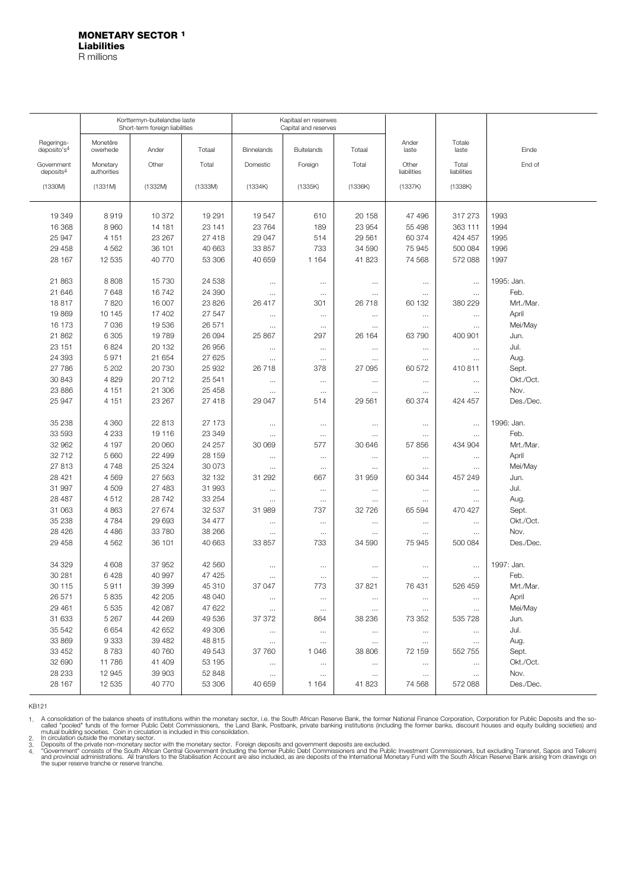**MONETARY SECTOR [1]**
**Liabilities**
R millions

| Regerings-deposito's[4] | Korttermyn-buitelandse laste Short-term foreign liabilities | | | Kapitaal en reserwes Capital and reserves | | | Ander laste | Totale laste | Einde |
|---|---|---|---|---|---|---|---|---|---|
| Government deposits[4] | Monetêre owerhede / Monetary authorities | Ander / Other | Totaal / Total | Binnelands / Domestic | Buitelands / Foreign | Totaal / Total | Other liabilities | Total liabilities | End of |
| (1330M) | (1331M) | (1332M) | (1333M) | (1334K) | (1335K) | (1336K) | (1337K) | (1338K) | |
| 19 349 | 8 919 | 10 372 | 19 291 | 19 547 | 610 | 20 158 | 47 496 | 317 273 | 1993 |
| 16 368 | 8 960 | 14 181 | 23 141 | 23 764 | 189 | 23 954 | 55 498 | 363 111 | 1994 |
| 25 947 | 4 151 | 23 267 | 27 418 | 29 047 | 514 | 29 561 | 60 374 | 424 457 | 1995 |
| 29 458 | 4 562 | 36 101 | 40 663 | 33 857 | 733 | 34 590 | 75 945 | 500 084 | 1996 |
| 28 167 | 12 535 | 40 770 | 53 306 | 40 659 | 1 164 | 41 823 | 74 568 | 572 088 | 1997 |
| 21 863 | 8 808 | 15 730 | 24 538 | ... | ... | ... | ... | ... | 1995: Jan. |
| 21 646 | 7 648 | 16 742 | 24 390 | ... | ... | ... | ... | ... | Feb. |
| 18 817 | 7 820 | 16 007 | 23 826 | 26 417 | 301 | 26 718 | 60 132 | 380 229 | Mrt./Mar. |
| 19 869 | 10 145 | 17 402 | 27 547 | ... | ... | ... | ... | ... | April |
| 16 173 | 7 036 | 19 536 | 26 571 | ... | ... | ... | ... | ... | Mei/May |
| 21 862 | 6 305 | 19 789 | 26 094 | 25 867 | 297 | 26 164 | 63 790 | 400 901 | Jun. |
| 23 151 | 6 824 | 20 132 | 26 956 | ... | ... | ... | ... | ... | Jul. |
| 24 393 | 5 971 | 21 654 | 27 625 | ... | ... | ... | ... | ... | Aug. |
| 27 786 | 5 202 | 20 730 | 25 932 | 26 718 | 378 | 27 095 | 60 572 | 410 811 | Sept. |
| 30 843 | 4 829 | 20 712 | 25 541 | ... | ... | ... | ... | ... | Okt./Oct. |
| 23 886 | 4 151 | 21 306 | 25 458 | ... | ... | ... | ... | ... | Nov. |
| 25 947 | 4 151 | 23 267 | 27 418 | 29 047 | 514 | 29 561 | 60 374 | 424 457 | Des./Dec. |
| 35 238 | 4 360 | 22 813 | 27 173 | ... | ... | ... | ... | ... | 1996: Jan. |
| 33 593 | 4 233 | 19 116 | 23 349 | ... | ... | ... | ... | ... | Feb. |
| 32 962 | 4 197 | 20 060 | 24 257 | 30 069 | 577 | 30 646 | 57 856 | 434 904 | Mrt./Mar. |
| 32 712 | 5 660 | 22 499 | 28 159 | ... | ... | ... | ... | ... | April |
| 27 813 | 4 748 | 25 324 | 30 073 | ... | ... | ... | ... | ... | Mei/May |
| 28 421 | 4 569 | 27 563 | 32 132 | 31 292 | 667 | 31 959 | 60 344 | 457 249 | Jun. |
| 31 997 | 4 509 | 27 483 | 31 993 | ... | ... | ... | ... | ... | Jul. |
| 28 487 | 4 512 | 28 742 | 33 254 | ... | ... | ... | ... | ... | Aug. |
| 31 063 | 4 863 | 27 674 | 32 537 | 31 989 | 737 | 32 726 | 65 594 | 470 427 | Sept. |
| 35 238 | 4 784 | 29 693 | 34 477 | ... | ... | ... | ... | ... | Okt./Oct. |
| 28 426 | 4 486 | 33 780 | 38 266 | ... | ... | ... | ... | ... | Nov. |
| 29 458 | 4 562 | 36 101 | 40 663 | 33 857 | 733 | 34 590 | 75 945 | 500 084 | Des./Dec. |
| 34 329 | 4 608 | 37 952 | 42 560 | ... | ... | ... | ... | ... | 1997: Jan. |
| 30 281 | 6 428 | 40 997 | 47 425 | ... | ... | ... | ... | ... | Feb. |
| 30 115 | 5 911 | 39 399 | 45 310 | 37 047 | 773 | 37 821 | 76 431 | 526 459 | Mrt./Mar. |
| 26 571 | 5 835 | 42 205 | 48 040 | ... | ... | ... | ... | ... | April |
| 29 461 | 5 535 | 42 087 | 47 622 | ... | ... | ... | ... | ... | Mei/May |
| 31 633 | 5 267 | 44 269 | 49 536 | 37 372 | 864 | 38 236 | 73 352 | 535 728 | Jun. |
| 35 542 | 6 654 | 42 652 | 49 306 | ... | ... | ... | ... | ... | Jul. |
| 33 869 | 9 333 | 39 482 | 48 815 | ... | ... | ... | ... | ... | Aug. |
| 33 452 | 8 783 | 40 760 | 49 543 | 37 760 | 1 046 | 38 806 | 72 159 | 552 755 | Sept. |
| 32 690 | 11 786 | 41 409 | 53 195 | ... | ... | ... | ... | ... | Okt./Oct. |
| 28 233 | 12 945 | 39 903 | 52 848 | ... | ... | ... | ... | ... | Nov. |
| 28 167 | 12 535 | 40 770 | 53 306 | 40 659 | 1 164 | 41 823 | 74 568 | 572 088 | Des./Dec. |

KB121

1. A consolidation of the balance sheets of institutions within the monetary sector, i.e. the South African Reserve Bank, the former National Finance Corporation, Corporation for Public Deposits and the so-called "pooled" funds of the former Public Debt Commissioners, the Land Bank, Postbank, private banking institutions (including the former banks, discount houses and equity building societies) and mutual building societies. Coin in circulation is included in this consolidation.
2. In circulation outside the monetary sector.
3. Deposits of the private non-monetary sector with the monetary sector. Foreign deposits and government deposits are excluded.
4. "Government" consists of the South African Central Government (including the former Public Debt Commissioners and the Public Investment Commissioners, but excluding Transnet, Sapos and Telkom) and provincial administrations. All transfers to the Stabilisation Account are also included, as are deposits of the International Monetary Fund with the South African Reserve Bank arising from drawings on the super reserve tranche or reserve tranche.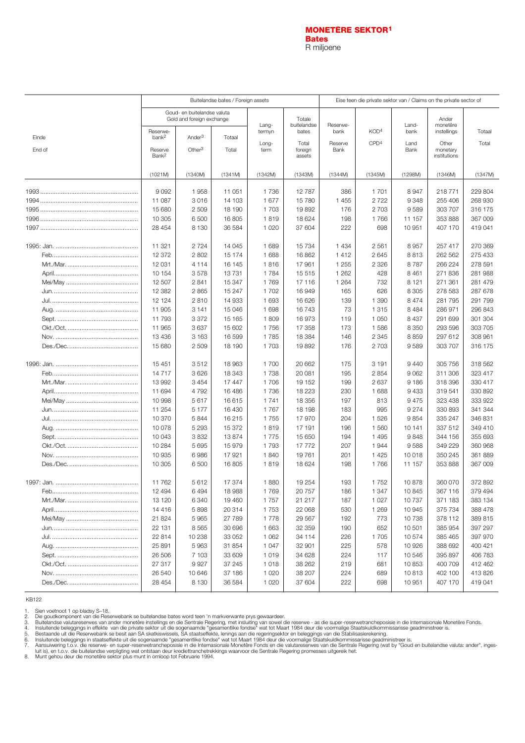# MONETÊRE SEKTOR[1]

**Bates**

R miljoene

| Einde / End of | Buitelandse bates / Foreign assets | | | | | Eise teen die private sektor van / Claims on the private sector of | | | | |
|---|---|---|---|---|---|---|---|---|---|---|
| | Goud- en buitelandse valuta / Gold and foreign exchange | | | Lang-termyn / Long-term | Totale buitelandse bates / Total foreign assets | Reserwe-bank / Reserve Bank | KOD[4] / CPD[4] | Land-bank / Land Bank | Ander monetêre instellings / Other monetary institutions | Totaal / Total |
| | Reserwe-bank[2] / Reserve Bank[2] | Ander[3] / Other[3] | Totaal / Total | | | | | | | |
| | (1021M) | (1340M) | (1341M) | (1342M) | (1343M) | (1344M) | (1345M) | (1298M) | (1346M) | (1347M) |
| 1993 | 9 092 | 1 958 | 11 051 | 1 736 | 12 787 | 386 | 1 701 | 8 947 | 218 771 | 229 804 |
| 1994 | 11 087 | 3 016 | 14 103 | 1 677 | 15 780 | 1 455 | 2 722 | 9 348 | 255 406 | 268 930 |
| 1995 | 15 680 | 2 509 | 18 190 | 1 703 | 19 892 | 176 | 2 703 | 9 589 | 303 707 | 316 175 |
| 1996 | 10 305 | 6 500 | 16 805 | 1 819 | 18 624 | 198 | 1 766 | 11 157 | 353 888 | 367 009 |
| 1997 | 28 454 | 8 130 | 36 584 | 1 020 | 37 604 | 222 | 698 | 10 951 | 407 170 | 419 041 |
| 1995: Jan. | 11 321 | 2 724 | 14 045 | 1 689 | 15 734 | 1 434 | 2 561 | 8 957 | 257 417 | 270 369 |
| Feb. | 12 372 | 2 802 | 15 174 | 1 688 | 16 862 | 1 412 | 2 645 | 8 813 | 262 562 | 275 433 |
| Mrt./Mar. | 12 031 | 4 114 | 16 145 | 1 816 | 17 961 | 1 255 | 2 326 | 8 787 | 266 224 | 278 591 |
| April | 10 154 | 3 578 | 13 731 | 1 784 | 15 515 | 1 262 | 428 | 8 461 | 271 836 | 281 988 |
| Mei/May | 12 507 | 2 841 | 15 347 | 1 769 | 17 116 | 1 264 | 732 | 8 121 | 271 361 | 281 479 |
| Jun. | 12 382 | 2 865 | 15 247 | 1 702 | 16 949 | 165 | 626 | 8 305 | 278 583 | 287 678 |
| Jul. | 12 124 | 2 810 | 14 933 | 1 693 | 16 626 | 139 | 1 390 | 8 474 | 281 795 | 291 799 |
| Aug. | 11 905 | 3 141 | 15 046 | 1 698 | 16 743 | 73 | 1 315 | 8 484 | 286 971 | 296 843 |
| Sept. | 11 793 | 3 372 | 15 165 | 1 809 | 16 973 | 119 | 1 050 | 8 437 | 291 699 | 301 304 |
| Okt./Oct. | 11 965 | 3 637 | 15 602 | 1 756 | 17 358 | 173 | 1 586 | 8 350 | 293 596 | 303 705 |
| Nov. | 13 436 | 3 163 | 16 599 | 1 785 | 18 384 | 146 | 2 345 | 8 859 | 297 612 | 308 961 |
| Des./Dec. | 15 680 | 2 509 | 18 190 | 1 703 | 19 892 | 176 | 2 703 | 9 589 | 303 707 | 316 175 |
| 1996: Jan. | 15 451 | 3 512 | 18 963 | 1 700 | 20 662 | 175 | 3 191 | 9 440 | 305 756 | 318 562 |
| Feb. | 14 717 | 3 626 | 18 343 | 1 738 | 20 081 | 195 | 2 854 | 9 062 | 311 306 | 323 417 |
| Mrt./Mar. | 13 992 | 3 454 | 17 447 | 1 706 | 19 152 | 199 | 2 637 | 9 186 | 318 396 | 330 417 |
| April | 11 694 | 4 792 | 16 486 | 1 736 | 18 223 | 230 | 1 688 | 9 433 | 319 541 | 330 892 |
| Mei/May | 10 998 | 5 617 | 16 615 | 1 741 | 18 356 | 197 | 813 | 9 475 | 323 438 | 333 922 |
| Jun. | 11 254 | 5 177 | 16 430 | 1 767 | 18 198 | 183 | 995 | 9 274 | 330 893 | 341 344 |
| Jul. | 10 370 | 5 844 | 16 215 | 1 755 | 17 970 | 204 | 1 526 | 9 854 | 335 247 | 346 831 |
| Aug. | 10 078 | 5 293 | 15 372 | 1 819 | 17 191 | 196 | 1 560 | 10 141 | 337 512 | 349 410 |
| Sept. | 10 043 | 3 832 | 13 874 | 1 775 | 15 650 | 194 | 1 495 | 9 848 | 344 156 | 355 693 |
| Okt./Oct. | 10 284 | 5 695 | 15 979 | 1 793 | 17 772 | 207 | 1 944 | 9 588 | 349 229 | 360 968 |
| Nov. | 10 935 | 6 986 | 17 921 | 1 840 | 19 761 | 201 | 1 425 | 10 018 | 350 245 | 361 889 |
| Des./Dec. | 10 305 | 6 500 | 16 805 | 1 819 | 18 624 | 198 | 1 766 | 11 157 | 353 888 | 367 009 |
| 1997: Jan. | 11 762 | 5 612 | 17 374 | 1 880 | 19 254 | 193 | 1 752 | 10 878 | 360 070 | 372 892 |
| Feb. | 12 494 | 6 494 | 18 988 | 1 769 | 20 757 | 186 | 1 347 | 10 845 | 367 116 | 379 494 |
| Mrt./Mar. | 13 120 | 6 340 | 19 460 | 1 757 | 21 217 | 187 | 1 027 | 10 737 | 371 183 | 383 134 |
| April | 14 416 | 5 898 | 20 314 | 1 753 | 22 068 | 530 | 1 269 | 10 945 | 375 734 | 388 478 |
| Mei/May | 21 824 | 5 965 | 27 789 | 1 778 | 29 567 | 192 | 773 | 10 738 | 378 112 | 389 815 |
| Jun. | 22 131 | 8 565 | 30 696 | 1 663 | 32 359 | 190 | 652 | 10 501 | 385 954 | 397 297 |
| Jul. | 22 814 | 10 238 | 33 052 | 1 062 | 34 114 | 226 | 1 705 | 10 574 | 385 465 | 397 970 |
| Aug. | 25 891 | 5 963 | 31 854 | 1 047 | 32 901 | 225 | 578 | 10 926 | 388 692 | 400 421 |
| Sept. | 26 506 | 7 103 | 33 609 | 1 019 | 34 628 | 224 | 117 | 10 546 | 395 897 | 406 783 |
| Okt./Oct. | 27 317 | 9 927 | 37 245 | 1 018 | 38 262 | 219 | 681 | 10 853 | 400 709 | 412 462 |
| Nov. | 26 540 | 10 646 | 37 186 | 1 020 | 38 207 | 224 | 689 | 10 813 | 402 100 | 413 826 |
| Des./Dec. | 28 454 | 8 130 | 36 584 | 1 020 | 37 604 | 222 | 698 | 10 951 | 407 170 | 419 041 |

KB122

1. Sien voetnoot 1 op bladsy S–18.
2. Die goudkomponent van die Reserwebank se buitelandse bates word teen 'n markverwante prys gewaardeer.
3. Buitelandse valutareserwes van ander monetêre instellings en die Sentrale Regering, met insluiting van sowel die reserwe - as die super-reserwetrancheposisie in die Internasionale Monetêre Fonds.
4. Insluitende beleggings in effekte van die private sektor uit die sogenaamde "gesamentlike fondse" wat tot Maart 1984 deur die voormalige Staatskuldkommissarisse geadministreer is.
5. Bestaande uit die Reserwebank se besit aan SA skatkiswissels, SA staatseffekte, lenings aan die regeringsektor en beleggings van die Stabilisasierekening.
6. Insluitende beleggings in staatseffekte uit die sogenaamde "gesamentlike fondse" wat tot Maart 1984 deur die voormalige Staatskuldkommissarisse geadministreer is.
7. Aansuiwering t.o.v. die reserwe- en super-reserwetrancheposisie in die Internasionale Monetêre Fonds en die valutareserwes van die Sentrale Regering (wat by "Goud en buitelandse valuta: ander", ingesluit is), en t.o.v. die buitelandse verpligting wat ontstaan deur kredIettranchetrekkings waarvoor die Sentrale Regering promesses uitgereik het.
8. Munt gehou deur die monetêre sektor plus munt in omloop tot Februarie 1994.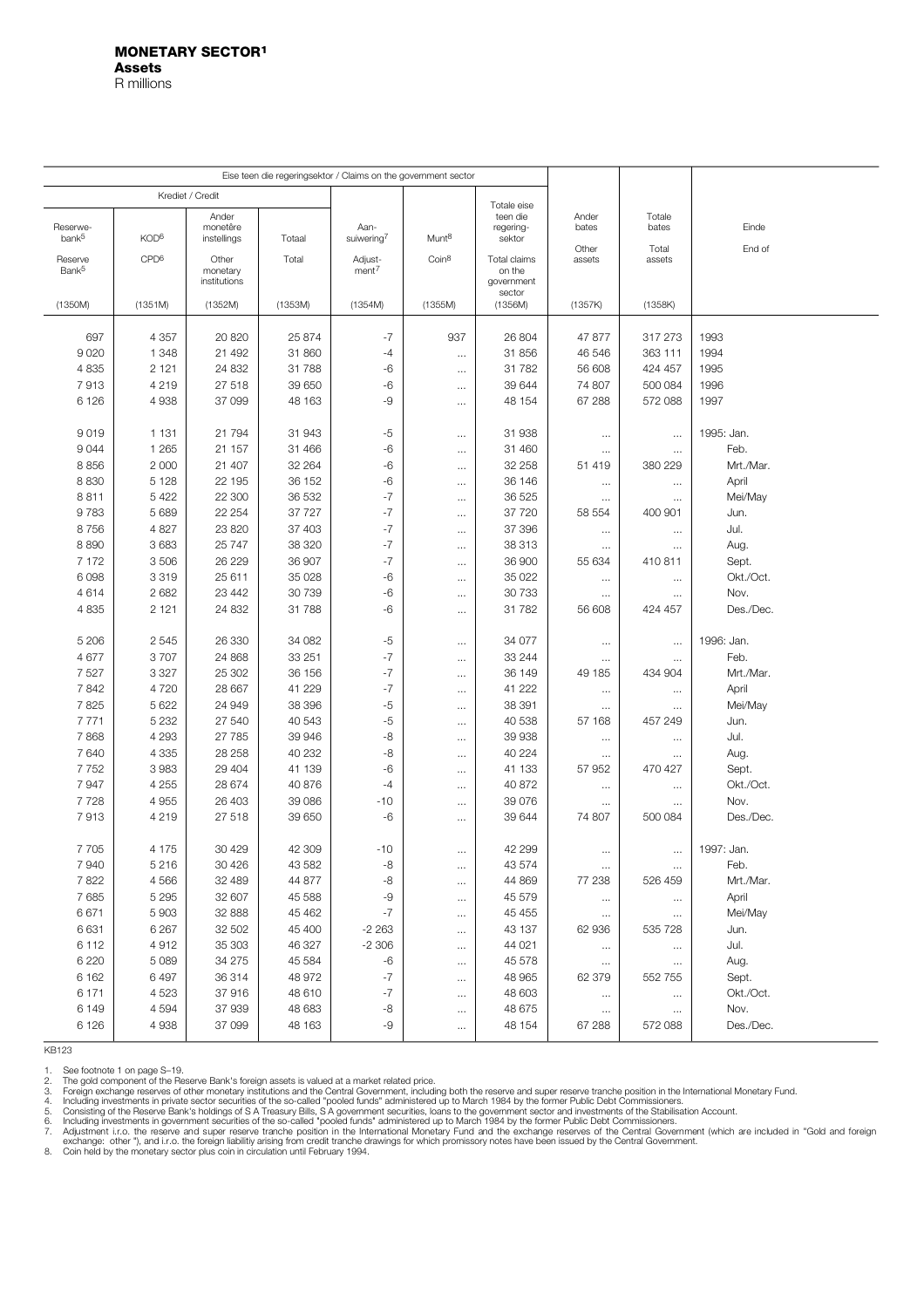# MONETARY SECTOR[1]

## Assets

R millions

| Eise teen die regeringsektor / Claims on the government sector | | | | | | | | | |
|---|---|---|---|---|---|---|---|---|---|
| Krediet / Credit | | | | | | | | | |
| Reserwe-bank[5] / Reserve Bank[5] | KOD[6] / CPD[6] | Ander monetêre instellings / Other monetary institutions | Totaal / Total | Aan-suiwering[7] / Adjust-ment[7] | Munt[8] / Coin[8] | Totale eise teen die regering-sektor / Total claims on the government sector | Ander bates / Other assets | Totale bates / Total assets | Einde / End of |
| (1350M) | (1351M) | (1352M) | (1353M) | (1354M) | (1355M) | (1356M) | (1357K) | (1358K) | |
| 697 | 4 357 | 20 820 | 25 874 | -7 | 937 | 26 804 | 47 877 | 317 273 | 1993 |
| 9 020 | 1 348 | 21 492 | 31 860 | -4 | ... | 31 856 | 46 546 | 363 111 | 1994 |
| 4 835 | 2 121 | 24 832 | 31 788 | -6 | ... | 31 782 | 56 608 | 424 457 | 1995 |
| 7 913 | 4 219 | 27 518 | 39 650 | -6 | ... | 39 644 | 74 807 | 500 084 | 1996 |
| 6 126 | 4 938 | 37 099 | 48 163 | -9 | ... | 48 154 | 67 288 | 572 088 | 1997 |
| 9 019 | 1 131 | 21 794 | 31 943 | -5 | ... | 31 938 | ... | ... | 1995: Jan. |
| 9 044 | 1 265 | 21 157 | 31 466 | -6 | ... | 31 460 | ... | ... | Feb. |
| 8 856 | 2 000 | 21 407 | 32 264 | -6 | ... | 32 258 | 51 419 | 380 229 | Mrt./Mar. |
| 8 830 | 5 128 | 22 195 | 36 152 | -6 | ... | 36 146 | ... | ... | April |
| 8 811 | 5 422 | 22 300 | 36 532 | -7 | ... | 36 525 | ... | ... | Mei/May |
| 9 783 | 5 689 | 22 254 | 37 727 | -7 | ... | 37 720 | 58 554 | 400 901 | Jun. |
| 8 756 | 4 827 | 23 820 | 37 403 | -7 | ... | 37 396 | ... | ... | Jul. |
| 8 890 | 3 683 | 25 747 | 38 320 | -7 | ... | 38 313 | ... | ... | Aug. |
| 7 172 | 3 506 | 26 229 | 36 907 | -7 | ... | 36 900 | 55 634 | 410 811 | Sept. |
| 6 098 | 3 319 | 25 611 | 35 028 | -6 | ... | 35 022 | ... | ... | Okt./Oct. |
| 4 614 | 2 682 | 23 442 | 30 739 | -6 | ... | 30 733 | ... | ... | Nov. |
| 4 835 | 2 121 | 24 832 | 31 788 | -6 | ... | 31 782 | 56 608 | 424 457 | Des./Dec. |
| 5 206 | 2 545 | 26 330 | 34 082 | -5 | ... | 34 077 | ... | ... | 1996: Jan. |
| 4 677 | 3 707 | 24 868 | 33 251 | -7 | ... | 33 244 | ... | ... | Feb. |
| 7 527 | 3 327 | 25 302 | 36 156 | -7 | ... | 36 149 | 49 185 | 434 904 | Mrt./Mar. |
| 7 842 | 4 720 | 28 667 | 41 229 | -7 | ... | 41 222 | ... | ... | April |
| 7 825 | 5 622 | 24 949 | 38 396 | -5 | ... | 38 391 | ... | ... | Mei/May |
| 7 771 | 5 232 | 27 540 | 40 543 | -5 | ... | 40 538 | 57 168 | 457 249 | Jun. |
| 7 868 | 4 293 | 27 785 | 39 946 | -8 | ... | 39 938 | ... | ... | Jul. |
| 7 640 | 4 335 | 28 258 | 40 232 | -8 | ... | 40 224 | ... | ... | Aug. |
| 7 752 | 3 983 | 29 404 | 41 139 | -6 | ... | 41 133 | 57 952 | 470 427 | Sept. |
| 7 947 | 4 255 | 28 674 | 40 876 | -4 | ... | 40 872 | ... | ... | Okt./Oct. |
| 7 728 | 4 955 | 26 403 | 39 086 | -10 | ... | 39 076 | ... | ... | Nov. |
| 7 913 | 4 219 | 27 518 | 39 650 | -6 | ... | 39 644 | 74 807 | 500 084 | Des./Dec. |
| 7 705 | 4 175 | 30 429 | 42 309 | -10 | ... | 42 299 | ... | ... | 1997: Jan. |
| 7 940 | 5 216 | 30 426 | 43 582 | -8 | ... | 43 574 | ... | ... | Feb. |
| 7 822 | 4 566 | 32 489 | 44 877 | -8 | ... | 44 869 | 77 238 | 526 459 | Mrt./Mar. |
| 7 685 | 5 295 | 32 607 | 45 588 | -9 | ... | 45 579 | ... | ... | April |
| 6 671 | 5 903 | 32 888 | 45 462 | -7 | ... | 45 455 | ... | ... | Mei/May |
| 6 631 | 6 267 | 32 502 | 45 400 | -2 263 | ... | 43 137 | 62 936 | 535 728 | Jun. |
| 6 112 | 4 912 | 35 303 | 46 327 | -2 306 | ... | 44 021 | ... | ... | Jul. |
| 6 220 | 5 089 | 34 275 | 45 584 | -6 | ... | 45 578 | ... | ... | Aug. |
| 6 162 | 6 497 | 36 314 | 48 972 | -7 | ... | 48 965 | 62 379 | 552 755 | Sept. |
| 6 171 | 4 523 | 37 916 | 48 610 | -7 | ... | 48 603 | ... | ... | Okt./Oct. |
| 6 149 | 4 594 | 37 939 | 48 683 | -8 | ... | 48 675 | ... | ... | Nov. |
| 6 126 | 4 938 | 37 099 | 48 163 | -9 | ... | 48 154 | 67 288 | 572 088 | Des./Dec. |

KB123

1. See footnote 1 on page S–19.
2. The gold component of the Reserve Bank's foreign assets is valued at a market related price.
3. Foreign exchange reserves of other monetary institutions and the Central Government, including both the reserve and super reserve tranche position in the International Monetary Fund.
4. Including investments in private sector securities of the so-called "pooled funds" administered up to March 1984 by the former Public Debt Commissioners.
5. Consisting of the Reserve Bank's holdings of S A Treasury Bills, S A government securities, loans to the government sector and investments of the Stabilisation Account.
6. Including investments in government securities of the so-called "pooled funds" administered up to March 1984 by the former Public Debt Commissioners.
7. Adjustment i.r.o. the reserve and super reserve tranche position in the International Monetary Fund and the exchange reserves of the Central Government (which are included in "Gold and foreign exchange: other "), and i.r.o. the foreign liabilitiy arising from credit tranche drawings for which promissory notes have been issued by the Central Government.
8. Coin held by the monetary sector plus coin in circulation until February 1994.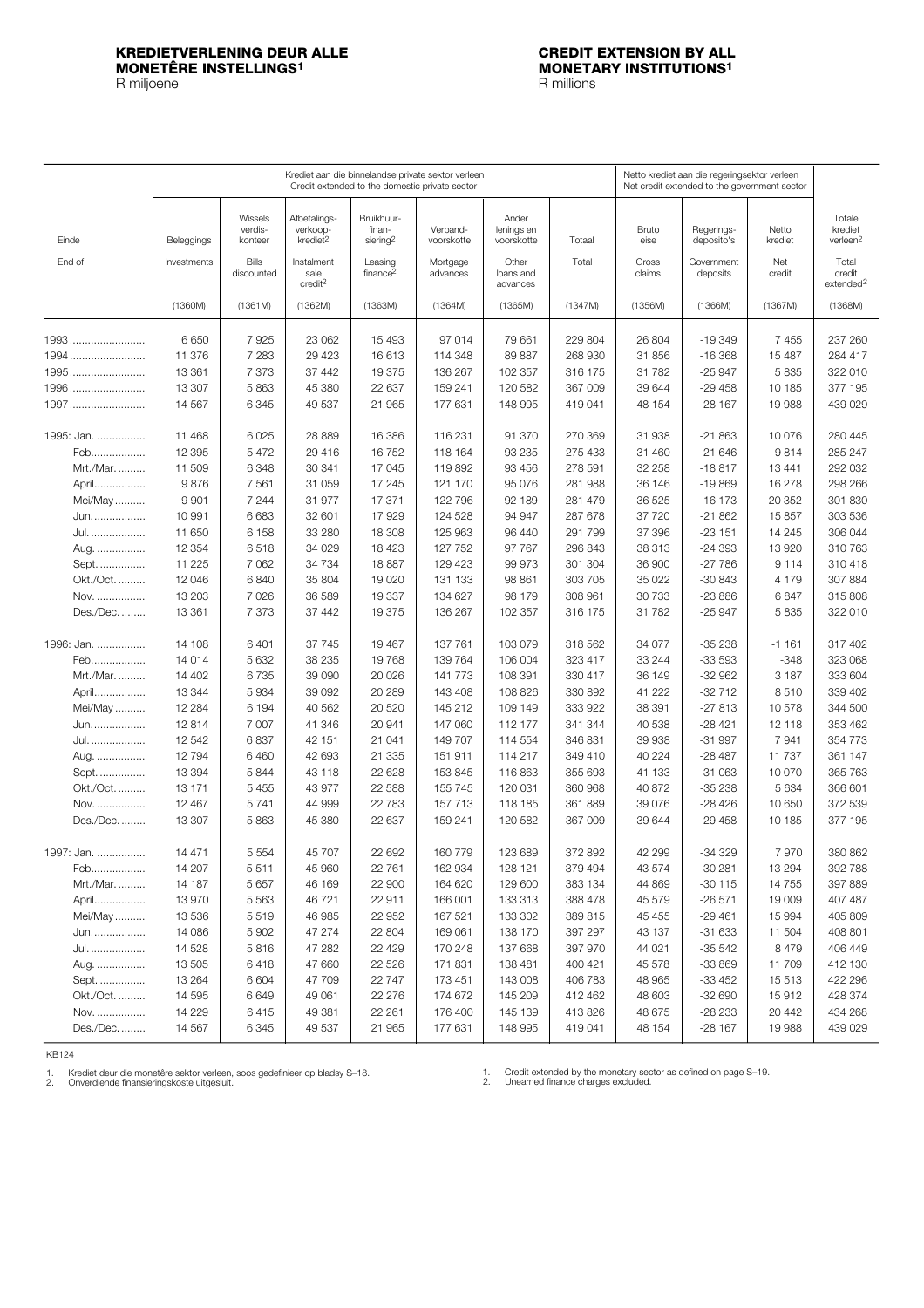## KREDIETVERLENING DEUR ALLE MONETÊRE INSTELLINGS[1]

R miljoene

## CREDIT EXTENSION BY ALL MONETARY INSTITUTIONS[1]

R millions

| Einde / End of | Krediet aan die binnelandse private sektor verleen / Credit extended to the domestic private sector | | | | | | | Netto krediet aan die regeringsektor verleen / Net credit extended to the government sector | | | |
|---|---|---|---|---|---|---|---|---|---|---|---|
| | Beleggings / Investments | Wissels verdis-konteer / Bills discounted | Afbetalings-verkoop-krediet[2] / Instalment sale credit[2] | Bruikhuur-finan-siering[2] / Leasing finance[2] | Verband-voorskotte / Mortgage advances | Ander lenings en voorskotte / Other loans and advances | Totaal / Total | Bruto eise / Gross claims | Regerings-deposito's / Government deposits | Netto krediet / Net credit | Totale krediet verleen[2] / Total credit extended[2] |
| | (1360M) | (1361M) | (1362M) | (1363M) | (1364M) | (1365M) | (1347M) | (1356M) | (1366M) | (1367M) | (1368M) |
| 1993 | 6 650 | 7 925 | 23 062 | 15 493 | 97 014 | 79 661 | 229 804 | 26 804 | -19 349 | 7 455 | 237 260 |
| 1994 | 11 376 | 7 283 | 29 423 | 16 613 | 114 348 | 89 887 | 268 930 | 31 856 | -16 368 | 15 487 | 284 417 |
| 1995 | 13 361 | 7 373 | 37 442 | 19 375 | 136 267 | 102 357 | 316 175 | 31 782 | -25 947 | 5 835 | 322 010 |
| 1996 | 13 307 | 5 863 | 45 380 | 22 637 | 159 241 | 120 582 | 367 009 | 39 644 | -29 458 | 10 185 | 377 195 |
| 1997 | 14 567 | 6 345 | 49 537 | 21 965 | 177 631 | 148 995 | 419 041 | 48 154 | -28 167 | 19 988 | 439 029 |
| 1995: Jan. | 11 468 | 6 025 | 28 889 | 16 386 | 116 231 | 91 370 | 270 369 | 31 938 | -21 863 | 10 076 | 280 445 |
| Feb. | 12 395 | 5 472 | 29 416 | 16 752 | 118 164 | 93 235 | 275 433 | 31 460 | -21 646 | 9 814 | 285 247 |
| Mrt./Mar. | 11 509 | 6 348 | 30 341 | 17 045 | 119 892 | 93 456 | 278 591 | 32 258 | -18 817 | 13 441 | 292 032 |
| April | 9 876 | 7 561 | 31 059 | 17 245 | 121 170 | 95 076 | 281 988 | 36 146 | -19 869 | 16 278 | 298 266 |
| Mei/May | 9 901 | 7 244 | 31 977 | 17 371 | 122 796 | 92 189 | 281 479 | 36 525 | -16 173 | 20 352 | 301 830 |
| Jun. | 10 991 | 6 683 | 32 601 | 17 929 | 124 528 | 94 947 | 287 678 | 37 720 | -21 862 | 15 857 | 303 536 |
| Jul. | 11 650 | 6 158 | 33 280 | 18 308 | 125 963 | 96 440 | 291 799 | 37 396 | -23 151 | 14 245 | 306 044 |
| Aug. | 12 354 | 6 518 | 34 029 | 18 423 | 127 752 | 97 767 | 296 843 | 38 313 | -24 393 | 13 920 | 310 763 |
| Sept. | 11 225 | 7 062 | 34 734 | 18 887 | 129 423 | 99 973 | 301 304 | 36 900 | -27 786 | 9 114 | 310 418 |
| Okt./Oct. | 12 046 | 6 840 | 35 804 | 19 020 | 131 133 | 98 861 | 303 705 | 35 022 | -30 843 | 4 179 | 307 884 |
| Nov. | 13 203 | 7 026 | 36 589 | 19 337 | 134 627 | 98 179 | 308 961 | 30 733 | -23 886 | 6 847 | 315 808 |
| Des./Dec. | 13 361 | 7 373 | 37 442 | 19 375 | 136 267 | 102 357 | 316 175 | 31 782 | -25 947 | 5 835 | 322 010 |
| 1996: Jan. | 14 108 | 6 401 | 37 745 | 19 467 | 137 761 | 103 079 | 318 562 | 34 077 | -35 238 | -1 161 | 317 402 |
| Feb. | 14 014 | 5 632 | 38 235 | 19 768 | 139 764 | 106 004 | 323 417 | 33 244 | -33 593 | -348 | 323 068 |
| Mrt./Mar. | 14 402 | 6 735 | 39 090 | 20 026 | 141 773 | 108 391 | 330 417 | 36 149 | -32 962 | 3 187 | 333 604 |
| April | 13 344 | 5 934 | 39 092 | 20 289 | 143 408 | 108 826 | 330 892 | 41 222 | -32 712 | 8 510 | 339 402 |
| Mei/May | 12 284 | 6 194 | 40 562 | 20 520 | 145 212 | 109 149 | 333 922 | 38 391 | -27 813 | 10 578 | 344 500 |
| Jun. | 12 814 | 7 007 | 41 346 | 20 941 | 147 060 | 112 177 | 341 344 | 40 538 | -28 421 | 12 118 | 353 462 |
| Jul. | 12 542 | 6 837 | 42 151 | 21 041 | 149 707 | 114 554 | 346 831 | 39 938 | -31 997 | 7 941 | 354 773 |
| Aug. | 12 794 | 6 460 | 42 693 | 21 335 | 151 911 | 114 217 | 349 410 | 40 224 | -28 487 | 11 737 | 361 147 |
| Sept. | 13 394 | 5 844 | 43 118 | 22 628 | 153 845 | 116 863 | 355 693 | 41 133 | -31 063 | 10 070 | 365 763 |
| Okt./Oct. | 13 171 | 5 455 | 43 977 | 22 588 | 155 745 | 120 031 | 360 968 | 40 872 | -35 238 | 5 634 | 366 601 |
| Nov. | 12 467 | 5 741 | 44 999 | 22 783 | 157 713 | 118 185 | 361 889 | 39 076 | -28 426 | 10 650 | 372 539 |
| Des./Dec. | 13 307 | 5 863 | 45 380 | 22 637 | 159 241 | 120 582 | 367 009 | 39 644 | -29 458 | 10 185 | 377 195 |
| 1997: Jan. | 14 471 | 5 554 | 45 707 | 22 692 | 160 779 | 123 689 | 372 892 | 42 299 | -34 329 | 7 970 | 380 862 |
| Feb. | 14 207 | 5 511 | 45 960 | 22 761 | 162 934 | 128 121 | 379 494 | 43 574 | -30 281 | 13 294 | 392 788 |
| Mrt./Mar. | 14 187 | 5 657 | 46 169 | 22 900 | 164 620 | 129 600 | 383 134 | 44 869 | -30 115 | 14 755 | 397 889 |
| April | 13 970 | 5 563 | 46 721 | 22 911 | 166 001 | 133 313 | 388 478 | 45 579 | -26 571 | 19 009 | 407 487 |
| Mei/May | 13 536 | 5 519 | 46 985 | 22 952 | 167 521 | 133 302 | 389 815 | 45 455 | -29 461 | 15 994 | 405 809 |
| Jun. | 14 086 | 5 902 | 47 274 | 22 804 | 169 061 | 138 170 | 397 297 | 43 137 | -31 633 | 11 504 | 408 801 |
| Jul. | 14 528 | 5 816 | 47 282 | 22 429 | 170 248 | 137 668 | 397 970 | 44 021 | -35 542 | 8 479 | 406 449 |
| Aug. | 13 505 | 6 418 | 47 660 | 22 526 | 171 831 | 138 481 | 400 421 | 45 578 | -33 869 | 11 709 | 412 130 |
| Sept. | 13 264 | 6 604 | 47 709 | 22 747 | 173 451 | 143 008 | 406 783 | 48 965 | -33 452 | 15 513 | 422 296 |
| Okt./Oct. | 14 595 | 6 649 | 49 061 | 22 276 | 174 672 | 145 209 | 412 462 | 48 603 | -32 690 | 15 912 | 428 374 |
| Nov. | 14 229 | 6 415 | 49 381 | 22 261 | 176 400 | 145 139 | 413 826 | 48 675 | -28 233 | 20 442 | 434 268 |
| Des./Dec. | 14 567 | 6 345 | 49 537 | 21 965 | 177 631 | 148 995 | 419 041 | 48 154 | -28 167 | 19 988 | 439 029 |

KB124

1. Krediet deur die monetêre sektor verleen, soos gedefinieer op bladsy S–18.
2. Onverdiende finansieringskoste uitgesluit.

1. Credit extended by the monetary sector as defined on page S–19.
2. Unearned finance charges excluded.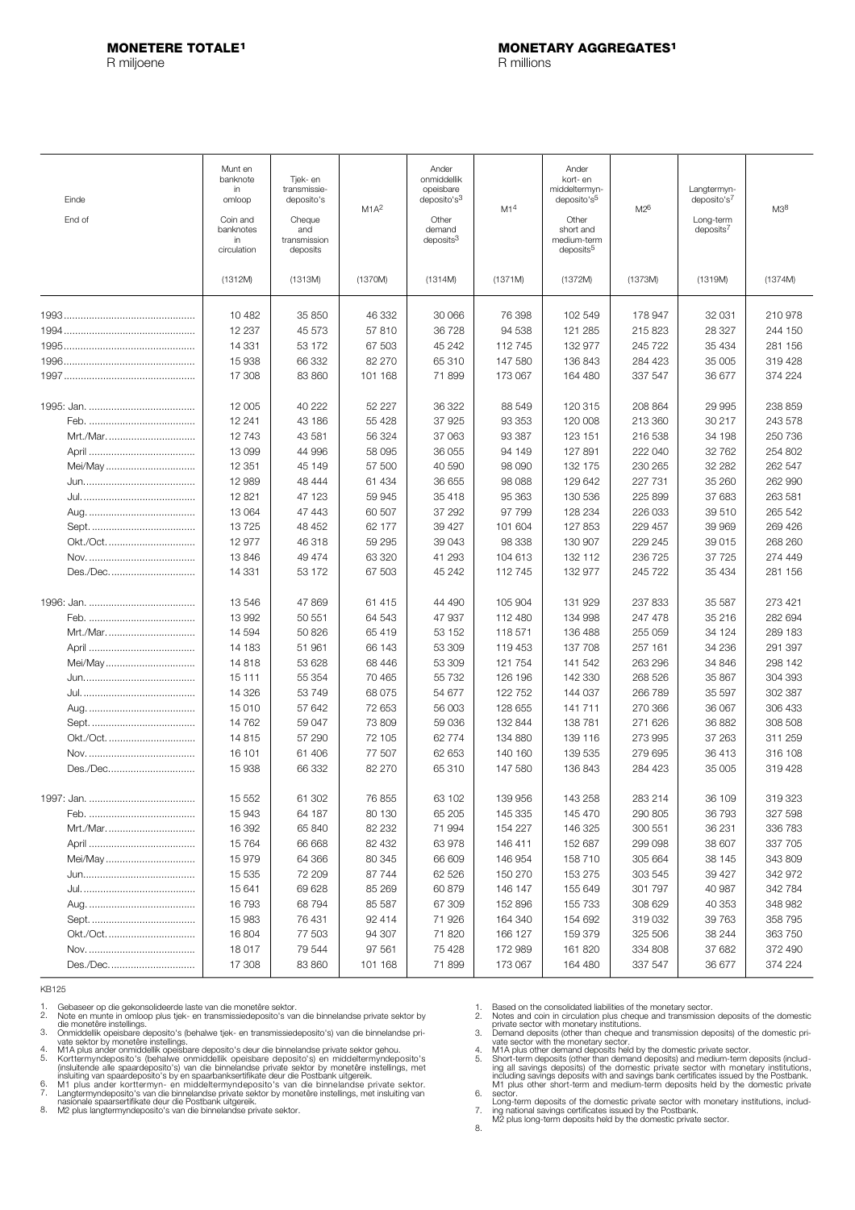# MONETERE TOTALE[1]

R miljoene

# MONETARY AGGREGATES[1]

R millions

| Einde<br>End of | Munt en banknote in omloop<br>Coin and banknotes in circulation<br>(1312M) | Tjek- en transmissie-deposito's<br>Cheque and transmission deposits<br>(1313M) | M1A[2]<br>(1370M) | Ander onmiddellik opeisbare deposito's[3]<br>Other demand deposits[3]<br>(1314M) | M1[4]<br>(1371M) | Ander kort- en middeltermyn-deposito's[5]<br>Other short and medium-term deposits[5]<br>(1372M) | M2[6]<br>(1373M) | Langtermyn-deposito's[7]<br>Long-term deposits[7]<br>(1319M) | M3[8]<br>(1374M) |
|---|---|---|---|---|---|---|---|---|---|
| 1993 | 10 482 | 35 850 | 46 332 | 30 066 | 76 398 | 102 549 | 178 947 | 32 031 | 210 978 |
| 1994 | 12 237 | 45 573 | 57 810 | 36 728 | 94 538 | 121 285 | 215 823 | 28 327 | 244 150 |
| 1995 | 14 331 | 53 172 | 67 503 | 45 242 | 112 745 | 132 977 | 245 722 | 35 434 | 281 156 |
| 1996 | 15 938 | 66 332 | 82 270 | 65 310 | 147 580 | 136 843 | 284 423 | 35 005 | 319 428 |
| 1997 | 17 308 | 83 860 | 101 168 | 71 899 | 173 067 | 164 480 | 337 547 | 36 677 | 374 224 |
| 1995: Jan. | 12 005 | 40 222 | 52 227 | 36 322 | 88 549 | 120 315 | 208 864 | 29 995 | 238 859 |
| Feb. | 12 241 | 43 186 | 55 428 | 37 925 | 93 353 | 120 008 | 213 360 | 30 217 | 243 578 |
| Mrt./Mar. | 12 743 | 43 581 | 56 324 | 37 063 | 93 387 | 123 151 | 216 538 | 34 198 | 250 736 |
| April | 13 099 | 44 996 | 58 095 | 36 055 | 94 149 | 127 891 | 222 040 | 32 762 | 254 802 |
| Mei/May | 12 351 | 45 149 | 57 500 | 40 590 | 98 090 | 132 175 | 230 265 | 32 282 | 262 547 |
| Jun. | 12 989 | 48 444 | 61 434 | 36 655 | 98 088 | 129 642 | 227 731 | 35 260 | 262 990 |
| Jul. | 12 821 | 47 123 | 59 945 | 35 418 | 95 363 | 130 536 | 225 899 | 37 683 | 263 581 |
| Aug. | 13 064 | 47 443 | 60 507 | 37 292 | 97 799 | 128 234 | 226 033 | 39 510 | 265 542 |
| Sept. | 13 725 | 48 452 | 62 177 | 39 427 | 101 604 | 127 853 | 229 457 | 39 969 | 269 426 |
| Okt./Oct. | 12 977 | 46 318 | 59 295 | 39 043 | 98 338 | 130 907 | 229 245 | 39 015 | 268 260 |
| Nov. | 13 846 | 49 474 | 63 320 | 41 293 | 104 613 | 132 112 | 236 725 | 37 725 | 274 449 |
| Des./Dec. | 14 331 | 53 172 | 67 503 | 45 242 | 112 745 | 132 977 | 245 722 | 35 434 | 281 156 |
| 1996: Jan. | 13 546 | 47 869 | 61 415 | 44 490 | 105 904 | 131 929 | 237 833 | 35 587 | 273 421 |
| Feb. | 13 992 | 50 551 | 64 543 | 47 937 | 112 480 | 134 998 | 247 478 | 35 216 | 282 694 |
| Mrt./Mar. | 14 594 | 50 826 | 65 419 | 53 152 | 118 571 | 136 488 | 255 059 | 34 124 | 289 183 |
| April | 14 183 | 51 961 | 66 143 | 53 309 | 119 453 | 137 708 | 257 161 | 34 236 | 291 397 |
| Mei/May | 14 818 | 53 628 | 68 446 | 53 309 | 121 754 | 141 542 | 263 296 | 34 846 | 298 142 |
| Jun. | 15 111 | 55 354 | 70 465 | 55 732 | 126 196 | 142 330 | 268 526 | 35 867 | 304 393 |
| Jul. | 14 326 | 53 749 | 68 075 | 54 677 | 122 752 | 144 037 | 266 789 | 35 597 | 302 387 |
| Aug. | 15 010 | 57 642 | 72 653 | 56 003 | 128 655 | 141 711 | 270 366 | 36 067 | 306 433 |
| Sept. | 14 762 | 59 047 | 73 809 | 59 036 | 132 844 | 138 781 | 271 626 | 36 882 | 308 508 |
| Okt./Oct. | 14 815 | 57 290 | 72 105 | 62 774 | 134 880 | 139 116 | 273 995 | 37 263 | 311 259 |
| Nov. | 16 101 | 61 406 | 77 507 | 62 653 | 140 160 | 139 535 | 279 695 | 36 413 | 316 108 |
| Des./Dec. | 15 938 | 66 332 | 82 270 | 65 310 | 147 580 | 136 843 | 284 423 | 35 005 | 319 428 |
| 1997: Jan. | 15 552 | 61 302 | 76 855 | 63 102 | 139 956 | 143 258 | 283 214 | 36 109 | 319 323 |
| Feb. | 15 943 | 64 187 | 80 130 | 65 205 | 145 335 | 145 470 | 290 805 | 36 793 | 327 598 |
| Mrt./Mar. | 16 392 | 65 840 | 82 232 | 71 994 | 154 227 | 146 325 | 300 551 | 36 231 | 336 783 |
| April | 15 764 | 66 668 | 82 432 | 63 978 | 146 411 | 152 687 | 299 098 | 38 607 | 337 705 |
| Mei/May | 15 979 | 64 366 | 80 345 | 66 609 | 146 954 | 158 710 | 305 664 | 38 145 | 343 809 |
| Jun. | 15 535 | 72 209 | 87 744 | 62 526 | 150 270 | 153 275 | 303 545 | 39 427 | 342 972 |
| Jul. | 15 641 | 69 628 | 85 269 | 60 879 | 146 147 | 155 649 | 301 797 | 40 987 | 342 784 |
| Aug. | 16 793 | 68 794 | 85 587 | 67 309 | 152 896 | 155 733 | 308 629 | 40 353 | 348 982 |
| Sept. | 15 983 | 76 431 | 92 414 | 71 926 | 164 340 | 154 692 | 319 032 | 39 763 | 358 795 |
| Okt./Oct. | 16 804 | 77 503 | 94 307 | 71 820 | 166 127 | 159 379 | 325 506 | 38 244 | 363 750 |
| Nov. | 18 017 | 79 544 | 97 561 | 75 428 | 172 989 | 161 820 | 334 808 | 37 682 | 372 490 |
| Des./Dec. | 17 308 | 83 860 | 101 168 | 71 899 | 173 067 | 164 480 | 337 547 | 36 677 | 374 224 |

KB125

1. Gebaseer op die gekonsolideerde laste van die monetêre sektor.
2. Note en munte in omloop plus tjek- en transmissiedeposito's van die binnelandse private sektor by die monetêre instellings.
3. Onmiddellik opeisbare deposito's (behalwe tjek- en transmissiedeposito's) van die binnelandse private sektor by monetêre instellings.
4. M1A plus ander onmiddellik opeisbare deposito's deur die binnelandse private sektor gehou.
5. Korttermyndeposito's (behalwe onmiddellik opeisbare deposito's) en middeltermyndeposito's (insluitende alle spaardeposito's) van die binnelandse private sektor by monetêre instellings, met insluiting van spaardeposito's by en spaarbanksertifikate deur die Postbank uitgereik.
6. M1 plus ander korttermyn- en middeltermyndeposito's van die binnelandse private sektor.
7. Langtermyndeposito's van die binnelandse private sektor by monetêre instellings, met insluiting van nasionale spaarsertifikate deur die Postbank uitgereik.
8. M2 plus langtermyndeposito's van die binnelandse private sektor.

1. Based on the consolidated liabilities of the monetary sector.
2. Notes and coin in circulation plus cheque and transmission deposits of the domestic private sector with monetary institutions.
3. Demand deposits (other than cheque and transmission deposits) of the domestic private sector with the monetary sector.
4. M1A plus other demand deposits held by the domestic private sector.
5. Short-term deposits (other than demand deposits) and medium-term deposits (including all savings deposits) of the domestic private sector with monetary institutions, including savings deposits with and savings bank certificates issued by the Postbank.
6. M1 plus other short-term and medium-term deposits held by the domestic private sector.
7. Long-term deposits of the domestic private sector with monetary institutions, including national savings certificates issued by the Postbank.
8. M2 plus long-term deposits held by the domestic private sector.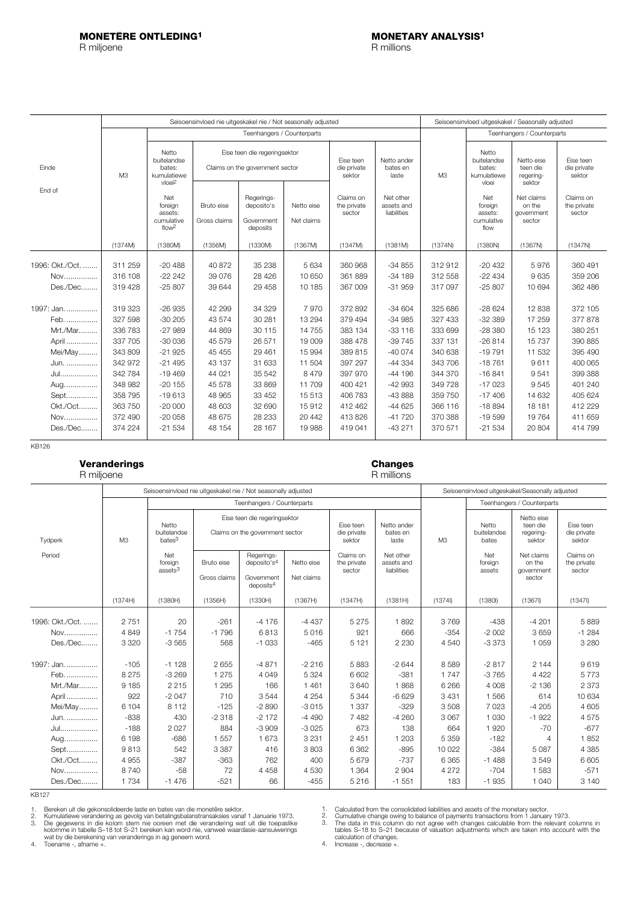**MONETÊRE ONTLEDING[1]**
R miljoene

**MONETARY ANALYSIS[1]**
R millions

| Einde / End of | Seisoensinvloed nie uitgeskakel nie / Not seasonally adjusted | | | | | | | Seisoensinvloed uitgeskakel / Seasonally adjusted | | | |
|---|---|---|---|---|---|---|---|---|---|---|---|
| | M3 | Teenhangers / Counterparts | | | | | | M3 | Teenhangers / Counterparts | | |
| | | Netto buitelandse bates: kumulatiewe vloei[2] / Net foreign assets: cumulative flow[2] | Eise teen die regeringsektor / Claims on the government sector | | | Eise teen die private sektor / Claims on the private sector | Netto ander bates en laste / Net other assets and liabilities | | Netto buitelandse bates: kumulatiewe vloei / Net foreign assets: cumulative flow | Netto eise teen die regering-sektor / Net claims on the government sector | Eise teen die private sektor / Claims on the private sector |
| | | | Bruto eise / Gross claims | Regerings-deposito's / Government deposits | Netto eise / Net claims | | | | | | |
| | (1374M) | (1380M) | (1356M) | (1330M) | (1367M) | (1347M) | (1381M) | (1374N) | (1380N) | (1367N) | (1347N) |
| 1996: Okt./Oct. | 311 259 | -20 488 | 40 872 | 35 238 | 5 634 | 360 968 | -34 855 | 312 912 | -20 432 | 5 976 | 360 491 |
| Nov. | 316 108 | -22 242 | 39 076 | 28 426 | 10 650 | 361 889 | -34 189 | 312 558 | -22 434 | 9 635 | 359 206 |
| Des./Dec. | 319 428 | -25 807 | 39 644 | 29 458 | 10 185 | 367 009 | -31 959 | 317 097 | -25 807 | 10 694 | 362 486 |
| 1997: Jan. | 319 323 | -26 935 | 42 299 | 34 329 | 7 970 | 372 892 | -34 604 | 325 686 | -28 624 | 12 838 | 372 105 |
| Feb. | 327 598 | -30 205 | 43 574 | 30 281 | 13 294 | 379 494 | -34 985 | 327 433 | -32 389 | 17 259 | 377 878 |
| Mrt./Mar. | 336 783 | -27 989 | 44 869 | 30 115 | 14 755 | 383 134 | -33 116 | 333 699 | -28 380 | 15 123 | 380 251 |
| April | 337 705 | -30 036 | 45 579 | 26 571 | 19 009 | 388 478 | -39 745 | 337 131 | -26 814 | 15 737 | 390 885 |
| Mei/May | 343 809 | -21 925 | 45 455 | 29 461 | 15 994 | 389 815 | -40 074 | 340 638 | -19 791 | 11 532 | 395 490 |
| Jun. | 342 972 | -21 495 | 43 137 | 31 633 | 11 504 | 397 297 | -44 334 | 343 706 | -18 761 | 9 611 | 400 065 |
| Jul. | 342 784 | -19 469 | 44 021 | 35 542 | 8 479 | 397 970 | -44 196 | 344 370 | -16 841 | 9 541 | 399 388 |
| Aug. | 348 982 | -20 155 | 45 578 | 33 869 | 11 709 | 400 421 | -42 993 | 349 728 | -17 023 | 9 545 | 401 240 |
| Sept. | 358 795 | -19 613 | 48 965 | 33 452 | 15 513 | 406 783 | -43 888 | 359 750 | -17 406 | 14 632 | 405 624 |
| Okt./Oct. | 363 750 | -20 000 | 48 603 | 32 690 | 15 912 | 412 462 | -44 625 | 366 116 | -18 894 | 18 181 | 412 229 |
| Nov. | 372 490 | -20 058 | 48 675 | 28 233 | 20 442 | 413 826 | -41 720 | 370 388 | -19 599 | 19 764 | 411 659 |
| Des./Dec. | 374 224 | -21 534 | 48 154 | 28 167 | 19 988 | 419 041 | -43 271 | 370 571 | -21 534 | 20 804 | 414 799 |

KB126

**Veranderings**
R miljoene

**Changes**
R millions

| Tydperk / Period | Seisoensinvloed nie uitgeskakel nie / Not seasonally adjusted | | | | | | | Seisoensinvloed uitgeskakel/Seasonally adjusted | | | |
|---|---|---|---|---|---|---|---|---|---|---|---|
| | M3 | Teenhangers / Counterparts | | | | | | M3 | Teenhangers / Counterparts | | |
| | | Netto buitelandse bates[3] / Net foreign assets[3] | Eise teen die regeringsektor / Claims on the government sector | | | Eise teen die private sektor / Claims on the private sector | Netto ander bates en laste / Net other assets and liabilities | | Netto buitelandse bates / Net foreign assets | Netto eise teen die regering-sektor / Net claims on the government sector | Eise teen die private sektor / Claims on the private sector |
| | | | Bruto eise / Gross claims | Regerings-deposito's[4] / Government deposits[4] | Netto eise / Net claims | | | | | | |
| | (1374H) | (1380H) | (1356H) | (1330H) | (1367H) | (1347H) | (1381H) | (1374I) | (1380I) | (1367I) | (1347I) |
| 1996: Okt./Oct. | 2 751 | 20 | -261 | -4 176 | -4 437 | 5 275 | 1 892 | 3 769 | -438 | -4 201 | 5 889 |
| Nov. | 4 849 | -1 754 | -1 796 | 6 813 | 5 016 | 921 | 666 | -354 | -2 002 | 3 659 | -1 284 |
| Des./Dec. | 3 320 | -3 565 | 568 | -1 033 | -465 | 5 121 | 2 230 | 4 540 | -3 373 | 1 059 | 3 280 |
| 1997: Jan. | -105 | -1 128 | 2 655 | -4 871 | -2 216 | 5 883 | -2 644 | 8 589 | -2 817 | 2 144 | 9 619 |
| Feb. | 8 275 | -3 269 | 1 275 | 4 049 | 5 324 | 6 602 | -381 | 1 747 | -3 765 | 4 422 | 5 773 |
| Mrt./Mar. | 9 185 | 2 215 | 1 295 | 166 | 1 461 | 3 640 | 1 868 | 6 266 | 4 008 | -2 136 | 2 373 |
| April | 922 | -2 047 | 710 | 3 544 | 4 254 | 5 344 | -6 629 | 3 431 | 1 566 | 614 | 10 634 |
| Mei/May | 6 104 | 8 112 | -125 | -2 890 | -3 015 | 1 337 | -329 | 3 508 | 7 023 | -4 205 | 4 605 |
| Jun. | -838 | 430 | -2 318 | -2 172 | -4 490 | 7 482 | -4 260 | 3 067 | 1 030 | -1 922 | 4 575 |
| Jul. | -188 | 2 027 | 884 | -3 909 | -3 025 | 673 | 138 | 664 | 1 920 | -70 | -677 |
| Aug. | 6 198 | -686 | 1 557 | 1 673 | 3 231 | 2 451 | 1 203 | 5 359 | -182 | 4 | 1 852 |
| Sept. | 9 813 | 542 | 3 387 | 416 | 3 803 | 6 362 | -895 | 10 022 | -384 | 5 087 | 4 385 |
| Okt./Oct. | 4 955 | -387 | -363 | 762 | 400 | 5 679 | -737 | 6 365 | -1 488 | 3 549 | 6 605 |
| Nov. | 8 740 | -58 | 72 | 4 458 | 4 530 | 1 364 | 2 904 | 4 272 | -704 | 1 583 | -571 |
| Des./Dec. | 1 734 | -1 476 | -521 | 66 | -455 | 5 216 | -1 551 | 183 | -1 935 | 1 040 | 3 140 |

KB127

1. Bereken uit die gekonsolideerde laste en bates van die monetêre sektor.
2. Kumulatiewe verandering as gevolg van betalingsbalanstransaksies vanaf 1 Januarie 1973.
3. Die gegewens in die kolom stem nie ooreen met die verandering wat uit die toepaslike kolomme in tabelle S–18 tot S–21 bereken kan word nie, vanweë waardasie-aansuiwerings wat by die berekening van veranderings in ag geneem word.
4. Toename -, afname +.

1. Calculated from the consolidated liabilities and assets of the monetary sector.
2. Cumulative change owing to balance of payments transactions from 1 January 1973.
3. The data in this column do not agree with changes calculable from the relevant columns in tables S–18 to S–21 because of valuation adjustments which are taken into account with the calculation of changes.
4. Increase -, decrease +.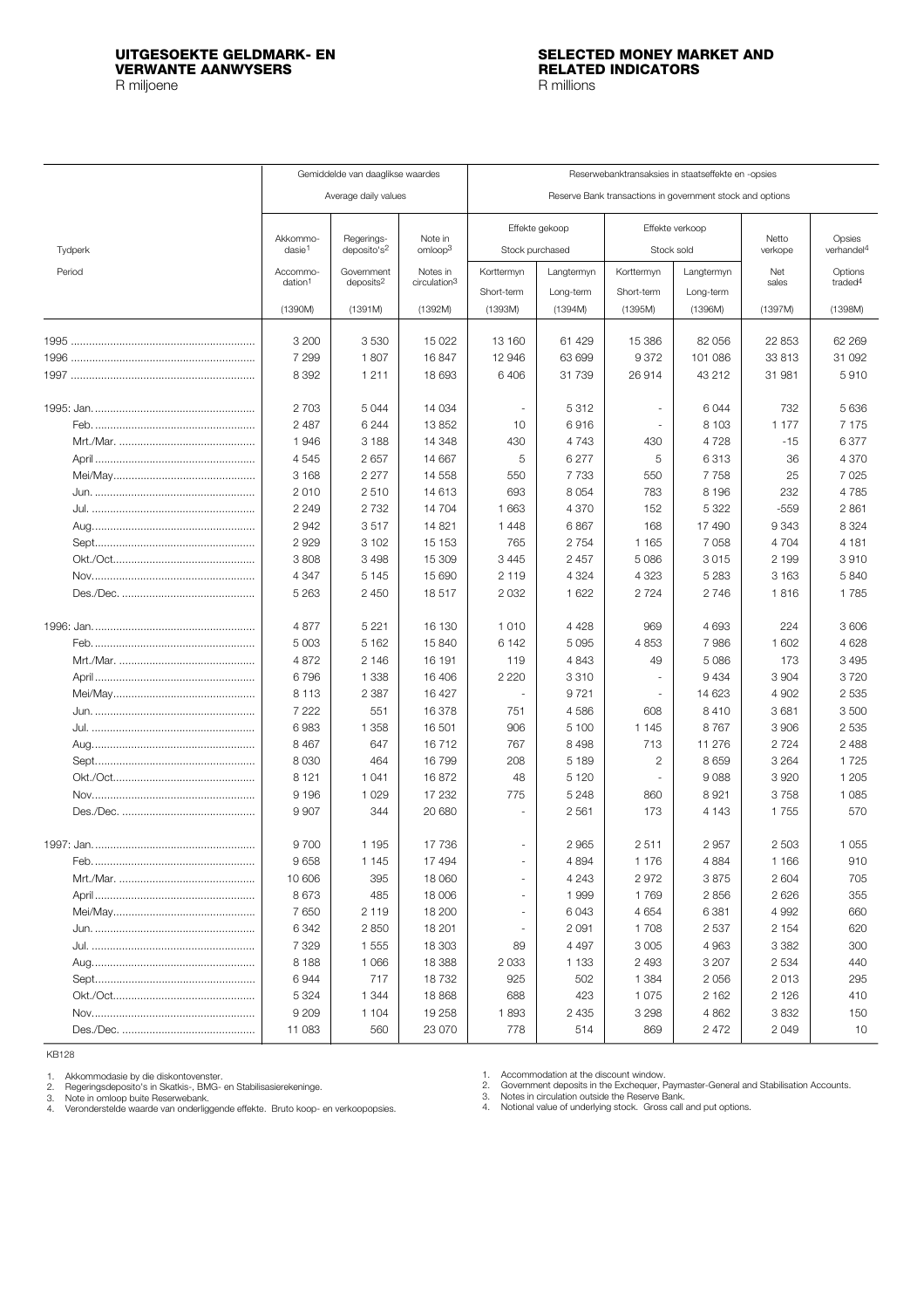# UITGESOEKTE GELDMARK- EN VERWANTE AANWYSERS

R miljoene

# SELECTED MONEY MARKET AND RELATED INDICATORS

R millions

| Tydperk / Period | Gemiddelde van daaglikse waardes / Average daily values | | | Reserwebanktransaksies in staatseffekte en -opsies / Reserve Bank transactions in government stock and options | | | | | |
|---|---|---|---|---|---|---|---|---|---|
| | Akkommodasie[1] / Accommodation[1] | Regeringsdeposito's[2] / Government deposits[2] | Note in omloop[3] / Notes in circulation[3] | Effekte gekoop / Stock purchased | | Effekte verkoop / Stock sold | | Netto verkope / Net sales | Opsies verhandel[4] / Options traded[4] |
| | | | | Korttermyn / Short-term | Langtermyn / Long-term | Korttermyn / Short-term | Langtermyn / Long-term | | |
| | (1390M) | (1391M) | (1392M) | (1393M) | (1394M) | (1395M) | (1396M) | (1397M) | (1398M) |
| 1995 | 3 200 | 3 530 | 15 022 | 13 160 | 61 429 | 15 386 | 82 056 | 22 853 | 62 269 |
| 1996 | 7 299 | 1 807 | 16 847 | 12 946 | 63 699 | 9 372 | 101 086 | 33 813 | 31 092 |
| 1997 | 8 392 | 1 211 | 18 693 | 6 406 | 31 739 | 26 914 | 43 212 | 31 981 | 5 910 |
| | | | | | | | | | |
| 1995: Jan. | 2 703 | 5 044 | 14 034 | - | 5 312 | - | 6 044 | 732 | 5 636 |
| Feb. | 2 487 | 6 244 | 13 852 | 10 | 6 916 | - | 8 103 | 1 177 | 7 175 |
| Mrt./Mar. | 1 946 | 3 188 | 14 348 | 430 | 4 743 | 430 | 4 728 | -15 | 6 377 |
| April | 4 545 | 2 657 | 14 667 | 5 | 6 277 | 5 | 6 313 | 36 | 4 370 |
| Mei/May | 3 168 | 2 277 | 14 558 | 550 | 7 733 | 550 | 7 758 | 25 | 7 025 |
| Jun. | 2 010 | 2 510 | 14 613 | 693 | 8 054 | 783 | 8 196 | 232 | 4 785 |
| Jul. | 2 249 | 2 732 | 14 704 | 1 663 | 4 370 | 152 | 5 322 | -559 | 2 861 |
| Aug. | 2 942 | 3 517 | 14 821 | 1 448 | 6 867 | 168 | 17 490 | 9 343 | 8 324 |
| Sept. | 2 929 | 3 102 | 15 153 | 765 | 2 754 | 1 165 | 7 058 | 4 704 | 4 181 |
| Okt./Oct. | 3 808 | 3 498 | 15 309 | 3 445 | 2 457 | 5 086 | 3 015 | 2 199 | 3 910 |
| Nov. | 4 347 | 5 145 | 15 690 | 2 119 | 4 324 | 4 323 | 5 283 | 3 163 | 5 840 |
| Des./Dec. | 5 263 | 2 450 | 18 517 | 2 032 | 1 622 | 2 724 | 2 746 | 1 816 | 1 785 |
| | | | | | | | | | |
| 1996: Jan. | 4 877 | 5 221 | 16 130 | 1 010 | 4 428 | 969 | 4 693 | 224 | 3 606 |
| Feb. | 5 003 | 5 162 | 15 840 | 6 142 | 5 095 | 4 853 | 7 986 | 1 602 | 4 628 |
| Mrt./Mar. | 4 872 | 2 146 | 16 191 | 119 | 4 843 | 49 | 5 086 | 173 | 3 495 |
| April | 6 796 | 1 338 | 16 406 | 2 220 | 3 310 | - | 9 434 | 3 904 | 3 720 |
| Mei/May | 8 113 | 2 387 | 16 427 | - | 9 721 | - | 14 623 | 4 902 | 2 535 |
| Jun. | 7 222 | 551 | 16 378 | 751 | 4 586 | 608 | 8 410 | 3 681 | 3 500 |
| Jul. | 6 983 | 1 358 | 16 501 | 906 | 5 100 | 1 145 | 8 767 | 3 906 | 2 535 |
| Aug. | 8 467 | 647 | 16 712 | 767 | 8 498 | 713 | 11 276 | 2 724 | 2 488 |
| Sept. | 8 030 | 464 | 16 799 | 208 | 5 189 | 2 | 8 659 | 3 264 | 1 725 |
| Okt./Oct. | 8 121 | 1 041 | 16 872 | 48 | 5 120 | - | 9 088 | 3 920 | 1 205 |
| Nov. | 9 196 | 1 029 | 17 232 | 775 | 5 248 | 860 | 8 921 | 3 758 | 1 085 |
| Des./Dec. | 9 907 | 344 | 20 680 | - | 2 561 | 173 | 4 143 | 1 755 | 570 |
| | | | | | | | | | |
| 1997: Jan. | 9 700 | 1 195 | 17 736 | - | 2 965 | 2 511 | 2 957 | 2 503 | 1 055 |
| Feb. | 9 658 | 1 145 | 17 494 | - | 4 894 | 1 176 | 4 884 | 1 166 | 910 |
| Mrt./Mar. | 10 606 | 395 | 18 060 | - | 4 243 | 2 972 | 3 875 | 2 604 | 705 |
| April | 8 673 | 485 | 18 006 | - | 1 999 | 1 769 | 2 856 | 2 626 | 355 |
| Mei/May | 7 650 | 2 119 | 18 200 | - | 6 043 | 4 654 | 6 381 | 4 992 | 660 |
| Jun. | 6 342 | 2 850 | 18 201 | - | 2 091 | 1 708 | 2 537 | 2 154 | 620 |
| Jul. | 7 329 | 1 555 | 18 303 | 89 | 4 497 | 3 005 | 4 963 | 3 382 | 300 |
| Aug. | 8 188 | 1 066 | 18 388 | 2 033 | 1 133 | 2 493 | 3 207 | 2 534 | 440 |
| Sept. | 6 944 | 717 | 18 732 | 925 | 502 | 1 384 | 2 056 | 2 013 | 295 |
| Okt./Oct. | 5 324 | 1 344 | 18 868 | 688 | 423 | 1 075 | 2 162 | 2 126 | 410 |
| Nov. | 9 209 | 1 104 | 19 258 | 1 893 | 2 435 | 3 298 | 4 862 | 3 832 | 150 |
| Des./Dec. | 11 083 | 560 | 23 070 | 778 | 514 | 869 | 2 472 | 2 049 | 10 |

KB128

1. Akkommodasie by die diskontovenster.
2. Regeringsdeposito's in Skatkis-, BMG- en Stabilisasierekeninge.
3. Note in omloop buite Reserwebank.
4. Veronderstelde waarde van onderliggende effekte. Bruto koop- en verkoopopsies.

1. Accommodation at the discount window.
2. Government deposits in the Exchequer, Paymaster-General and Stabilisation Accounts.
3. Notes in circulation outside the Reserve Bank.
4. Notional value of underlying stock. Gross call and put options.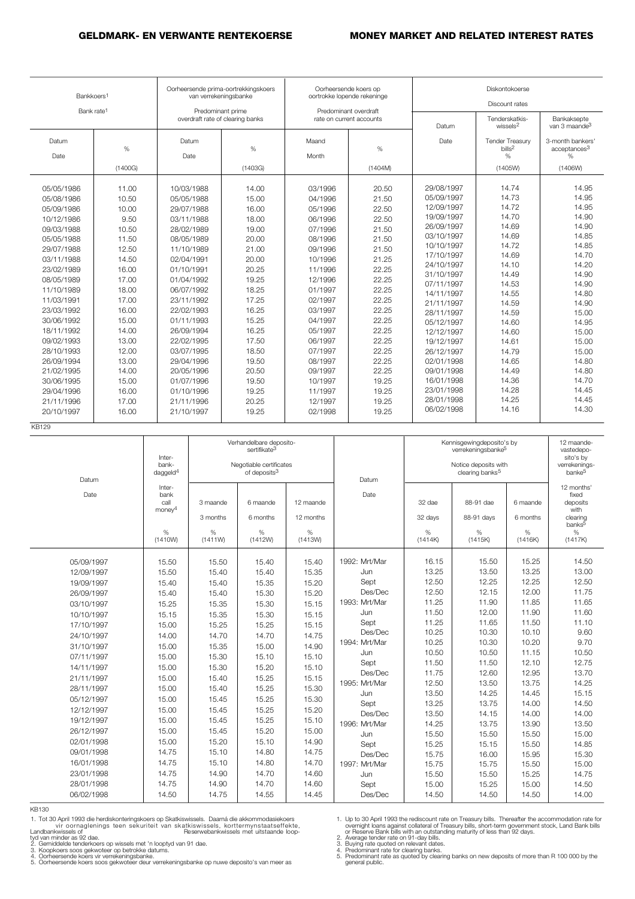# GELDMARK- EN VERWANTE RENTEKOERSE

# MONEY MARKET AND RELATED INTEREST RATES

| Bankkoers[1] Bank rate[1] | | Oorheersende prima-oortrekkingskoers van verrekeningsbanke Predominant prime overdraft rate of clearing banks | | Oorheersende koers op oortrekke lopende rekeninge Predominant overdraft rate on current accounts | | Diskontokoerse Discount rates | | |
|---|---|---|---|---|---|---|---|---|
| Datum Date | % (1400G) | Datum Date | % (1403G) | Maand Month | % (1404M) | Datum Date | Tenderskatkis-wissels[2] Tender Treasury bills[2] % (1405W) | Bankaksepte van 3 maande[3] 3-month bankers' acceptances[3] % (1406W) |
| 05/05/1986 | 11.00 | 10/03/1988 | 14.00 | 03/1996 | 20.50 | 29/08/1997 | 14.74 | 14.95 |
| 05/08/1986 | 10.50 | 05/05/1988 | 15.00 | 04/1996 | 21.50 | 05/09/1997 | 14.73 | 14.95 |
| 05/09/1986 | 10.00 | 29/07/1988 | 16.00 | 05/1996 | 22.50 | 12/09/1997 | 14.72 | 14.95 |
| 10/12/1986 | 9.50 | 03/11/1988 | 18.00 | 06/1996 | 22.50 | 19/09/1997 | 14.70 | 14.90 |
| 09/03/1988 | 10.50 | 28/02/1989 | 19.00 | 07/1996 | 21.50 | 26/09/1997 | 14.69 | 14.90 |
| 05/05/1988 | 11.50 | 08/05/1989 | 20.00 | 08/1996 | 21.50 | 03/10/1997 | 14.69 | 14.85 |
| 29/07/1988 | 12.50 | 11/10/1989 | 21.00 | 09/1996 | 21.50 | 10/10/1997 | 14.72 | 14.85 |
| 03/11/1988 | 14.50 | 02/04/1991 | 20.00 | 10/1996 | 21.25 | 17/10/1997 | 14.69 | 14.70 |
| 23/02/1989 | 16.00 | 01/10/1991 | 20.25 | 11/1996 | 22.25 | 24/10/1997 | 14.10 | 14.20 |
| 08/05/1989 | 17.00 | 01/04/1992 | 19.25 | 12/1996 | 22.25 | 31/10/1997 | 14.49 | 14.90 |
| 11/10/1989 | 18.00 | 06/07/1992 | 18.25 | 01/1997 | 22.25 | 07/11/1997 | 14.53 | 14.90 |
| 11/03/1991 | 17.00 | 23/11/1992 | 17.25 | 02/1997 | 22.25 | 14/11/1997 | 14.55 | 14.80 |
| 23/03/1992 | 16.00 | 22/02/1993 | 16.25 | 03/1997 | 22.25 | 21/11/1997 | 14.59 | 14.90 |
| 30/06/1992 | 15.00 | 01/11/1993 | 15.25 | 04/1997 | 22.25 | 28/11/1997 | 14.59 | 15.00 |
| 18/11/1992 | 14.00 | 26/09/1994 | 16.25 | 05/1997 | 22.25 | 05/12/1997 | 14.60 | 14.95 |
| 09/02/1993 | 13.00 | 22/02/1995 | 17.50 | 06/1997 | 22.25 | 12/12/1997 | 14.60 | 15.00 |
| 28/10/1993 | 12.00 | 03/07/1995 | 18.50 | 07/1997 | 22.25 | 19/12/1997 | 14.61 | 15.00 |
| 26/09/1994 | 13.00 | 29/04/1996 | 19.50 | 08/1997 | 22.25 | 26/12/1997 | 14.79 | 15.00 |
| 21/02/1995 | 14.00 | 20/05/1996 | 20.50 | 09/1997 | 22.25 | 02/01/1998 | 14.65 | 14.80 |
| 30/06/1995 | 15.00 | 01/07/1996 | 19.50 | 10/1997 | 19.25 | 09/01/1998 | 14.49 | 14.80 |
| 29/04/1996 | 16.00 | 01/10/1996 | 19.25 | 11/1997 | 19.25 | 16/01/1998 | 14.36 | 14.70 |
| 21/11/1996 | 17.00 | 21/11/1996 | 20.25 | 12/1997 | 19.25 | 23/01/1998 | 14.28 | 14.45 |
| 20/10/1997 | 16.00 | 21/10/1997 | 19.25 | 02/1998 | 19.25 | 28/01/1998 | 14.25 | 14.45 |
| | | | | | | 06/02/1998 | 14.16 | 14.30 |

KB129

| Datum Date | Inter-bank-daggeld[4] Inter-bank call money[4] % (1410W) | Verhandelbare depositosertifikate[3] Negotiable certificates of deposits[3] 3 maande 3 months % (1411W) | 6 maande 6 months % (1412W) | 12 maande 12 months % (1413W) | Datum Date | Kennisgewingdeposito's by verrekeningsbanke[5] Notice deposits with clearing banks[5] 32 dae 32 days % (1414K) | 88-91 dae 88-91 days % (1415K) | 6 maande 6 months % (1416K) | 12 maande-vastedeposito's by verrekeningsbanke[5] 12 months' fixed deposits with clearing banks[5] % (1417K) |
|---|---|---|---|---|---|---|---|---|---|
| 05/09/1997 | 15.50 | 15.50 | 15.40 | 15.40 | 1992: Mrt/Mar | 16.15 | 15.50 | 15.25 | 14.50 |
| 12/09/1997 | 15.50 | 15.40 | 15.40 | 15.35 | Jun | 13.25 | 13.50 | 13.25 | 13.00 |
| 19/09/1997 | 15.40 | 15.40 | 15.35 | 15.20 | Sept | 12.50 | 12.25 | 12.25 | 12.50 |
| 26/09/1997 | 15.40 | 15.40 | 15.30 | 15.20 | Des/Dec | 12.50 | 12.15 | 12.00 | 11.75 |
| 03/10/1997 | 15.25 | 15.35 | 15.30 | 15.15 | 1993: Mrt/Mar | 11.25 | 11.90 | 11.85 | 11.65 |
| 10/10/1997 | 15.15 | 15.35 | 15.30 | 15.15 | Jun | 11.50 | 12.00 | 11.90 | 11.60 |
| 17/10/1997 | 15.00 | 15.25 | 15.25 | 15.15 | Sept | 11.25 | 11.65 | 11.50 | 11.10 |
| 24/10/1997 | 14.00 | 14.70 | 14.70 | 14.75 | Des/Dec | 10.25 | 10.30 | 10.10 | 9.60 |
| 31/10/1997 | 15.00 | 15.35 | 15.00 | 14.90 | 1994: Mrt/Mar | 10.25 | 10.30 | 10.20 | 9.70 |
| 07/11/1997 | 15.00 | 15.30 | 15.10 | 15.10 | Jun | 10.50 | 10.50 | 11.15 | 10.50 |
| 14/11/1997 | 15.00 | 15.30 | 15.20 | 15.10 | Sept | 11.50 | 11.50 | 12.10 | 12.75 |
| 21/11/1997 | 15.00 | 15.40 | 15.25 | 15.15 | Des/Dec | 11.75 | 12.60 | 12.95 | 13.70 |
| 28/11/1997 | 15.00 | 15.40 | 15.25 | 15.30 | 1995: Mrt/Mar | 12.50 | 13.50 | 13.75 | 14.25 |
| 05/12/1997 | 15.00 | 15.45 | 15.25 | 15.30 | Jun | 13.50 | 14.25 | 14.45 | 15.15 |
| 12/12/1997 | 15.00 | 15.45 | 15.25 | 15.20 | Sept | 13.25 | 13.75 | 14.00 | 14.50 |
| 19/12/1997 | 15.00 | 15.45 | 15.25 | 15.10 | Des/Dec | 13.50 | 14.15 | 14.00 | 14.00 |
| 26/12/1997 | 15.00 | 15.45 | 15.20 | 15.00 | 1996: Mrt/Mar | 14.25 | 13.75 | 13.90 | 13.50 |
| 02/01/1998 | 15.00 | 15.20 | 15.10 | 14.90 | Jun | 15.50 | 15.50 | 15.50 | 15.00 |
| 09/01/1998 | 14.75 | 15.10 | 14.80 | 14.75 | Sept | 15.25 | 15.15 | 15.50 | 14.85 |
| 16/01/1998 | 14.75 | 15.10 | 14.80 | 14.70 | Des/Dec | 15.75 | 16.00 | 15.95 | 15.30 |
| 23/01/1998 | 14.75 | 14.90 | 14.70 | 14.60 | 1997: Mrt/Mar | 15.75 | 15.75 | 15.50 | 15.00 |
| 28/01/1998 | 14.75 | 14.90 | 14.70 | 14.60 | Jun | 15.50 | 15.50 | 15.25 | 14.75 |
| 06/02/1998 | 14.50 | 14.75 | 14.55 | 14.45 | Sept | 15.00 | 15.25 | 15.00 | 14.50 |
| | | | | | Des/Dec | 14.50 | 14.50 | 14.50 | 14.00 |

KB130

1. Tot 30 April 1993 die herdiskonteringskoers op Skatkiswissels. Daarná die akkommodasiekoers vir oornaglenings teen sekuriteit van skatkiswissels, korttermynstaatseffekte, Landbankwissels of Reservebankwissels met uitstaande looptyd van minder as 92 dae.
2. Gemiddelde tenderkoers op wissels met 'n looptyd van 91 dae.
3. Koopkoers soos gekwoteer op betrokke datums.
4. Oorheersende koers vir verrekeningsbanke.
5. Oorheersende koers soos gekwoteer deur verrekeningsbanke op nuwe deposito's van meer as

1. Up to 30 April 1993 the rediscount rate on Treasury bills. Thereafter the accommodation rate for overnight loans against collateral of Treasury bills, short-term government stock, Land Bank bills or Reserve Bank bills with an outstanding maturity of less than 92 days.
2. Average tender rate on 91-day bills.
3. Buying rate quoted on relevant dates.
4. Predominant rate for clearing banks.
5. Predominant rate as quoted by clearing banks on new deposits of more than R 100 000 by the general public.